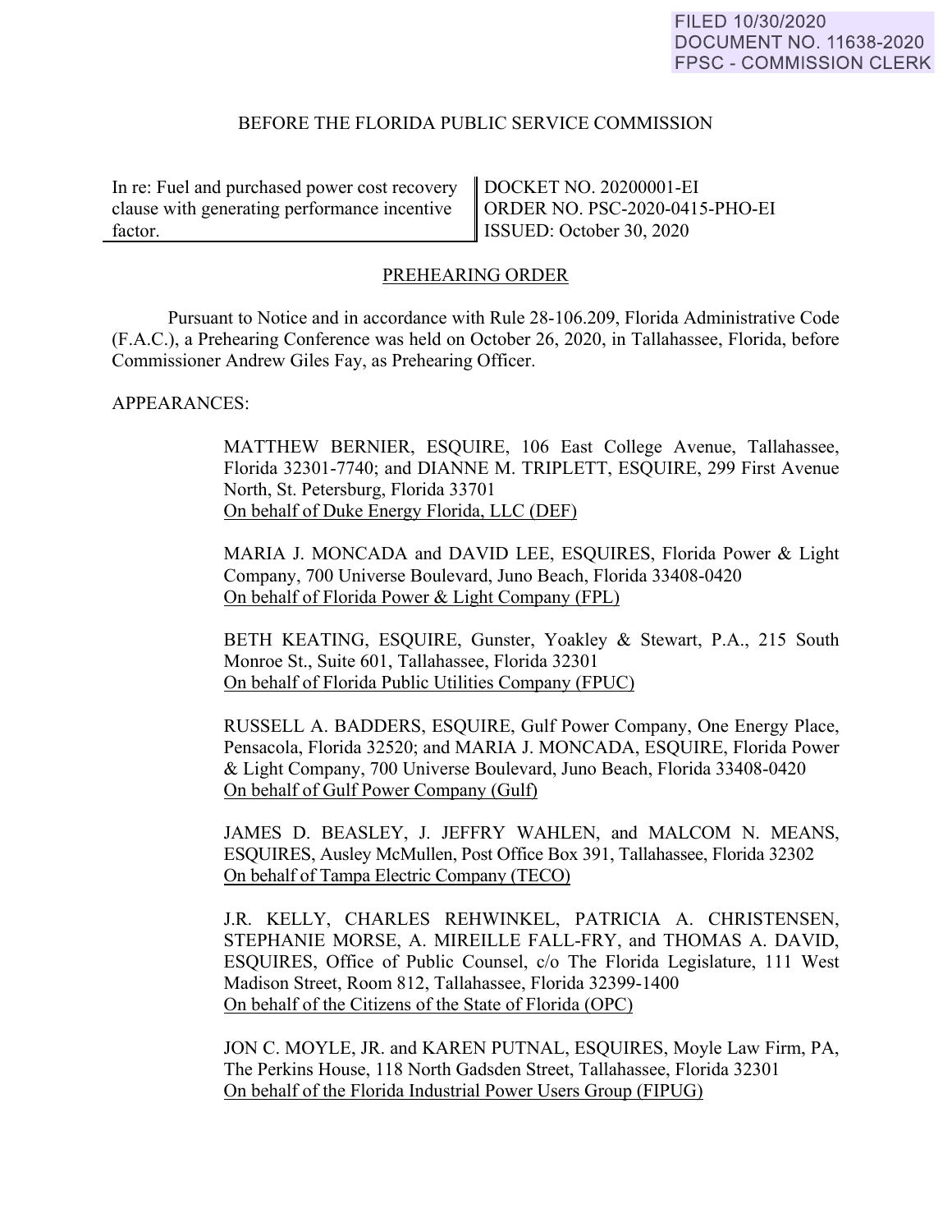FILED 10/30/2020
DOCUMENT NO. 11638-2020
FPSC - COMMISSION CLERK

BEFORE THE FLORIDA PUBLIC SERVICE COMMISSION

| In re: Fuel and purchased power cost recovery clause with generating performance incentive factor. | DOCKET NO. 20200001-EI<br>ORDER NO. PSC-2020-0415-PHO-EI<br>ISSUED: October 30, 2020 |
|---|---|

PREHEARING ORDER

Pursuant to Notice and in accordance with Rule 28-106.209, Florida Administrative Code (F.A.C.), a Prehearing Conference was held on October 26, 2020, in Tallahassee, Florida, before Commissioner Andrew Giles Fay, as Prehearing Officer.

APPEARANCES:

MATTHEW BERNIER, ESQUIRE, 106 East College Avenue, Tallahassee, Florida 32301-7740; and DIANNE M. TRIPLETT, ESQUIRE, 299 First Avenue North, St. Petersburg, Florida 33701
On behalf of Duke Energy Florida, LLC (DEF)

MARIA J. MONCADA and DAVID LEE, ESQUIRES, Florida Power & Light Company, 700 Universe Boulevard, Juno Beach, Florida 33408-0420
On behalf of Florida Power & Light Company (FPL)

BETH KEATING, ESQUIRE, Gunster, Yoakley & Stewart, P.A., 215 South Monroe St., Suite 601, Tallahassee, Florida 32301
On behalf of Florida Public Utilities Company (FPUC)

RUSSELL A. BADDERS, ESQUIRE, Gulf Power Company, One Energy Place, Pensacola, Florida 32520; and MARIA J. MONCADA, ESQUIRE, Florida Power & Light Company, 700 Universe Boulevard, Juno Beach, Florida 33408-0420
On behalf of Gulf Power Company (Gulf)

JAMES D. BEASLEY, J. JEFFRY WAHLEN, and MALCOM N. MEANS, ESQUIRES, Ausley McMullen, Post Office Box 391, Tallahassee, Florida 32302
On behalf of Tampa Electric Company (TECO)

J.R. KELLY, CHARLES REHWINKEL, PATRICIA A. CHRISTENSEN, STEPHANIE MORSE, A. MIREILLE FALL-FRY, and THOMAS A. DAVID, ESQUIRES, Office of Public Counsel, c/o The Florida Legislature, 111 West Madison Street, Room 812, Tallahassee, Florida 32399-1400
On behalf of the Citizens of the State of Florida (OPC)

JON C. MOYLE, JR. and KAREN PUTNAL, ESQUIRES, Moyle Law Firm, PA, The Perkins House, 118 North Gadsden Street, Tallahassee, Florida 32301
On behalf of the Florida Industrial Power Users Group (FIPUG)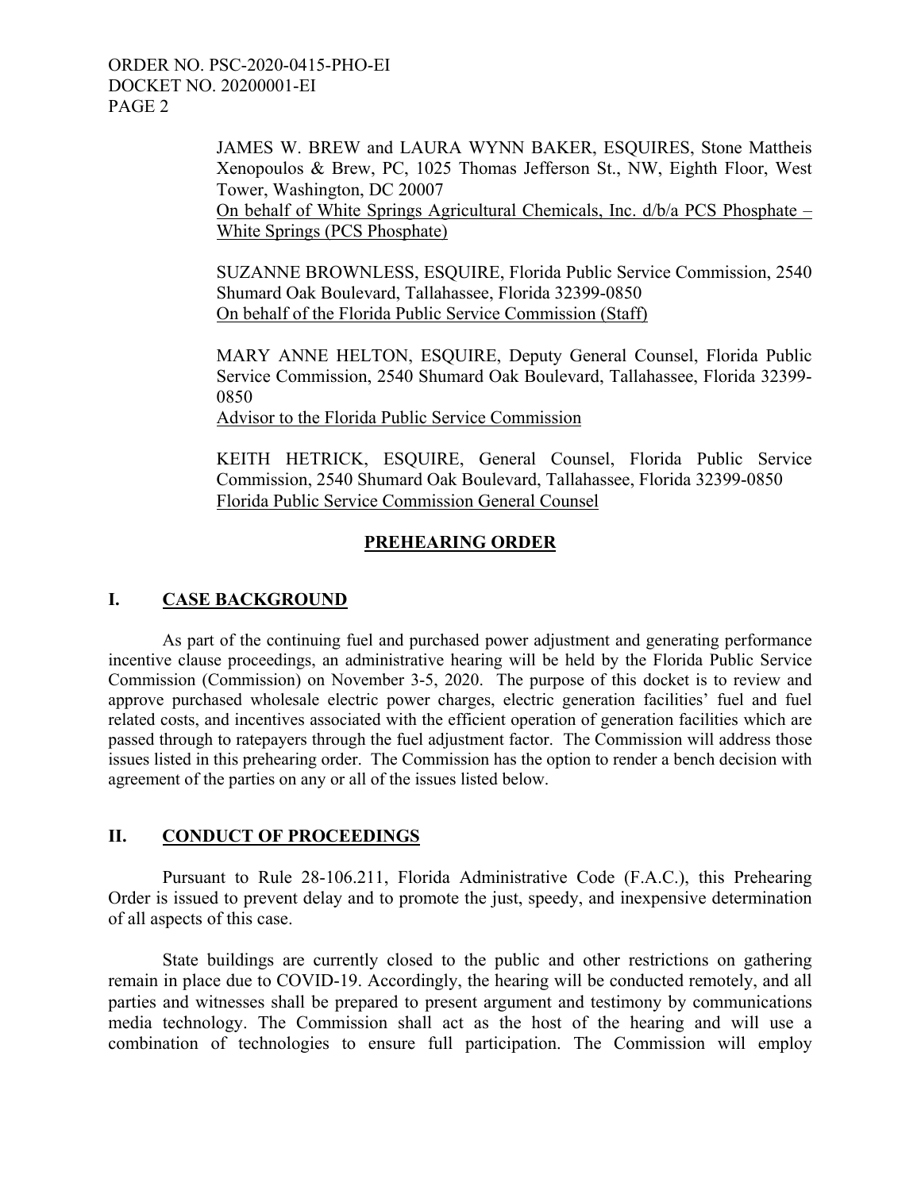JAMES W. BREW and LAURA WYNN BAKER, ESQUIRES, Stone Mattheis Xenopoulos & Brew, PC, 1025 Thomas Jefferson St., NW, Eighth Floor, West Tower, Washington, DC 20007
On behalf of White Springs Agricultural Chemicals, Inc. d/b/a PCS Phosphate – White Springs (PCS Phosphate)

SUZANNE BROWNLESS, ESQUIRE, Florida Public Service Commission, 2540 Shumard Oak Boulevard, Tallahassee, Florida 32399-0850
On behalf of the Florida Public Service Commission (Staff)

MARY ANNE HELTON, ESQUIRE, Deputy General Counsel, Florida Public Service Commission, 2540 Shumard Oak Boulevard, Tallahassee, Florida 32399-0850
Advisor to the Florida Public Service Commission

KEITH HETRICK, ESQUIRE, General Counsel, Florida Public Service Commission, 2540 Shumard Oak Boulevard, Tallahassee, Florida 32399-0850
Florida Public Service Commission General Counsel

## PREHEARING ORDER

## I. CASE BACKGROUND

As part of the continuing fuel and purchased power adjustment and generating performance incentive clause proceedings, an administrative hearing will be held by the Florida Public Service Commission (Commission) on November 3-5, 2020. The purpose of this docket is to review and approve purchased wholesale electric power charges, electric generation facilities' fuel and fuel related costs, and incentives associated with the efficient operation of generation facilities which are passed through to ratepayers through the fuel adjustment factor. The Commission will address those issues listed in this prehearing order. The Commission has the option to render a bench decision with agreement of the parties on any or all of the issues listed below.

## II. CONDUCT OF PROCEEDINGS

Pursuant to Rule 28-106.211, Florida Administrative Code (F.A.C.), this Prehearing Order is issued to prevent delay and to promote the just, speedy, and inexpensive determination of all aspects of this case.

State buildings are currently closed to the public and other restrictions on gathering remain in place due to COVID-19. Accordingly, the hearing will be conducted remotely, and all parties and witnesses shall be prepared to present argument and testimony by communications media technology. The Commission shall act as the host of the hearing and will use a combination of technologies to ensure full participation. The Commission will employ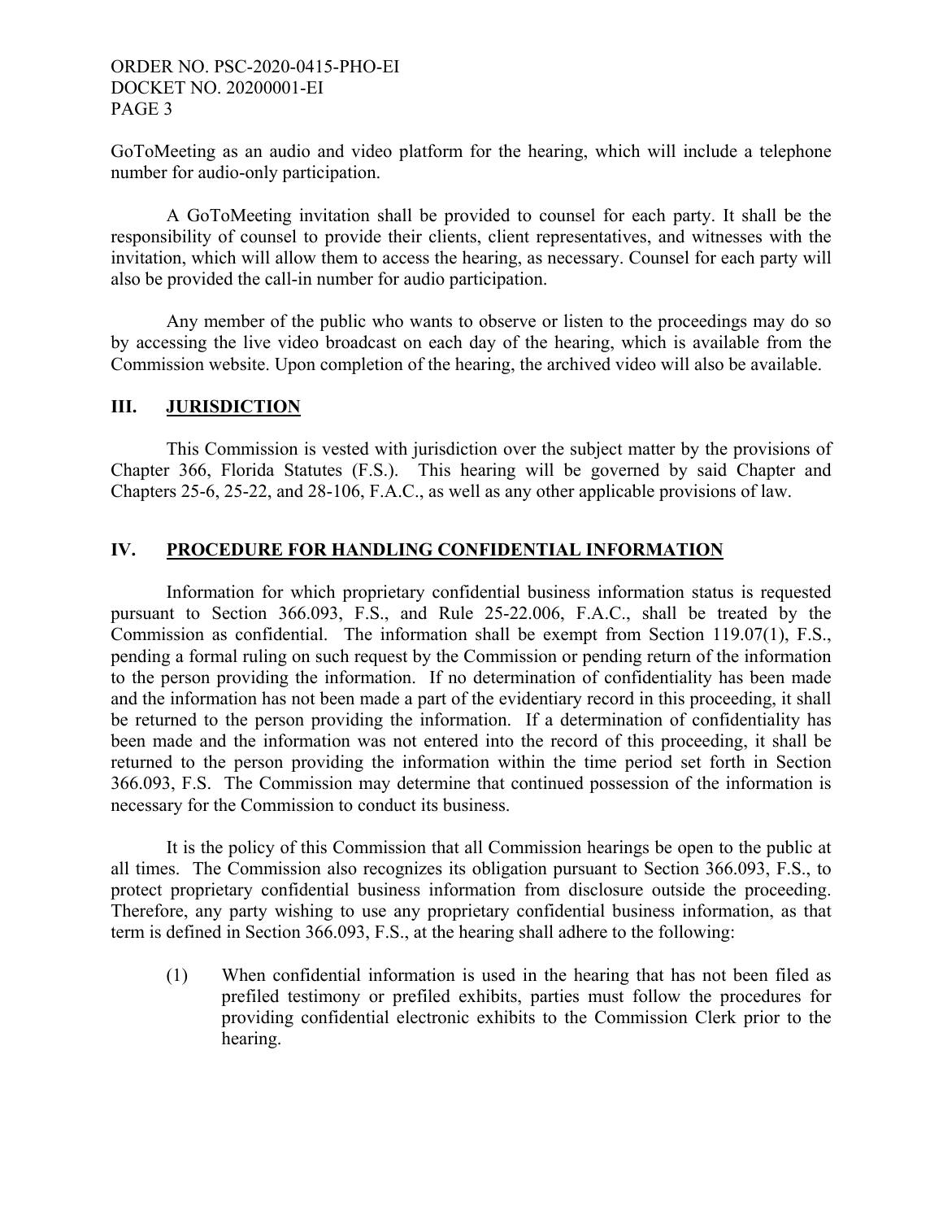GoToMeeting as an audio and video platform for the hearing, which will include a telephone number for audio-only participation.

A GoToMeeting invitation shall be provided to counsel for each party. It shall be the responsibility of counsel to provide their clients, client representatives, and witnesses with the invitation, which will allow them to access the hearing, as necessary. Counsel for each party will also be provided the call-in number for audio participation.

Any member of the public who wants to observe or listen to the proceedings may do so by accessing the live video broadcast on each day of the hearing, which is available from the Commission website. Upon completion of the hearing, the archived video will also be available.

## III. JURISDICTION

This Commission is vested with jurisdiction over the subject matter by the provisions of Chapter 366, Florida Statutes (F.S.). This hearing will be governed by said Chapter and Chapters 25-6, 25-22, and 28-106, F.A.C., as well as any other applicable provisions of law.

## IV. PROCEDURE FOR HANDLING CONFIDENTIAL INFORMATION

Information for which proprietary confidential business information status is requested pursuant to Section 366.093, F.S., and Rule 25-22.006, F.A.C., shall be treated by the Commission as confidential. The information shall be exempt from Section 119.07(1), F.S., pending a formal ruling on such request by the Commission or pending return of the information to the person providing the information. If no determination of confidentiality has been made and the information has not been made a part of the evidentiary record in this proceeding, it shall be returned to the person providing the information. If a determination of confidentiality has been made and the information was not entered into the record of this proceeding, it shall be returned to the person providing the information within the time period set forth in Section 366.093, F.S. The Commission may determine that continued possession of the information is necessary for the Commission to conduct its business.

It is the policy of this Commission that all Commission hearings be open to the public at all times. The Commission also recognizes its obligation pursuant to Section 366.093, F.S., to protect proprietary confidential business information from disclosure outside the proceeding. Therefore, any party wishing to use any proprietary confidential business information, as that term is defined in Section 366.093, F.S., at the hearing shall adhere to the following:

(1) When confidential information is used in the hearing that has not been filed as prefiled testimony or prefiled exhibits, parties must follow the procedures for providing confidential electronic exhibits to the Commission Clerk prior to the hearing.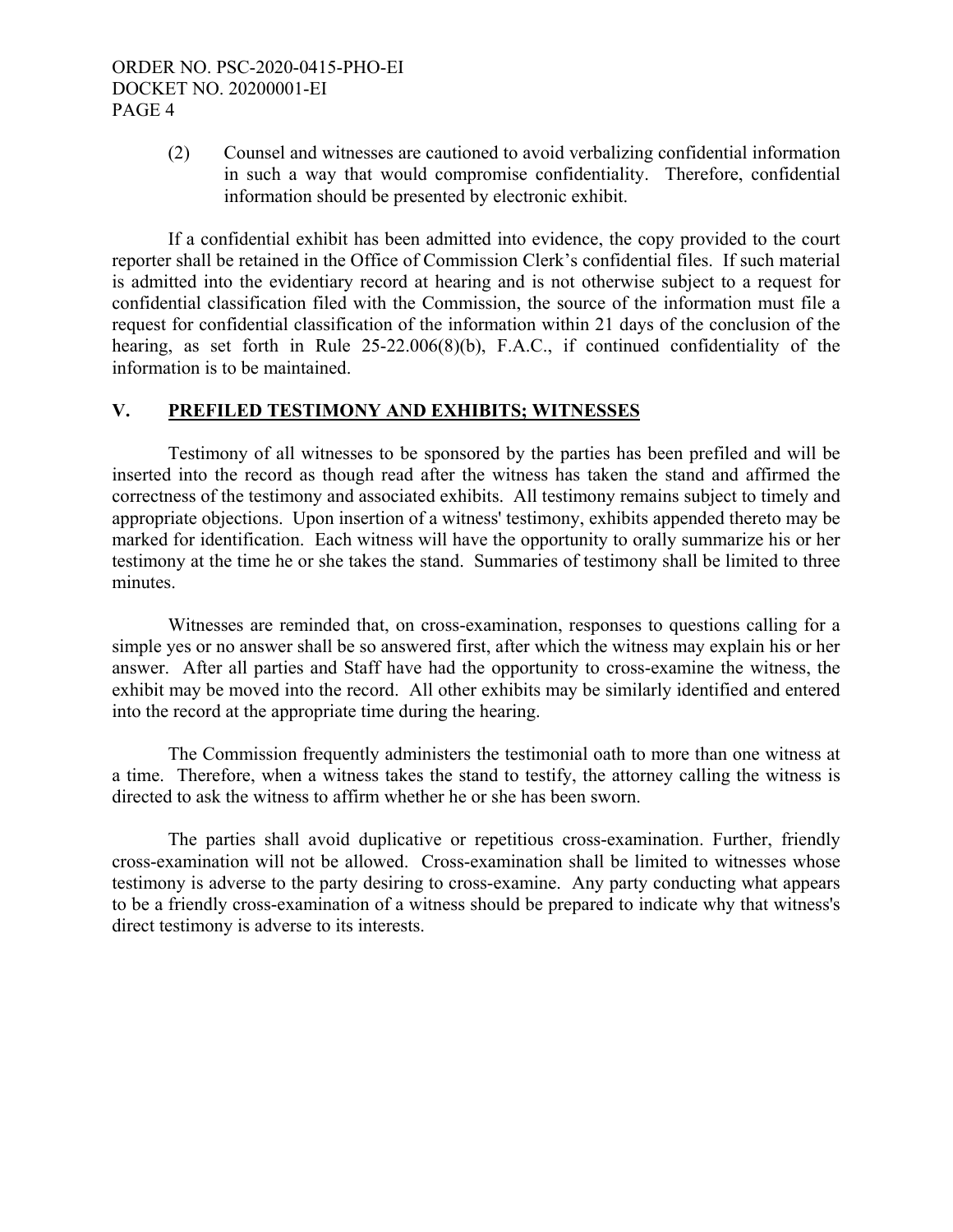(2) Counsel and witnesses are cautioned to avoid verbalizing confidential information in such a way that would compromise confidentiality. Therefore, confidential information should be presented by electronic exhibit.

If a confidential exhibit has been admitted into evidence, the copy provided to the court reporter shall be retained in the Office of Commission Clerk's confidential files. If such material is admitted into the evidentiary record at hearing and is not otherwise subject to a request for confidential classification filed with the Commission, the source of the information must file a request for confidential classification of the information within 21 days of the conclusion of the hearing, as set forth in Rule 25-22.006(8)(b), F.A.C., if continued confidentiality of the information is to be maintained.

## V. PREFILED TESTIMONY AND EXHIBITS; WITNESSES

Testimony of all witnesses to be sponsored by the parties has been prefiled and will be inserted into the record as though read after the witness has taken the stand and affirmed the correctness of the testimony and associated exhibits. All testimony remains subject to timely and appropriate objections. Upon insertion of a witness' testimony, exhibits appended thereto may be marked for identification. Each witness will have the opportunity to orally summarize his or her testimony at the time he or she takes the stand. Summaries of testimony shall be limited to three minutes.

Witnesses are reminded that, on cross-examination, responses to questions calling for a simple yes or no answer shall be so answered first, after which the witness may explain his or her answer. After all parties and Staff have had the opportunity to cross-examine the witness, the exhibit may be moved into the record. All other exhibits may be similarly identified and entered into the record at the appropriate time during the hearing.

The Commission frequently administers the testimonial oath to more than one witness at a time. Therefore, when a witness takes the stand to testify, the attorney calling the witness is directed to ask the witness to affirm whether he or she has been sworn.

The parties shall avoid duplicative or repetitious cross-examination. Further, friendly cross-examination will not be allowed. Cross-examination shall be limited to witnesses whose testimony is adverse to the party desiring to cross-examine. Any party conducting what appears to be a friendly cross-examination of a witness should be prepared to indicate why that witness's direct testimony is adverse to its interests.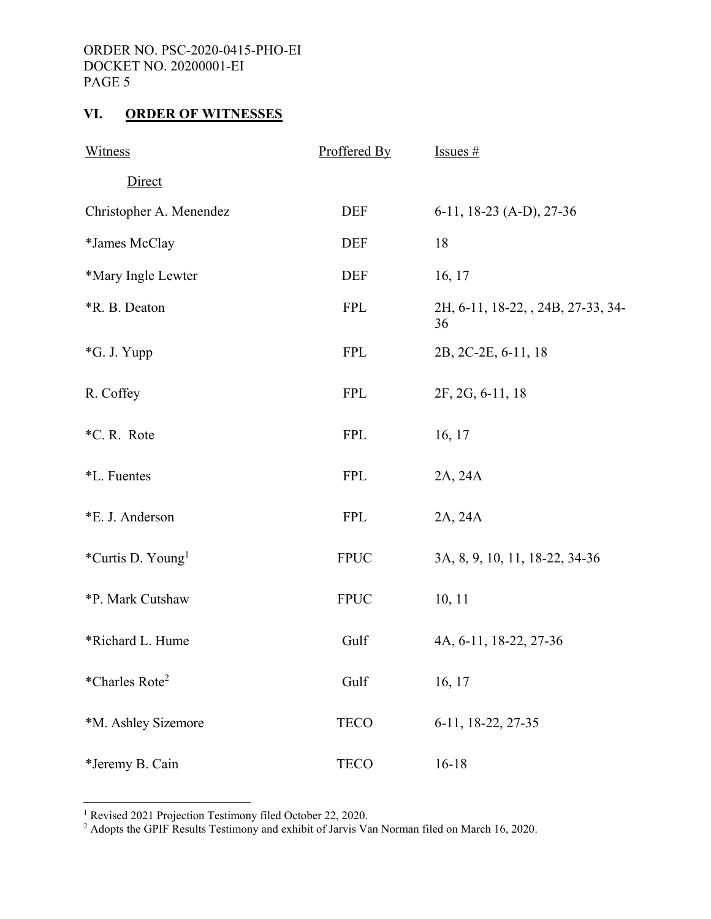## VI. ORDER OF WITNESSES

| Witness | Proffered By | Issues # |
|---|---|---|
| Direct | | |
| Christopher A. Menendez | DEF | 6-11, 18-23 (A-D), 27-36 |
| *James McClay | DEF | 18 |
| *Mary Ingle Lewter | DEF | 16, 17 |
| *R. B. Deaton | FPL | 2H, 6-11, 18-22, , 24B, 27-33, 34-36 |
| *G. J. Yupp | FPL | 2B, 2C-2E, 6-11, 18 |
| R. Coffey | FPL | 2F, 2G, 6-11, 18 |
| *C. R. Rote | FPL | 16, 17 |
| *L. Fuentes | FPL | 2A, 24A |
| *E. J. Anderson | FPL | 2A, 24A |
| *Curtis D. Young[1] | FPUC | 3A, 8, 9, 10, 11, 18-22, 34-36 |
| *P. Mark Cutshaw | FPUC | 10, 11 |
| *Richard L. Hume | Gulf | 4A, 6-11, 18-22, 27-36 |
| *Charles Rote[2] | Gulf | 16, 17 |
| *M. Ashley Sizemore | TECO | 6-11, 18-22, 27-35 |
| *Jeremy B. Cain | TECO | 16-18 |

[1] Revised 2021 Projection Testimony filed October 22, 2020.

[2] Adopts the GPIF Results Testimony and exhibit of Jarvis Van Norman filed on March 16, 2020.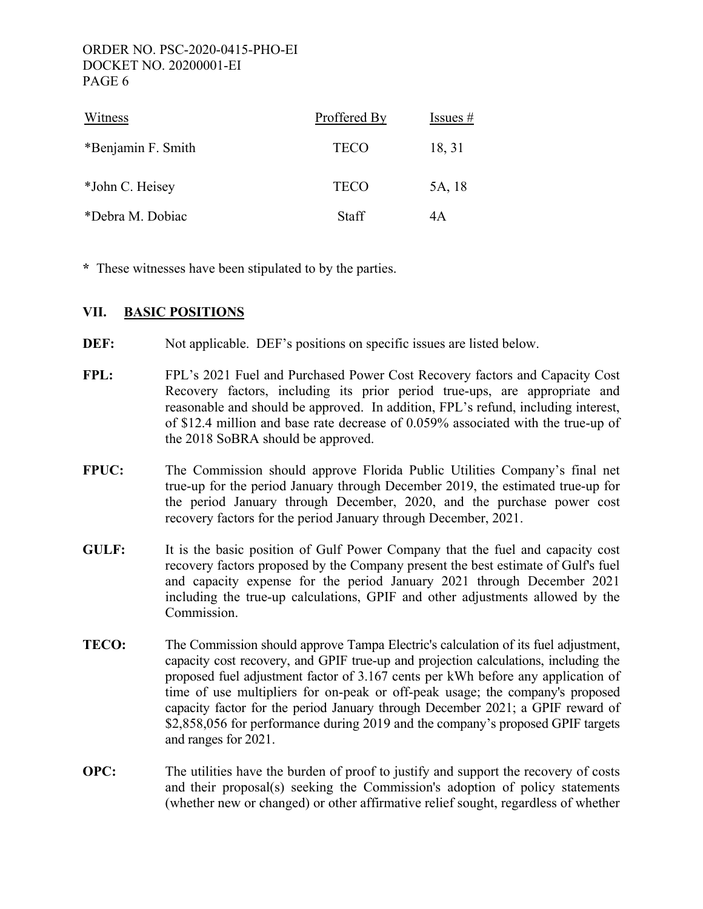| Witness | Proffered By | Issues # |
|---|---|---|
| *Benjamin F. Smith | TECO | 18, 31 |
| *John C. Heisey | TECO | 5A, 18 |
| *Debra M. Dobiac | Staff | 4A |

**\*** These witnesses have been stipulated to by the parties.

## VII. BASIC POSITIONS

**DEF:** Not applicable. DEF's positions on specific issues are listed below.

**FPL:** FPL's 2021 Fuel and Purchased Power Cost Recovery factors and Capacity Cost Recovery factors, including its prior period true-ups, are appropriate and reasonable and should be approved. In addition, FPL's refund, including interest, of $12.4 million and base rate decrease of 0.059% associated with the true-up of the 2018 SoBRA should be approved.

**FPUC:** The Commission should approve Florida Public Utilities Company's final net true-up for the period January through December 2019, the estimated true-up for the period January through December, 2020, and the purchase power cost recovery factors for the period January through December, 2021.

**GULF:** It is the basic position of Gulf Power Company that the fuel and capacity cost recovery factors proposed by the Company present the best estimate of Gulf's fuel and capacity expense for the period January 2021 through December 2021 including the true-up calculations, GPIF and other adjustments allowed by the Commission.

**TECO:** The Commission should approve Tampa Electric's calculation of its fuel adjustment, capacity cost recovery, and GPIF true-up and projection calculations, including the proposed fuel adjustment factor of 3.167 cents per kWh before any application of time of use multipliers for on-peak or off-peak usage; the company's proposed capacity factor for the period January through December 2021; a GPIF reward of $2,858,056 for performance during 2019 and the company's proposed GPIF targets and ranges for 2021.

**OPC:** The utilities have the burden of proof to justify and support the recovery of costs and their proposal(s) seeking the Commission's adoption of policy statements (whether new or changed) or other affirmative relief sought, regardless of whether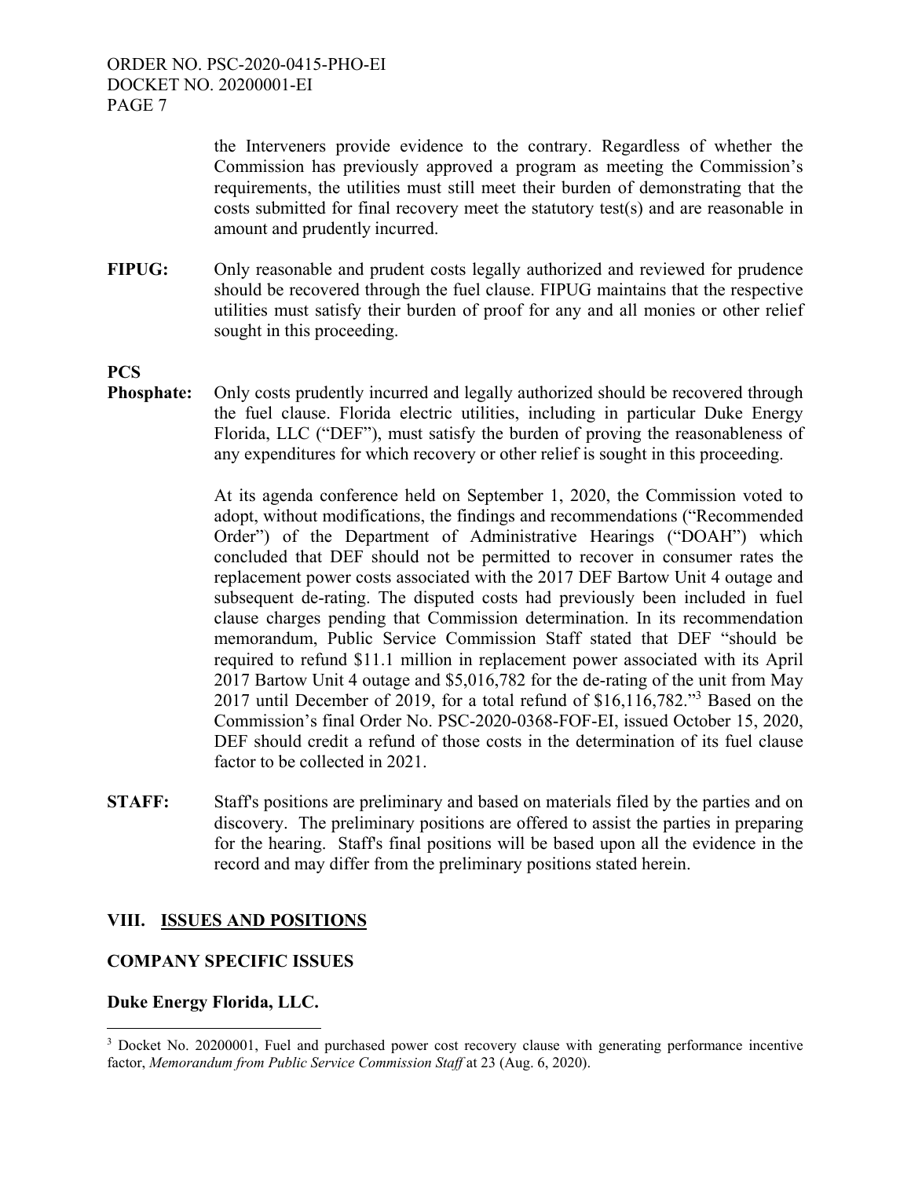the Interveners provide evidence to the contrary. Regardless of whether the Commission has previously approved a program as meeting the Commission's requirements, the utilities must still meet their burden of demonstrating that the costs submitted for final recovery meet the statutory test(s) and are reasonable in amount and prudently incurred.

**FIPUG:** Only reasonable and prudent costs legally authorized and reviewed for prudence should be recovered through the fuel clause. FIPUG maintains that the respective utilities must satisfy their burden of proof for any and all monies or other relief sought in this proceeding.

**PCS Phosphate:** Only costs prudently incurred and legally authorized should be recovered through the fuel clause. Florida electric utilities, including in particular Duke Energy Florida, LLC ("DEF"), must satisfy the burden of proving the reasonableness of any expenditures for which recovery or other relief is sought in this proceeding.

At its agenda conference held on September 1, 2020, the Commission voted to adopt, without modifications, the findings and recommendations ("Recommended Order") of the Department of Administrative Hearings ("DOAH") which concluded that DEF should not be permitted to recover in consumer rates the replacement power costs associated with the 2017 DEF Bartow Unit 4 outage and subsequent de-rating. The disputed costs had previously been included in fuel clause charges pending that Commission determination. In its recommendation memorandum, Public Service Commission Staff stated that DEF "should be required to refund \$11.1 million in replacement power associated with its April 2017 Bartow Unit 4 outage and \$5,016,782 for the de-rating of the unit from May 2017 until December of 2019, for a total refund of \$16,116,782."[3] Based on the Commission's final Order No. PSC-2020-0368-FOF-EI, issued October 15, 2020, DEF should credit a refund of those costs in the determination of its fuel clause factor to be collected in 2021.

**STAFF:** Staff's positions are preliminary and based on materials filed by the parties and on discovery. The preliminary positions are offered to assist the parties in preparing for the hearing. Staff's final positions will be based upon all the evidence in the record and may differ from the preliminary positions stated herein.

## VIII. ISSUES AND POSITIONS

### COMPANY SPECIFIC ISSUES

### Duke Energy Florida, LLC.

[3] Docket No. 20200001, Fuel and purchased power cost recovery clause with generating performance incentive factor, *Memorandum from Public Service Commission Staff* at 23 (Aug. 6, 2020).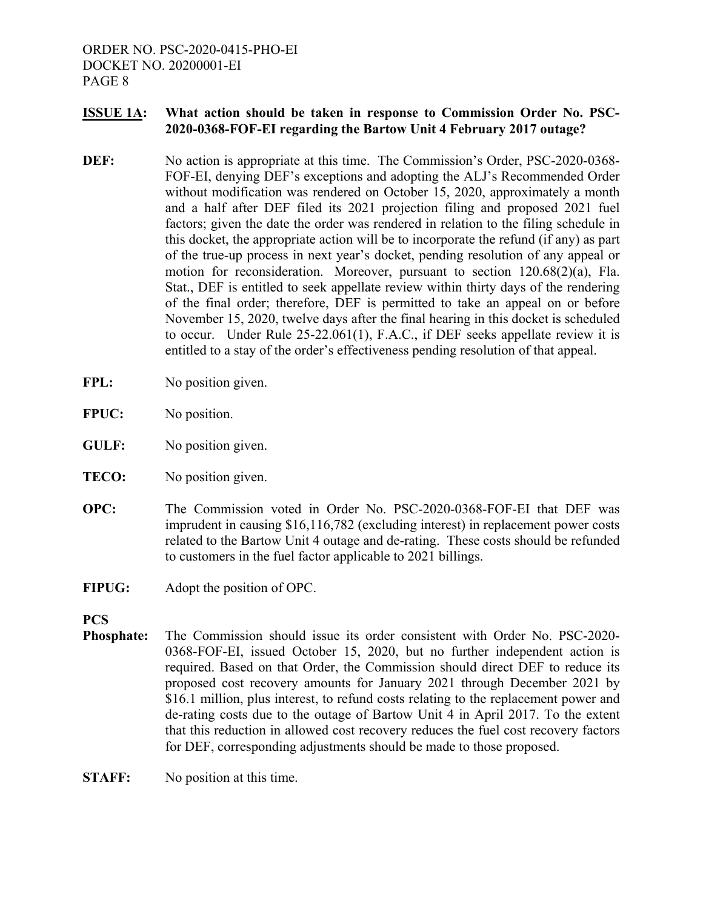**ISSUE 1A: What action should be taken in response to Commission Order No. PSC-2020-0368-FOF-EI regarding the Bartow Unit 4 February 2017 outage?**

**DEF:** No action is appropriate at this time. The Commission's Order, PSC-2020-0368-FOF-EI, denying DEF's exceptions and adopting the ALJ's Recommended Order without modification was rendered on October 15, 2020, approximately a month and a half after DEF filed its 2021 projection filing and proposed 2021 fuel factors; given the date the order was rendered in relation to the filing schedule in this docket, the appropriate action will be to incorporate the refund (if any) as part of the true-up process in next year's docket, pending resolution of any appeal or motion for reconsideration. Moreover, pursuant to section 120.68(2)(a), Fla. Stat., DEF is entitled to seek appellate review within thirty days of the rendering of the final order; therefore, DEF is permitted to take an appeal on or before November 15, 2020, twelve days after the final hearing in this docket is scheduled to occur. Under Rule 25-22.061(1), F.A.C., if DEF seeks appellate review it is entitled to a stay of the order's effectiveness pending resolution of that appeal.

**FPL:** No position given.

**FPUC:** No position.

**GULF:** No position given.

**TECO:** No position given.

**OPC:** The Commission voted in Order No. PSC-2020-0368-FOF-EI that DEF was imprudent in causing $16,116,782 (excluding interest) in replacement power costs related to the Bartow Unit 4 outage and de-rating. These costs should be refunded to customers in the fuel factor applicable to 2021 billings.

**FIPUG:** Adopt the position of OPC.

**PCS Phosphate:** The Commission should issue its order consistent with Order No. PSC-2020-0368-FOF-EI, issued October 15, 2020, but no further independent action is required. Based on that Order, the Commission should direct DEF to reduce its proposed cost recovery amounts for January 2021 through December 2021 by $16.1 million, plus interest, to refund costs relating to the replacement power and de-rating costs due to the outage of Bartow Unit 4 in April 2017. To the extent that this reduction in allowed cost recovery reduces the fuel cost recovery factors for DEF, corresponding adjustments should be made to those proposed.

**STAFF:** No position at this time.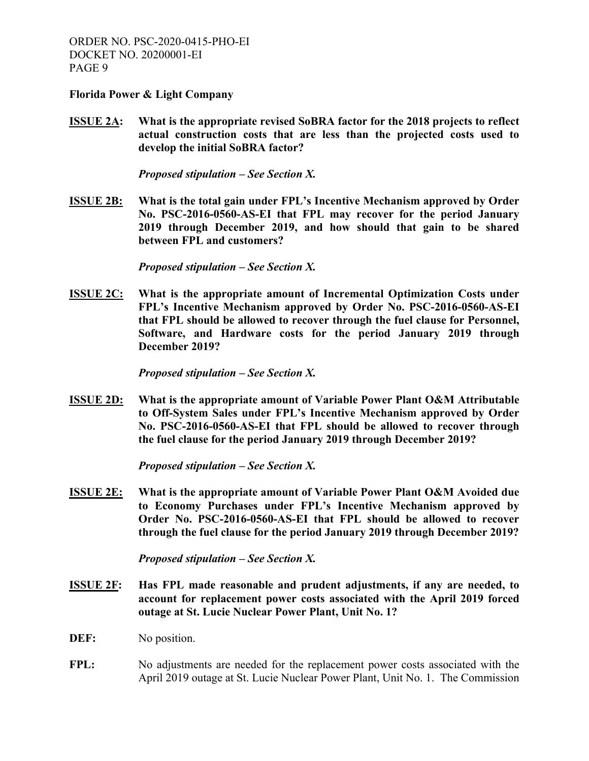**Florida Power & Light Company**

**ISSUE 2A:** **What is the appropriate revised SoBRA factor for the 2018 projects to reflect actual construction costs that are less than the projected costs used to develop the initial SoBRA factor?**

***Proposed stipulation – See Section X.***

**ISSUE 2B:** **What is the total gain under FPL's Incentive Mechanism approved by Order No. PSC-2016-0560-AS-EI that FPL may recover for the period January 2019 through December 2019, and how should that gain to be shared between FPL and customers?**

***Proposed stipulation – See Section X.***

**ISSUE 2C:** **What is the appropriate amount of Incremental Optimization Costs under FPL's Incentive Mechanism approved by Order No. PSC-2016-0560-AS-EI that FPL should be allowed to recover through the fuel clause for Personnel, Software, and Hardware costs for the period January 2019 through December 2019?**

***Proposed stipulation – See Section X.***

**ISSUE 2D:** **What is the appropriate amount of Variable Power Plant O&M Attributable to Off-System Sales under FPL's Incentive Mechanism approved by Order No. PSC-2016-0560-AS-EI that FPL should be allowed to recover through the fuel clause for the period January 2019 through December 2019?**

***Proposed stipulation – See Section X.***

**ISSUE 2E:** **What is the appropriate amount of Variable Power Plant O&M Avoided due to Economy Purchases under FPL's Incentive Mechanism approved by Order No. PSC-2016-0560-AS-EI that FPL should be allowed to recover through the fuel clause for the period January 2019 through December 2019?**

***Proposed stipulation – See Section X.***

**ISSUE 2F:** **Has FPL made reasonable and prudent adjustments, if any are needed, to account for replacement power costs associated with the April 2019 forced outage at St. Lucie Nuclear Power Plant, Unit No. 1?**

**DEF:** No position.

**FPL:** No adjustments are needed for the replacement power costs associated with the April 2019 outage at St. Lucie Nuclear Power Plant, Unit No. 1. The Commission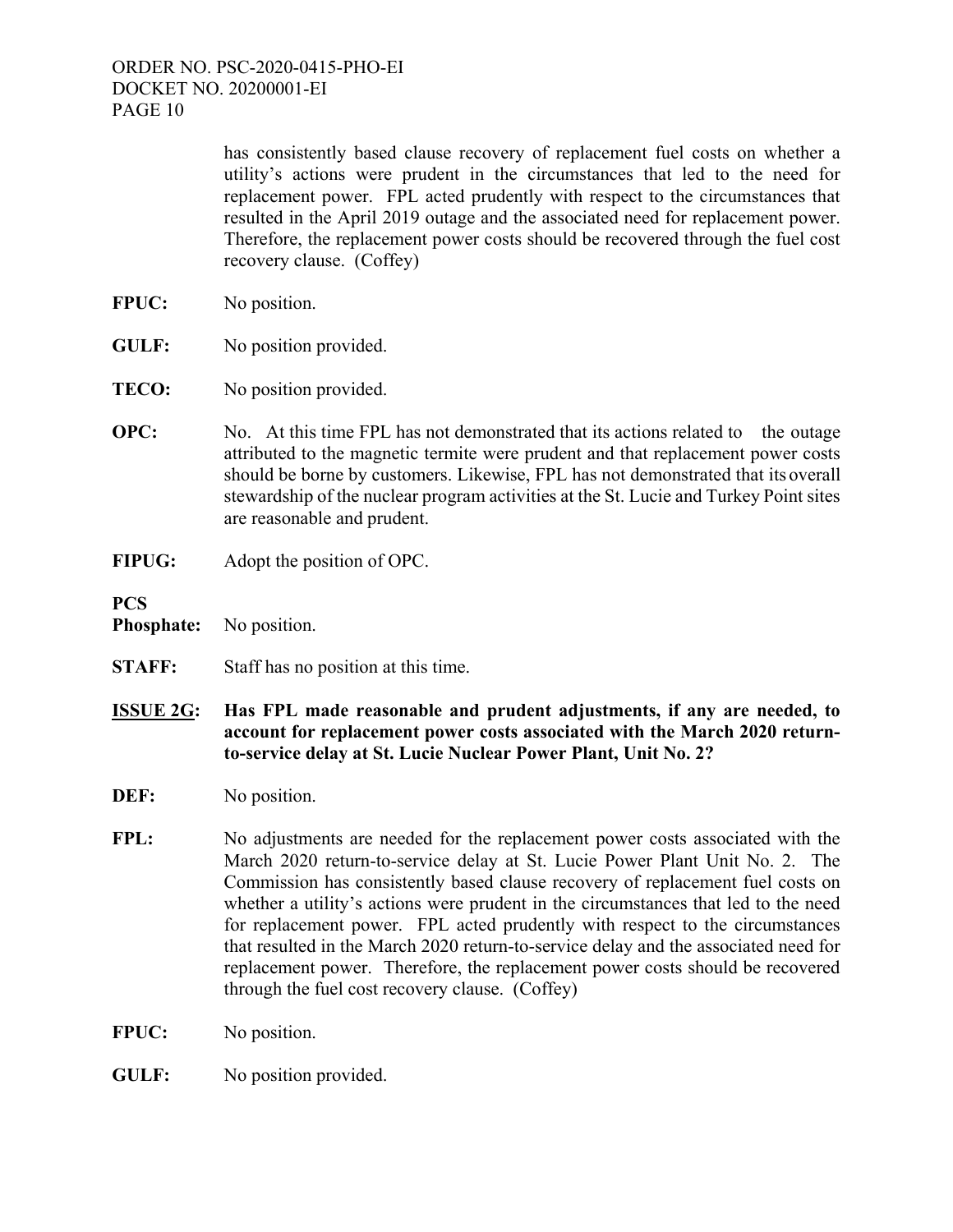has consistently based clause recovery of replacement fuel costs on whether a utility's actions were prudent in the circumstances that led to the need for replacement power. FPL acted prudently with respect to the circumstances that resulted in the April 2019 outage and the associated need for replacement power. Therefore, the replacement power costs should be recovered through the fuel cost recovery clause. (Coffey)

**FPUC:** No position.

**GULF:** No position provided.

**TECO:** No position provided.

**OPC:** No. At this time FPL has not demonstrated that its actions related to the outage attributed to the magnetic termite were prudent and that replacement power costs should be borne by customers. Likewise, FPL has not demonstrated that its overall stewardship of the nuclear program activities at the St. Lucie and Turkey Point sites are reasonable and prudent.

**FIPUG:** Adopt the position of OPC.

**PCS Phosphate:** No position.

**STAFF:** Staff has no position at this time.

**<u>ISSUE 2G</u>: Has FPL made reasonable and prudent adjustments, if any are needed, to account for replacement power costs associated with the March 2020 return-to-service delay at St. Lucie Nuclear Power Plant, Unit No. 2?**

**DEF:** No position.

**FPL:** No adjustments are needed for the replacement power costs associated with the March 2020 return-to-service delay at St. Lucie Power Plant Unit No. 2. The Commission has consistently based clause recovery of replacement fuel costs on whether a utility's actions were prudent in the circumstances that led to the need for replacement power. FPL acted prudently with respect to the circumstances that resulted in the March 2020 return-to-service delay and the associated need for replacement power. Therefore, the replacement power costs should be recovered through the fuel cost recovery clause. (Coffey)

**FPUC:** No position.

**GULF:** No position provided.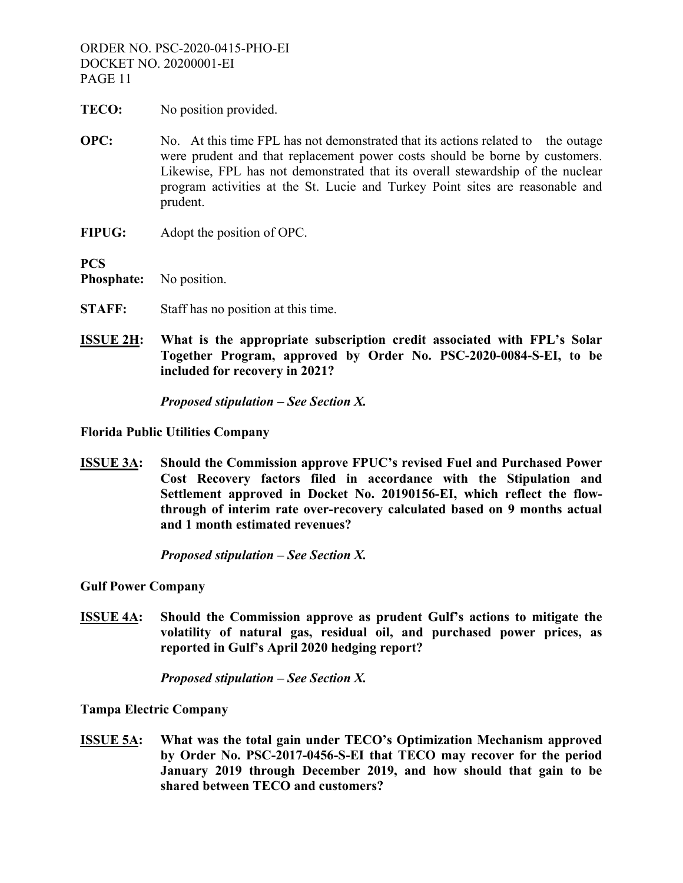**TECO:** No position provided.

**OPC:** No. At this time FPL has not demonstrated that its actions related to the outage were prudent and that replacement power costs should be borne by customers. Likewise, FPL has not demonstrated that its overall stewardship of the nuclear program activities at the St. Lucie and Turkey Point sites are reasonable and prudent.

**FIPUG:** Adopt the position of OPC.

**PCS Phosphate:** No position.

**STAFF:** Staff has no position at this time.

**ISSUE 2H: What is the appropriate subscription credit associated with FPL's Solar Together Program, approved by Order No. PSC-2020-0084-S-EI, to be included for recovery in 2021?**

***Proposed stipulation – See Section X.***

**Florida Public Utilities Company**

**ISSUE 3A: Should the Commission approve FPUC's revised Fuel and Purchased Power Cost Recovery factors filed in accordance with the Stipulation and Settlement approved in Docket No. 20190156-EI, which reflect the flow-through of interim rate over-recovery calculated based on 9 months actual and 1 month estimated revenues?**

***Proposed stipulation – See Section X.***

**Gulf Power Company**

**ISSUE 4A: Should the Commission approve as prudent Gulf's actions to mitigate the volatility of natural gas, residual oil, and purchased power prices, as reported in Gulf's April 2020 hedging report?**

***Proposed stipulation – See Section X.***

**Tampa Electric Company**

**ISSUE 5A: What was the total gain under TECO's Optimization Mechanism approved by Order No. PSC-2017-0456-S-EI that TECO may recover for the period January 2019 through December 2019, and how should that gain to be shared between TECO and customers?**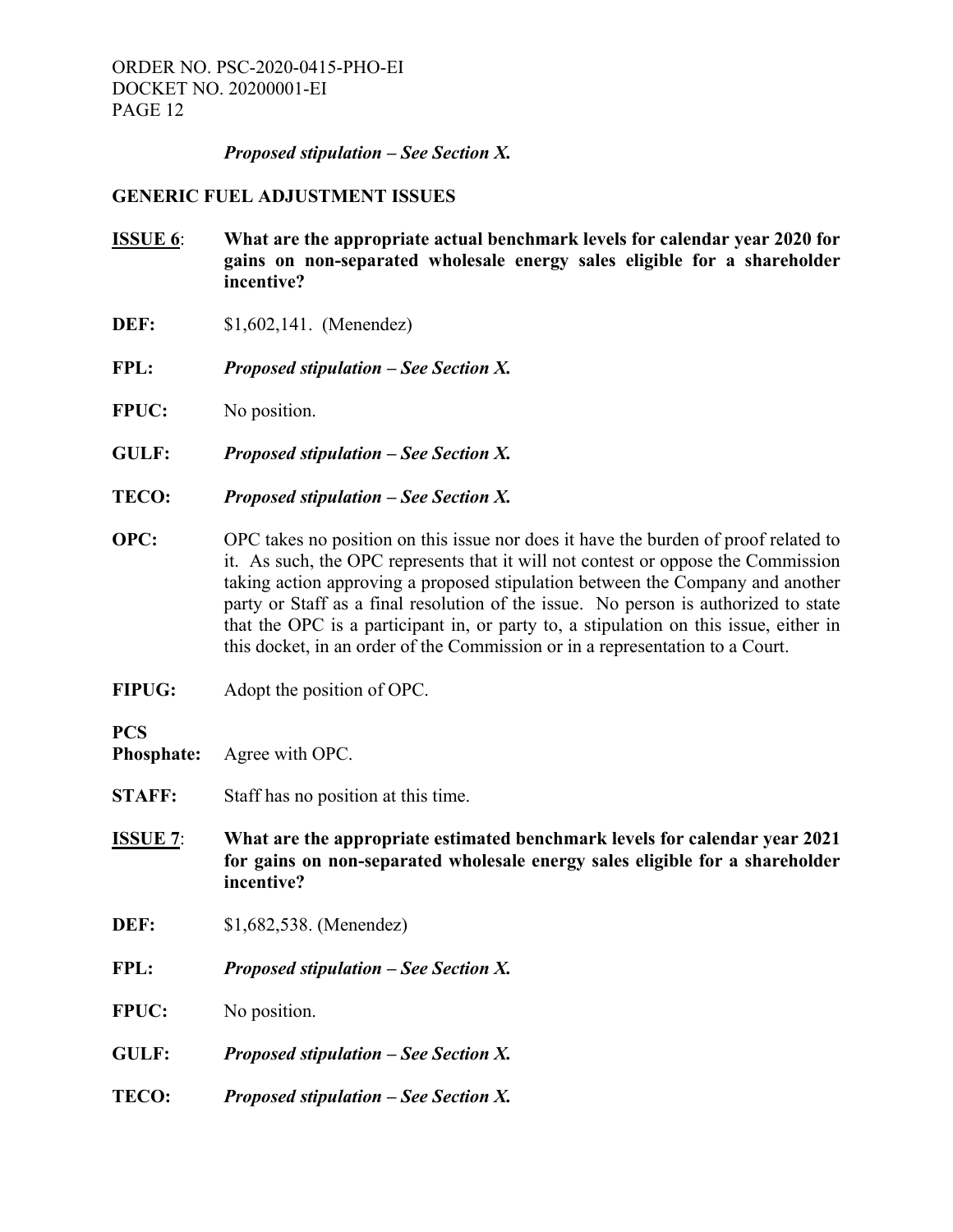***Proposed stipulation – See Section X.***

**GENERIC FUEL ADJUSTMENT ISSUES**

**<u>ISSUE 6</u>: What are the appropriate actual benchmark levels for calendar year 2020 for gains on non-separated wholesale energy sales eligible for a shareholder incentive?**

**DEF:** $1,602,141. (Menendez)

**FPL:** ***Proposed stipulation – See Section X.***

**FPUC:** No position.

**GULF:** ***Proposed stipulation – See Section X.***

**TECO:** ***Proposed stipulation – See Section X.***

**OPC:** OPC takes no position on this issue nor does it have the burden of proof related to it. As such, the OPC represents that it will not contest or oppose the Commission taking action approving a proposed stipulation between the Company and another party or Staff as a final resolution of the issue. No person is authorized to state that the OPC is a participant in, or party to, a stipulation on this issue, either in this docket, in an order of the Commission or in a representation to a Court.

**FIPUG:** Adopt the position of OPC.

**PCS Phosphate:** Agree with OPC.

**STAFF:** Staff has no position at this time.

**<u>ISSUE 7</u>: What are the appropriate estimated benchmark levels for calendar year 2021 for gains on non-separated wholesale energy sales eligible for a shareholder incentive?**

**DEF:** $1,682,538. (Menendez)

**FPL:** ***Proposed stipulation – See Section X.***

**FPUC:** No position.

**GULF:** ***Proposed stipulation – See Section X.***

**TECO:** ***Proposed stipulation – See Section X.***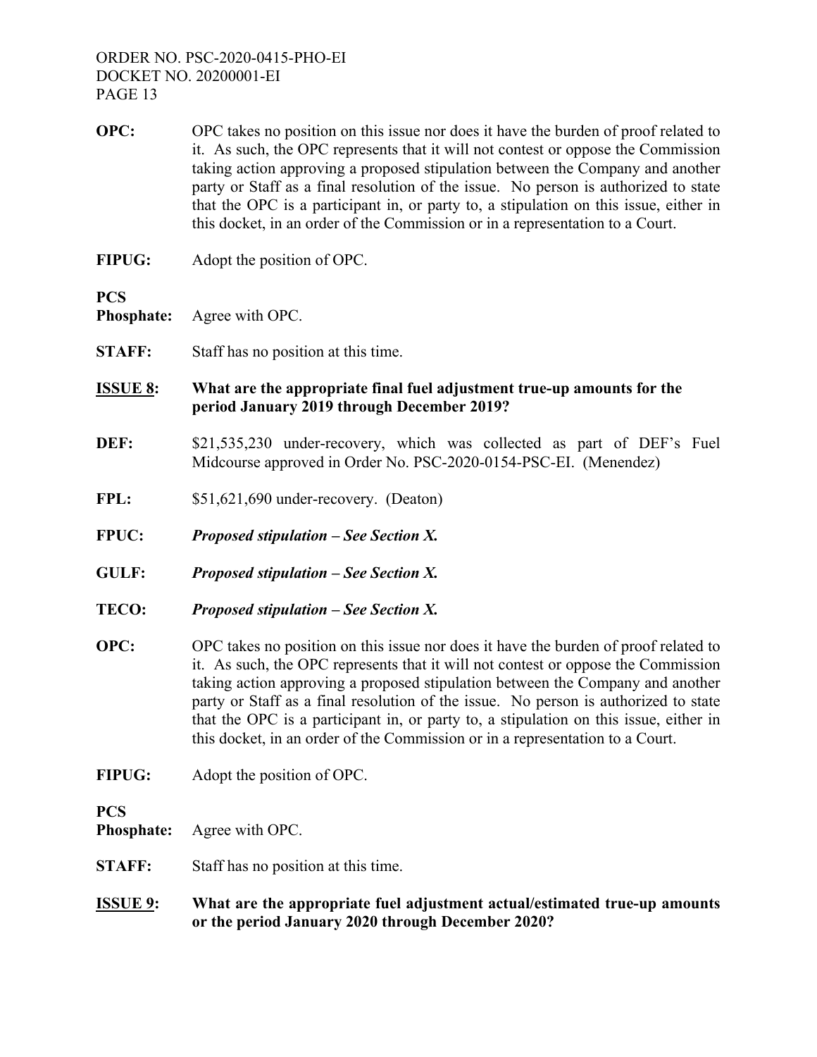**OPC:** OPC takes no position on this issue nor does it have the burden of proof related to it. As such, the OPC represents that it will not contest or oppose the Commission taking action approving a proposed stipulation between the Company and another party or Staff as a final resolution of the issue. No person is authorized to state that the OPC is a participant in, or party to, a stipulation on this issue, either in this docket, in an order of the Commission or in a representation to a Court.

**FIPUG:** Adopt the position of OPC.

**PCS Phosphate:** Agree with OPC.

**STAFF:** Staff has no position at this time.

**ISSUE 8: What are the appropriate final fuel adjustment true-up amounts for the period January 2019 through December 2019?**

**DEF:** $21,535,230 under-recovery, which was collected as part of DEF's Fuel Midcourse approved in Order No. PSC-2020-0154-PSC-EI. (Menendez)

**FPL:** $51,621,690 under-recovery. (Deaton)

**FPUC:** ***Proposed stipulation – See Section X.***

**GULF:** ***Proposed stipulation – See Section X.***

**TECO:** ***Proposed stipulation – See Section X.***

**OPC:** OPC takes no position on this issue nor does it have the burden of proof related to it. As such, the OPC represents that it will not contest or oppose the Commission taking action approving a proposed stipulation between the Company and another party or Staff as a final resolution of the issue. No person is authorized to state that the OPC is a participant in, or party to, a stipulation on this issue, either in this docket, in an order of the Commission or in a representation to a Court.

**FIPUG:** Adopt the position of OPC.

**PCS Phosphate:** Agree with OPC.

**STAFF:** Staff has no position at this time.

**ISSUE 9: What are the appropriate fuel adjustment actual/estimated true-up amounts or the period January 2020 through December 2020?**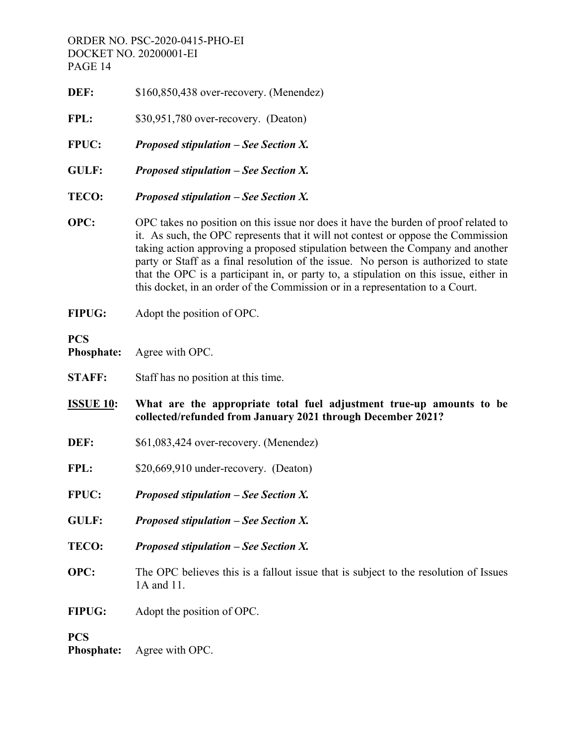**DEF:** $160,850,438 over-recovery. (Menendez)

**FPL:** $30,951,780 over-recovery. (Deaton)

**FPUC:** ***Proposed stipulation – See Section X.***

**GULF:** ***Proposed stipulation – See Section X.***

**TECO:** ***Proposed stipulation – See Section X.***

**OPC:** OPC takes no position on this issue nor does it have the burden of proof related to it. As such, the OPC represents that it will not contest or oppose the Commission taking action approving a proposed stipulation between the Company and another party or Staff as a final resolution of the issue. No person is authorized to state that the OPC is a participant in, or party to, a stipulation on this issue, either in this docket, in an order of the Commission or in a representation to a Court.

**FIPUG:** Adopt the position of OPC.

**PCS Phosphate:** Agree with OPC.

**STAFF:** Staff has no position at this time.

**<u>ISSUE 10</u>: What are the appropriate total fuel adjustment true-up amounts to be collected/refunded from January 2021 through December 2021?**

**DEF:** $61,083,424 over-recovery. (Menendez)

**FPL:** $20,669,910 under-recovery. (Deaton)

**FPUC:** ***Proposed stipulation – See Section X.***

**GULF:** ***Proposed stipulation – See Section X.***

**TECO:** ***Proposed stipulation – See Section X.***

**OPC:** The OPC believes this is a fallout issue that is subject to the resolution of Issues 1A and 11.

**FIPUG:** Adopt the position of OPC.

**PCS Phosphate:** Agree with OPC.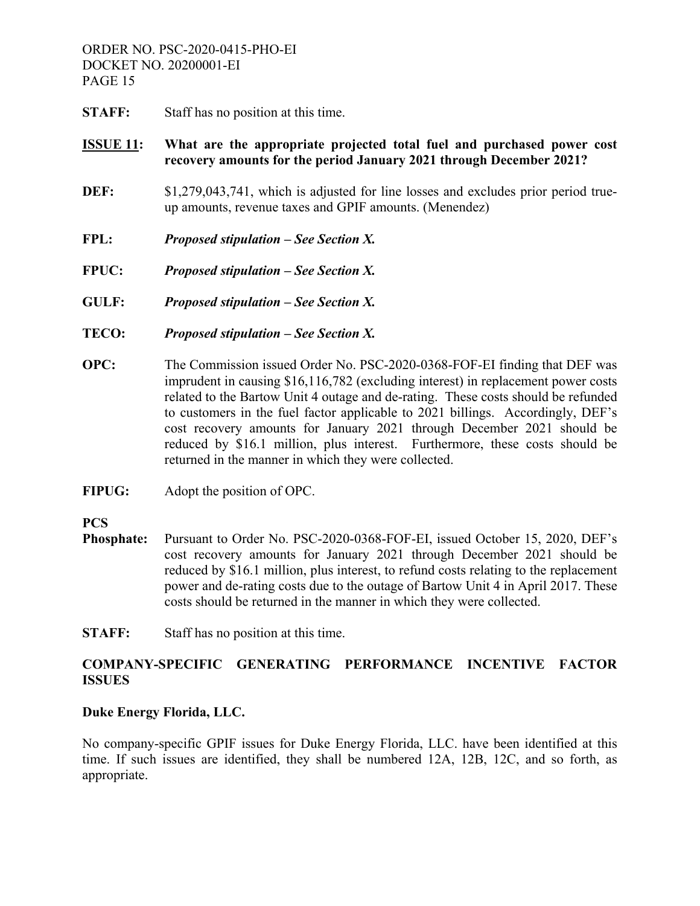**STAFF:** Staff has no position at this time.

**ISSUE 11: What are the appropriate projected total fuel and purchased power cost recovery amounts for the period January 2021 through December 2021?**

**DEF:** $1,279,043,741, which is adjusted for line losses and excludes prior period true-up amounts, revenue taxes and GPIF amounts. (Menendez)

**FPL:** ***Proposed stipulation – See Section X.***

**FPUC:** ***Proposed stipulation – See Section X.***

**GULF:** ***Proposed stipulation – See Section X.***

**TECO:** ***Proposed stipulation – See Section X.***

**OPC:** The Commission issued Order No. PSC-2020-0368-FOF-EI finding that DEF was imprudent in causing $16,116,782 (excluding interest) in replacement power costs related to the Bartow Unit 4 outage and de-rating. These costs should be refunded to customers in the fuel factor applicable to 2021 billings. Accordingly, DEF's cost recovery amounts for January 2021 through December 2021 should be reduced by $16.1 million, plus interest. Furthermore, these costs should be returned in the manner in which they were collected.

**FIPUG:** Adopt the position of OPC.

**PCS Phosphate:** Pursuant to Order No. PSC-2020-0368-FOF-EI, issued October 15, 2020, DEF's cost recovery amounts for January 2021 through December 2021 should be reduced by $16.1 million, plus interest, to refund costs relating to the replacement power and de-rating costs due to the outage of Bartow Unit 4 in April 2017. These costs should be returned in the manner in which they were collected.

**STAFF:** Staff has no position at this time.

## COMPANY-SPECIFIC GENERATING PERFORMANCE INCENTIVE FACTOR ISSUES

### Duke Energy Florida, LLC.

No company-specific GPIF issues for Duke Energy Florida, LLC. have been identified at this time. If such issues are identified, they shall be numbered 12A, 12B, 12C, and so forth, as appropriate.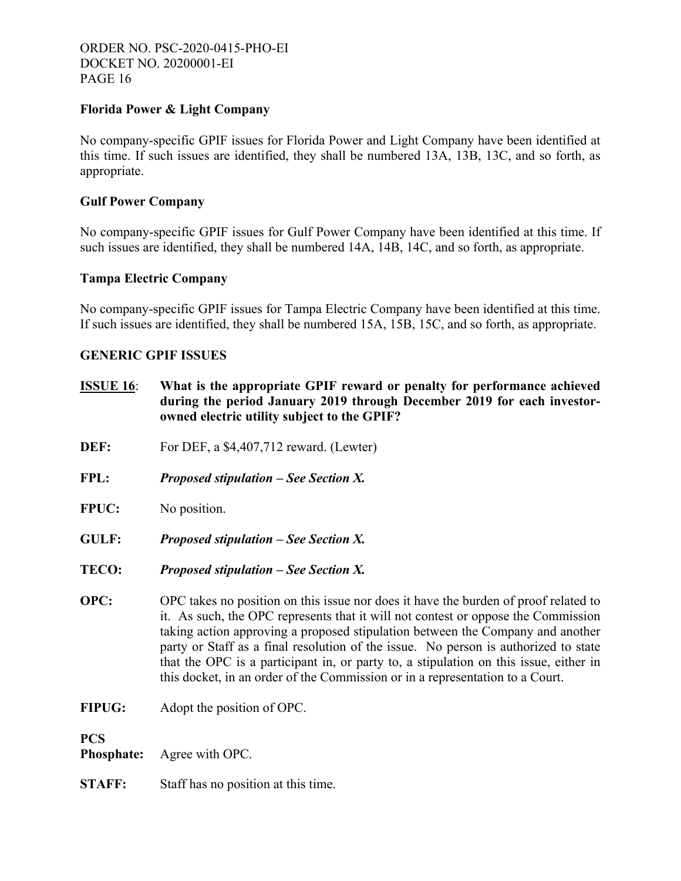**Florida Power & Light Company**

No company-specific GPIF issues for Florida Power and Light Company have been identified at this time. If such issues are identified, they shall be numbered 13A, 13B, 13C, and so forth, as appropriate.

**Gulf Power Company**

No company-specific GPIF issues for Gulf Power Company have been identified at this time. If such issues are identified, they shall be numbered 14A, 14B, 14C, and so forth, as appropriate.

**Tampa Electric Company**

No company-specific GPIF issues for Tampa Electric Company have been identified at this time. If such issues are identified, they shall be numbered 15A, 15B, 15C, and so forth, as appropriate.

**GENERIC GPIF ISSUES**

**ISSUE 16**: **What is the appropriate GPIF reward or penalty for performance achieved during the period January 2019 through December 2019 for each investor-owned electric utility subject to the GPIF?**

**DEF:** For DEF, a $4,407,712 reward. (Lewter)

**FPL:** ***Proposed stipulation – See Section X.***

**FPUC:** No position.

**GULF:** ***Proposed stipulation – See Section X.***

**TECO:** ***Proposed stipulation – See Section X.***

**OPC:** OPC takes no position on this issue nor does it have the burden of proof related to it. As such, the OPC represents that it will not contest or oppose the Commission taking action approving a proposed stipulation between the Company and another party or Staff as a final resolution of the issue. No person is authorized to state that the OPC is a participant in, or party to, a stipulation on this issue, either in this docket, in an order of the Commission or in a representation to a Court.

**FIPUG:** Adopt the position of OPC.

**PCS Phosphate:** Agree with OPC.

**STAFF:** Staff has no position at this time.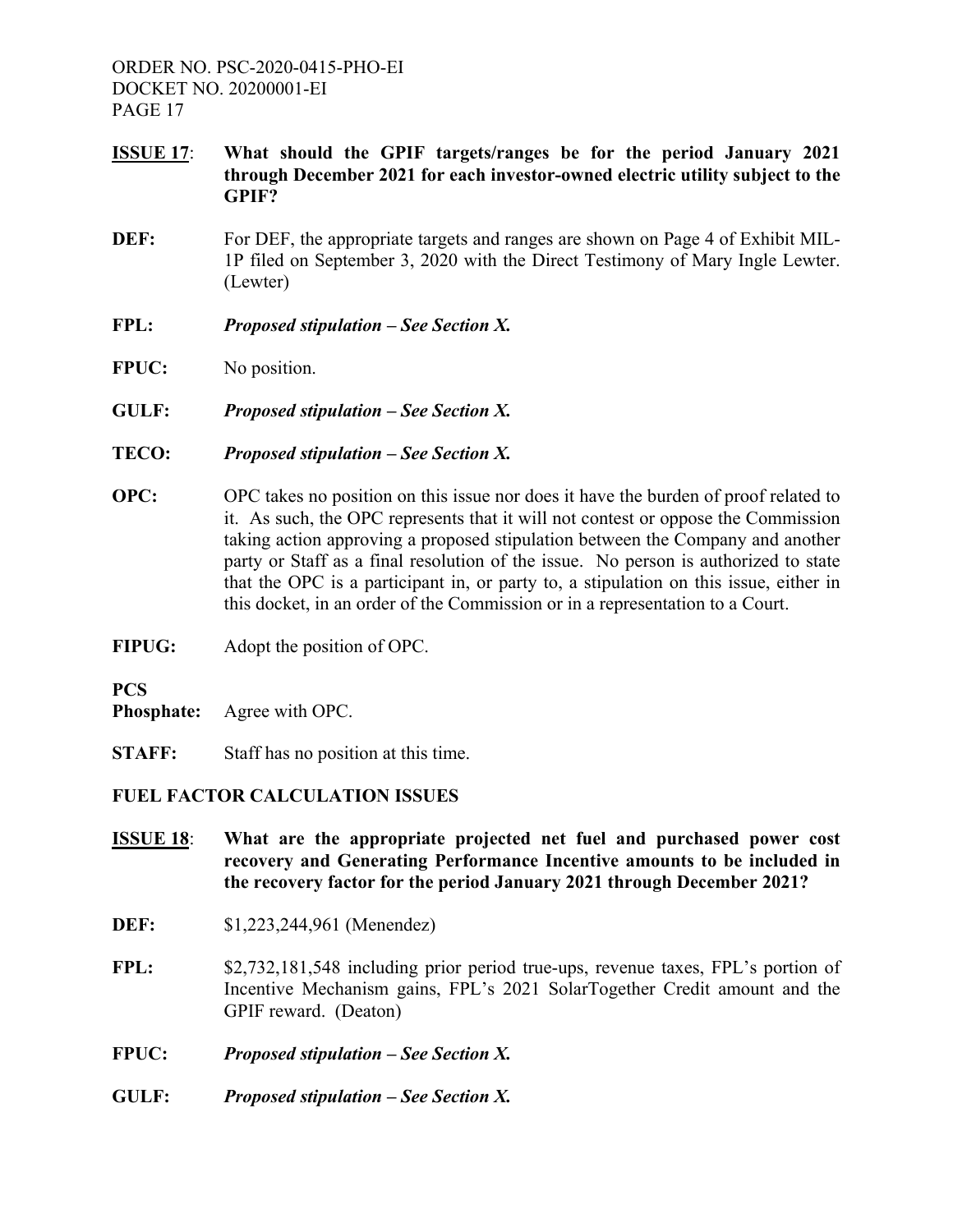**ISSUE 17**: **What should the GPIF targets/ranges be for the period January 2021 through December 2021 for each investor-owned electric utility subject to the GPIF?**

**DEF:** For DEF, the appropriate targets and ranges are shown on Page 4 of Exhibit MIL-1P filed on September 3, 2020 with the Direct Testimony of Mary Ingle Lewter. (Lewter)

**FPL:** ***Proposed stipulation – See Section X.***

**FPUC:** No position.

**GULF:** ***Proposed stipulation – See Section X.***

**TECO:** ***Proposed stipulation – See Section X.***

**OPC:** OPC takes no position on this issue nor does it have the burden of proof related to it. As such, the OPC represents that it will not contest or oppose the Commission taking action approving a proposed stipulation between the Company and another party or Staff as a final resolution of the issue. No person is authorized to state that the OPC is a participant in, or party to, a stipulation on this issue, either in this docket, in an order of the Commission or in a representation to a Court.

**FIPUG:** Adopt the position of OPC.

**PCS Phosphate:** Agree with OPC.

**STAFF:** Staff has no position at this time.

## FUEL FACTOR CALCULATION ISSUES

**ISSUE 18**: **What are the appropriate projected net fuel and purchased power cost recovery and Generating Performance Incentive amounts to be included in the recovery factor for the period January 2021 through December 2021?**

**DEF:** $1,223,244,961 (Menendez)

**FPL:** $2,732,181,548 including prior period true-ups, revenue taxes, FPL's portion of Incentive Mechanism gains, FPL's 2021 SolarTogether Credit amount and the GPIF reward. (Deaton)

**FPUC:** ***Proposed stipulation – See Section X.***

**GULF:** ***Proposed stipulation – See Section X.***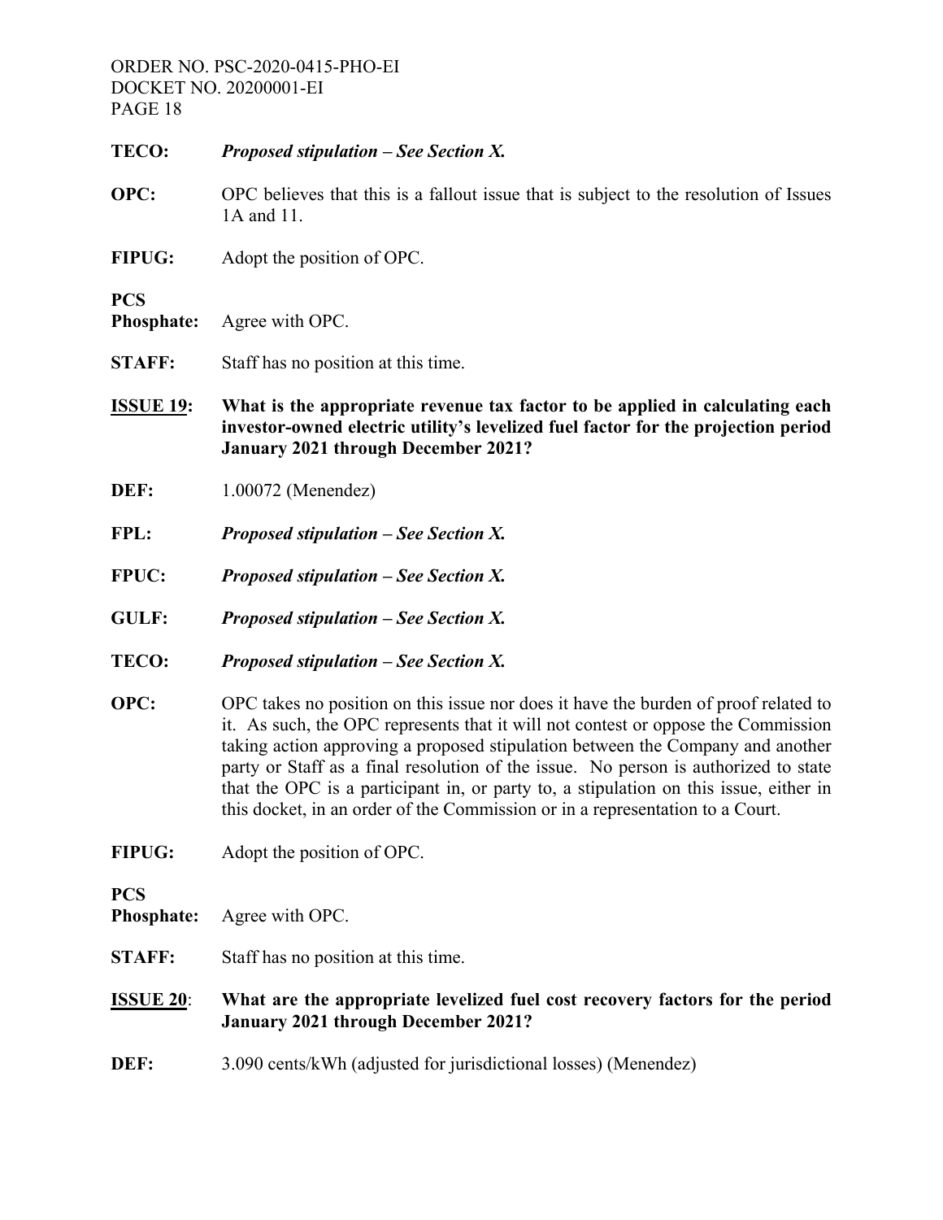**TECO:** ***Proposed stipulation – See Section X.***

**OPC:** OPC believes that this is a fallout issue that is subject to the resolution of Issues 1A and 11.

**FIPUG:** Adopt the position of OPC.

**PCS Phosphate:** Agree with OPC.

**STAFF:** Staff has no position at this time.

**<u>ISSUE 19</u>: What is the appropriate revenue tax factor to be applied in calculating each investor-owned electric utility's levelized fuel factor for the projection period January 2021 through December 2021?**

**DEF:** 1.00072 (Menendez)

**FPL:** ***Proposed stipulation – See Section X.***

**FPUC:** ***Proposed stipulation – See Section X.***

**GULF:** ***Proposed stipulation – See Section X.***

**TECO:** ***Proposed stipulation – See Section X.***

**OPC:** OPC takes no position on this issue nor does it have the burden of proof related to it. As such, the OPC represents that it will not contest or oppose the Commission taking action approving a proposed stipulation between the Company and another party or Staff as a final resolution of the issue. No person is authorized to state that the OPC is a participant in, or party to, a stipulation on this issue, either in this docket, in an order of the Commission or in a representation to a Court.

**FIPUG:** Adopt the position of OPC.

**PCS Phosphate:** Agree with OPC.

**STAFF:** Staff has no position at this time.

**<u>ISSUE 20</u>: What are the appropriate levelized fuel cost recovery factors for the period January 2021 through December 2021?**

**DEF:** 3.090 cents/kWh (adjusted for jurisdictional losses) (Menendez)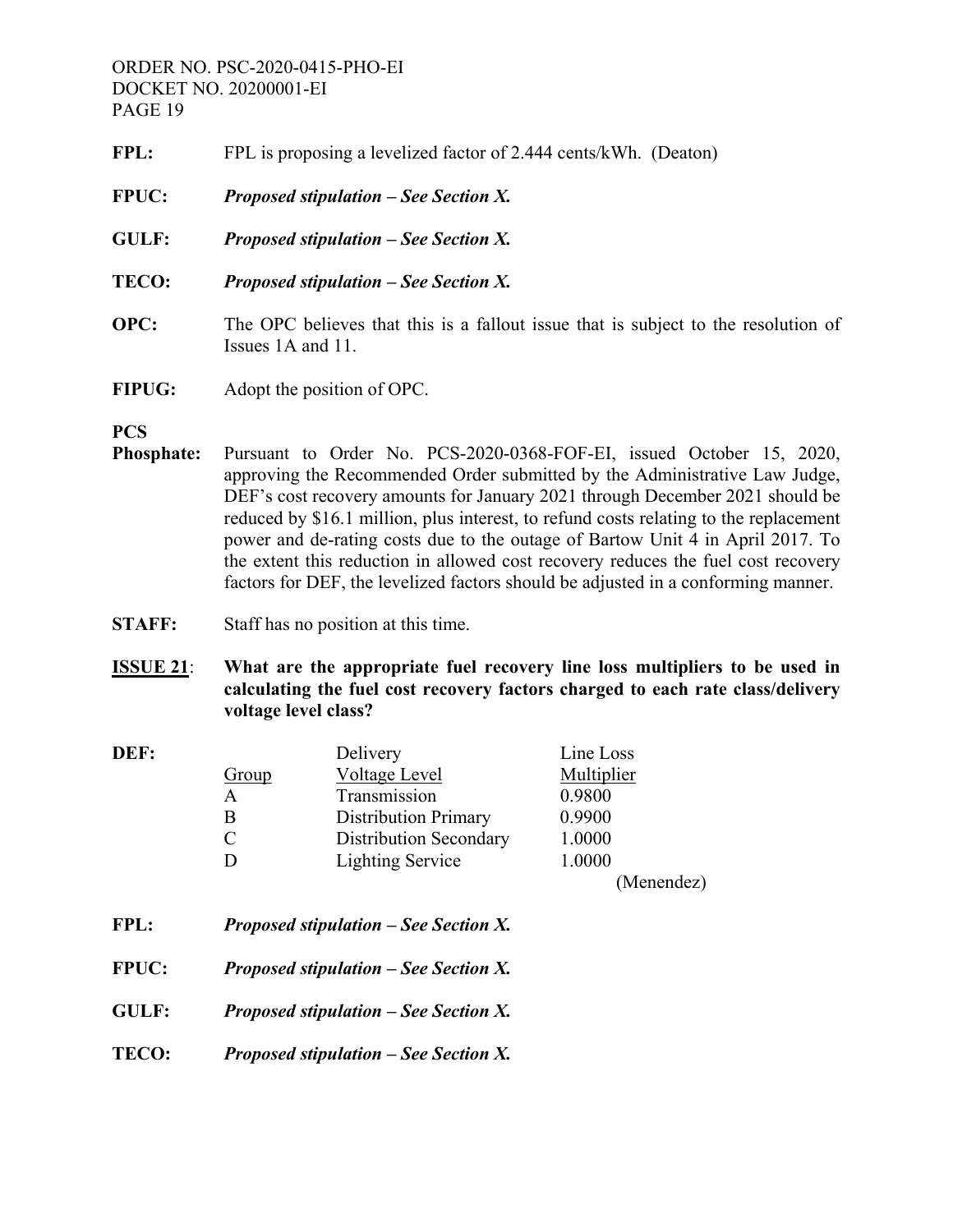**FPL:** FPL is proposing a levelized factor of 2.444 cents/kWh. (Deaton)

**FPUC:** ***Proposed stipulation – See Section X.***

**GULF:** ***Proposed stipulation – See Section X.***

**TECO:** ***Proposed stipulation – See Section X.***

**OPC:** The OPC believes that this is a fallout issue that is subject to the resolution of Issues 1A and 11.

**FIPUG:** Adopt the position of OPC.

**PCS Phosphate:** Pursuant to Order No. PCS-2020-0368-FOF-EI, issued October 15, 2020, approving the Recommended Order submitted by the Administrative Law Judge, DEF's cost recovery amounts for January 2021 through December 2021 should be reduced by $16.1 million, plus interest, to refund costs relating to the replacement power and de-rating costs due to the outage of Bartow Unit 4 in April 2017. To the extent this reduction in allowed cost recovery reduces the fuel cost recovery factors for DEF, the levelized factors should be adjusted in a conforming manner.

**STAFF:** Staff has no position at this time.

**ISSUE 21:** **What are the appropriate fuel recovery line loss multipliers to be used in calculating the fuel cost recovery factors charged to each rate class/delivery voltage level class?**

**DEF:**

| Group | Delivery Voltage Level | Line Loss Multiplier |
|---|---|---|
| A | Transmission | 0.9800 |
| B | Distribution Primary | 0.9900 |
| C | Distribution Secondary | 1.0000 |
| D | Lighting Service | 1.0000 |

(Menendez)

**FPL:** ***Proposed stipulation – See Section X.***

**FPUC:** ***Proposed stipulation – See Section X.***

**GULF:** ***Proposed stipulation – See Section X.***

**TECO:** ***Proposed stipulation – See Section X.***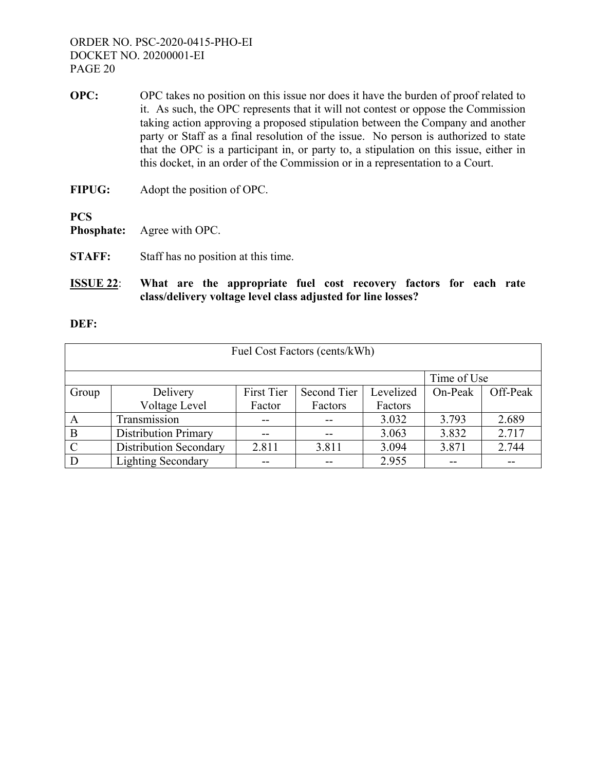**OPC:** OPC takes no position on this issue nor does it have the burden of proof related to it. As such, the OPC represents that it will not contest or oppose the Commission taking action approving a proposed stipulation between the Company and another party or Staff as a final resolution of the issue. No person is authorized to state that the OPC is a participant in, or party to, a stipulation on this issue, either in this docket, in an order of the Commission or in a representation to a Court.

**FIPUG:** Adopt the position of OPC.

**PCS Phosphate:** Agree with OPC.

**STAFF:** Staff has no position at this time.

**ISSUE 22**: **What are the appropriate fuel cost recovery factors for each rate class/delivery voltage level class adjusted for line losses?**

**DEF:**

| Fuel Cost Factors (cents/kWh) | | | | | | |
|---|---|---|---|---|---|---|
| | | | | | Time of Use | |
| Group | Delivery Voltage Level | First Tier Factor | Second Tier Factors | Levelized Factors | On-Peak | Off-Peak |
| A | Transmission | -- | -- | 3.032 | 3.793 | 2.689 |
| B | Distribution Primary | -- | -- | 3.063 | 3.832 | 2.717 |
| C | Distribution Secondary | 2.811 | 3.811 | 3.094 | 3.871 | 2.744 |
| D | Lighting Secondary | -- | -- | 2.955 | -- | -- |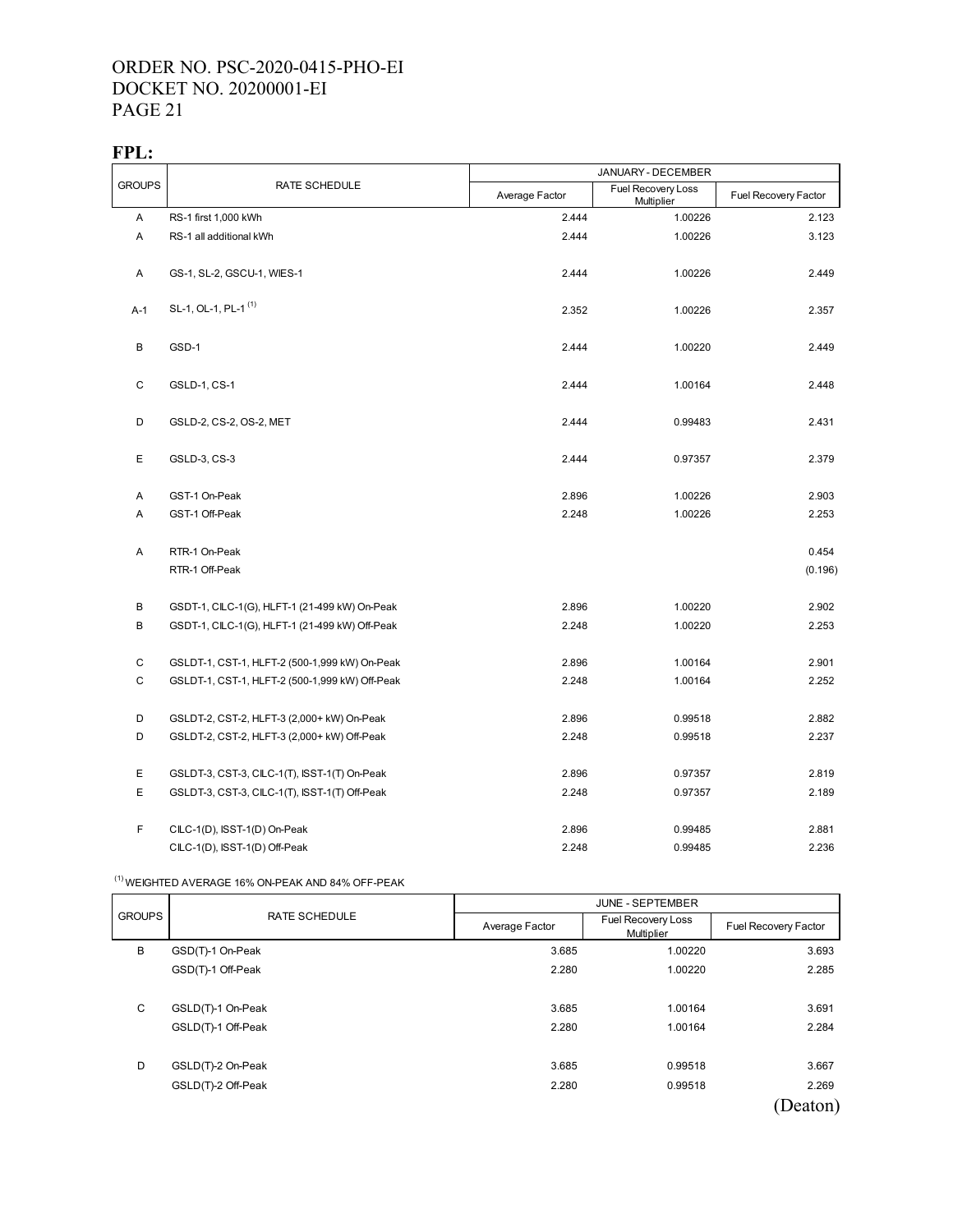ORDER NO. PSC-2020-0415-PHO-EI
DOCKET NO. 20200001-EI
PAGE 21

**FPL:**

| GROUPS | RATE SCHEDULE | JANUARY - DECEMBER | | |
|---|---|---|---|---|
| | | Average Factor | Fuel Recovery Loss Multiplier | Fuel Recovery Factor |
| A | RS-1 first 1,000 kWh | 2.444 | 1.00226 | 2.123 |
| A | RS-1 all additional kWh | 2.444 | 1.00226 | 3.123 |
| A | GS-1, SL-2, GSCU-1, WIES-1 | 2.444 | 1.00226 | 2.449 |
| A-1 | SL-1, OL-1, PL-1 (1) | 2.352 | 1.00226 | 2.357 |
| B | GSD-1 | 2.444 | 1.00220 | 2.449 |
| C | GSLD-1, CS-1 | 2.444 | 1.00164 | 2.448 |
| D | GSLD-2, CS-2, OS-2, MET | 2.444 | 0.99483 | 2.431 |
| E | GSLD-3, CS-3 | 2.444 | 0.97357 | 2.379 |
| A | GST-1 On-Peak | 2.896 | 1.00226 | 2.903 |
| A | GST-1 Off-Peak | 2.248 | 1.00226 | 2.253 |
| A | RTR-1 On-Peak | | | 0.454 |
| | RTR-1 Off-Peak | | | (0.196) |
| B | GSDT-1, CILC-1(G), HLFT-1 (21-499 kW) On-Peak | 2.896 | 1.00220 | 2.902 |
| B | GSDT-1, CILC-1(G), HLFT-1 (21-499 kW) Off-Peak | 2.248 | 1.00220 | 2.253 |
| C | GSLDT-1, CST-1, HLFT-2 (500-1,999 kW) On-Peak | 2.896 | 1.00164 | 2.901 |
| C | GSLDT-1, CST-1, HLFT-2 (500-1,999 kW) Off-Peak | 2.248 | 1.00164 | 2.252 |
| D | GSLDT-2, CST-2, HLFT-3 (2,000+ kW) On-Peak | 2.896 | 0.99518 | 2.882 |
| D | GSLDT-2, CST-2, HLFT-3 (2,000+ kW) Off-Peak | 2.248 | 0.99518 | 2.237 |
| E | GSLDT-3, CST-3, CILC-1(T), ISST-1(T) On-Peak | 2.896 | 0.97357 | 2.819 |
| E | GSLDT-3, CST-3, CILC-1(T), ISST-1(T) Off-Peak | 2.248 | 0.97357 | 2.189 |
| F | CILC-1(D), ISST-1(D) On-Peak | 2.896 | 0.99485 | 2.881 |
| | CILC-1(D), ISST-1(D) Off-Peak | 2.248 | 0.99485 | 2.236 |

(1) WEIGHTED AVERAGE 16% ON-PEAK AND 84% OFF-PEAK

| GROUPS | RATE SCHEDULE | JUNE - SEPTEMBER | | |
|---|---|---|---|---|
| | | Average Factor | Fuel Recovery Loss Multiplier | Fuel Recovery Factor |
| B | GSD(T)-1 On-Peak | 3.685 | 1.00220 | 3.693 |
| | GSD(T)-1 Off-Peak | 2.280 | 1.00220 | 2.285 |
| C | GSLD(T)-1 On-Peak | 3.685 | 1.00164 | 3.691 |
| | GSLD(T)-1 Off-Peak | 2.280 | 1.00164 | 2.284 |
| D | GSLD(T)-2 On-Peak | 3.685 | 0.99518 | 3.667 |
| | GSLD(T)-2 Off-Peak | 2.280 | 0.99518 | 2.269 |

(Deaton)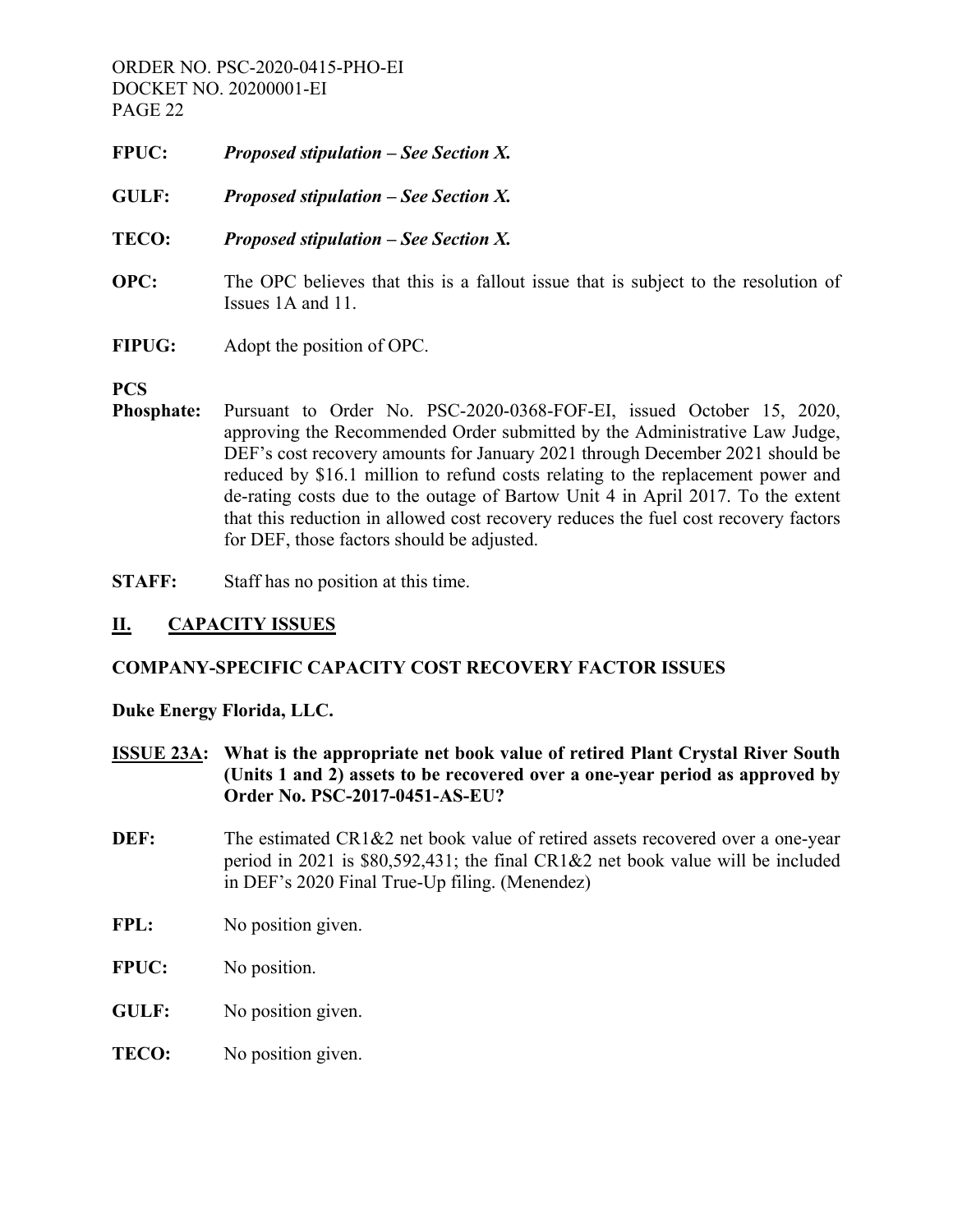**FPUC:** ***Proposed stipulation – See Section X.***

**GULF:** ***Proposed stipulation – See Section X.***

**TECO:** ***Proposed stipulation – See Section X.***

**OPC:** The OPC believes that this is a fallout issue that is subject to the resolution of Issues 1A and 11.

**FIPUG:** Adopt the position of OPC.

**PCS Phosphate:** Pursuant to Order No. PSC-2020-0368-FOF-EI, issued October 15, 2020, approving the Recommended Order submitted by the Administrative Law Judge, DEF's cost recovery amounts for January 2021 through December 2021 should be reduced by $16.1 million to refund costs relating to the replacement power and de-rating costs due to the outage of Bartow Unit 4 in April 2017. To the extent that this reduction in allowed cost recovery reduces the fuel cost recovery factors for DEF, those factors should be adjusted.

**STAFF:** Staff has no position at this time.

## II. CAPACITY ISSUES

### COMPANY-SPECIFIC CAPACITY COST RECOVERY FACTOR ISSUES

**Duke Energy Florida, LLC.**

**ISSUE 23A: What is the appropriate net book value of retired Plant Crystal River South (Units 1 and 2) assets to be recovered over a one-year period as approved by Order No. PSC-2017-0451-AS-EU?**

**DEF:** The estimated CR1&2 net book value of retired assets recovered over a one-year period in 2021 is $80,592,431; the final CR1&2 net book value will be included in DEF's 2020 Final True-Up filing. (Menendez)

**FPL:** No position given.

**FPUC:** No position.

**GULF:** No position given.

**TECO:** No position given.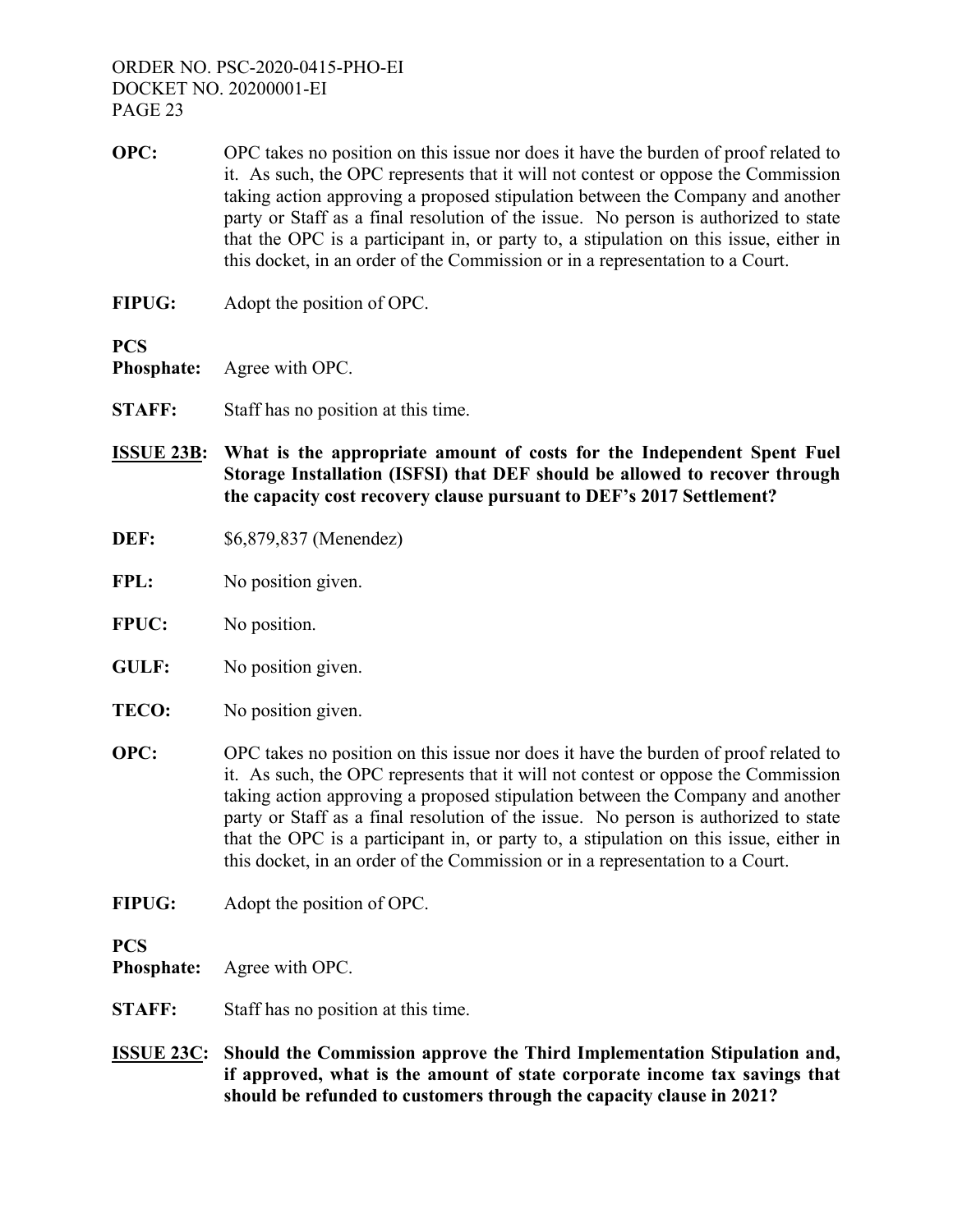**OPC:** OPC takes no position on this issue nor does it have the burden of proof related to it. As such, the OPC represents that it will not contest or oppose the Commission taking action approving a proposed stipulation between the Company and another party or Staff as a final resolution of the issue. No person is authorized to state that the OPC is a participant in, or party to, a stipulation on this issue, either in this docket, in an order of the Commission or in a representation to a Court.

**FIPUG:** Adopt the position of OPC.

**PCS Phosphate:** Agree with OPC.

**STAFF:** Staff has no position at this time.

**ISSUE 23B: What is the appropriate amount of costs for the Independent Spent Fuel Storage Installation (ISFSI) that DEF should be allowed to recover through the capacity cost recovery clause pursuant to DEF's 2017 Settlement?**

**DEF:** $6,879,837 (Menendez)

**FPL:** No position given.

**FPUC:** No position.

**GULF:** No position given.

**TECO:** No position given.

**OPC:** OPC takes no position on this issue nor does it have the burden of proof related to it. As such, the OPC represents that it will not contest or oppose the Commission taking action approving a proposed stipulation between the Company and another party or Staff as a final resolution of the issue. No person is authorized to state that the OPC is a participant in, or party to, a stipulation on this issue, either in this docket, in an order of the Commission or in a representation to a Court.

**FIPUG:** Adopt the position of OPC.

**PCS Phosphate:** Agree with OPC.

**STAFF:** Staff has no position at this time.

**ISSUE 23C: Should the Commission approve the Third Implementation Stipulation and, if approved, what is the amount of state corporate income tax savings that should be refunded to customers through the capacity clause in 2021?**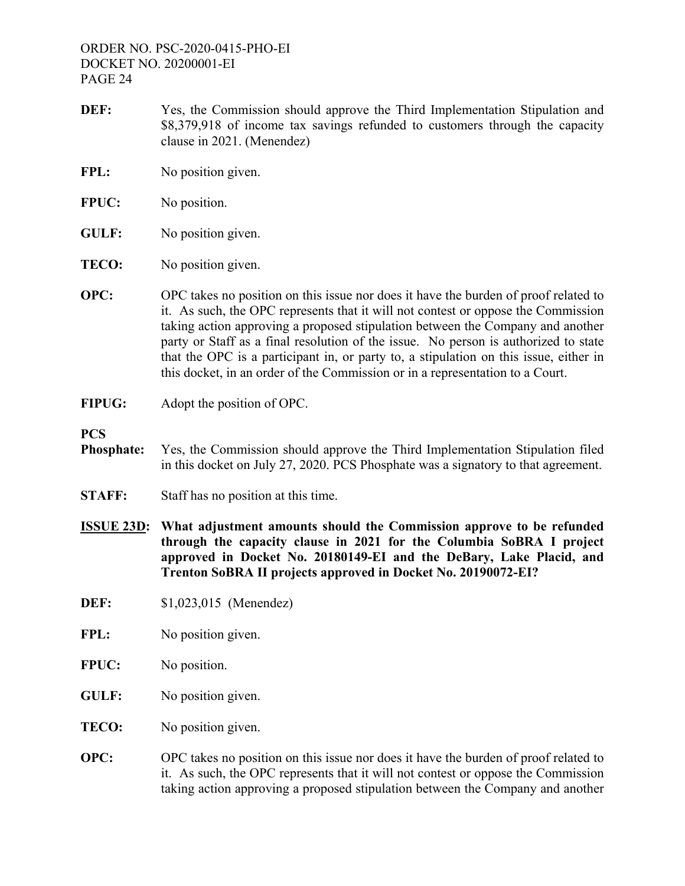**DEF:** Yes, the Commission should approve the Third Implementation Stipulation and \$8,379,918 of income tax savings refunded to customers through the capacity clause in 2021. (Menendez)

**FPL:** No position given.

**FPUC:** No position.

**GULF:** No position given.

**TECO:** No position given.

**OPC:** OPC takes no position on this issue nor does it have the burden of proof related to it. As such, the OPC represents that it will not contest or oppose the Commission taking action approving a proposed stipulation between the Company and another party or Staff as a final resolution of the issue. No person is authorized to state that the OPC is a participant in, or party to, a stipulation on this issue, either in this docket, in an order of the Commission or in a representation to a Court.

**FIPUG:** Adopt the position of OPC.

**PCS Phosphate:** Yes, the Commission should approve the Third Implementation Stipulation filed in this docket on July 27, 2020. PCS Phosphate was a signatory to that agreement.

**STAFF:** Staff has no position at this time.

**ISSUE 23D: What adjustment amounts should the Commission approve to be refunded through the capacity clause in 2021 for the Columbia SoBRA I project approved in Docket No. 20180149-EI and the DeBary, Lake Placid, and Trenton SoBRA II projects approved in Docket No. 20190072-EI?**

**DEF:** \$1,023,015 (Menendez)

**FPL:** No position given.

**FPUC:** No position.

**GULF:** No position given.

**TECO:** No position given.

**OPC:** OPC takes no position on this issue nor does it have the burden of proof related to it. As such, the OPC represents that it will not contest or oppose the Commission taking action approving a proposed stipulation between the Company and another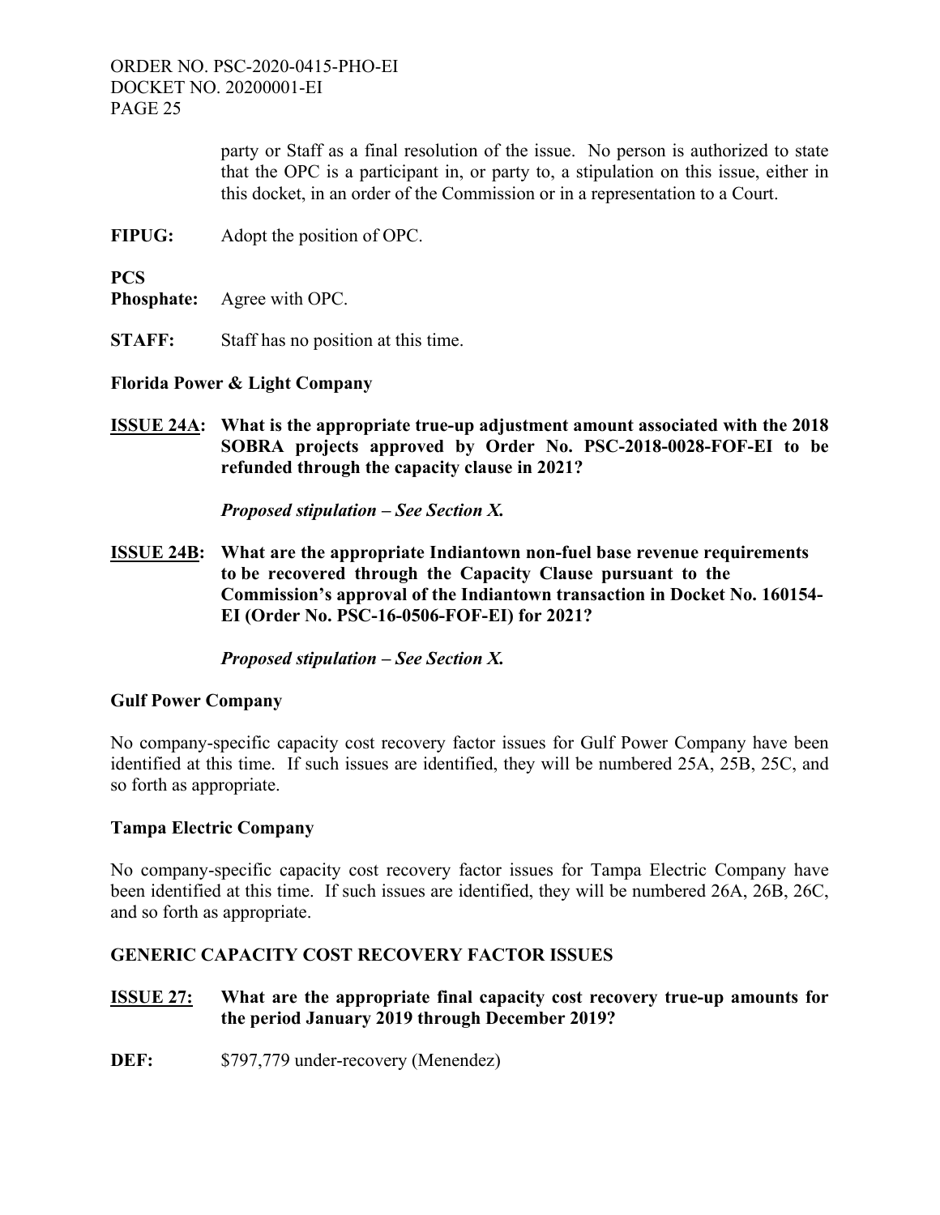party or Staff as a final resolution of the issue. No person is authorized to state that the OPC is a participant in, or party to, a stipulation on this issue, either in this docket, in an order of the Commission or in a representation to a Court.

**FIPUG:** Adopt the position of OPC.

**PCS Phosphate:** Agree with OPC.

**STAFF:** Staff has no position at this time.

**Florida Power & Light Company**

**ISSUE 24A: What is the appropriate true-up adjustment amount associated with the 2018 SOBRA projects approved by Order No. PSC-2018-0028-FOF-EI to be refunded through the capacity clause in 2021?**

***Proposed stipulation – See Section X.***

**ISSUE 24B: What are the appropriate Indiantown non-fuel base revenue requirements to be recovered through the Capacity Clause pursuant to the Commission's approval of the Indiantown transaction in Docket No. 160154-EI (Order No. PSC-16-0506-FOF-EI) for 2021?**

***Proposed stipulation – See Section X.***

**Gulf Power Company**

No company-specific capacity cost recovery factor issues for Gulf Power Company have been identified at this time. If such issues are identified, they will be numbered 25A, 25B, 25C, and so forth as appropriate.

**Tampa Electric Company**

No company-specific capacity cost recovery factor issues for Tampa Electric Company have been identified at this time. If such issues are identified, they will be numbered 26A, 26B, 26C, and so forth as appropriate.

**GENERIC CAPACITY COST RECOVERY FACTOR ISSUES**

**ISSUE 27: What are the appropriate final capacity cost recovery true-up amounts for the period January 2019 through December 2019?**

**DEF:** $797,779 under-recovery (Menendez)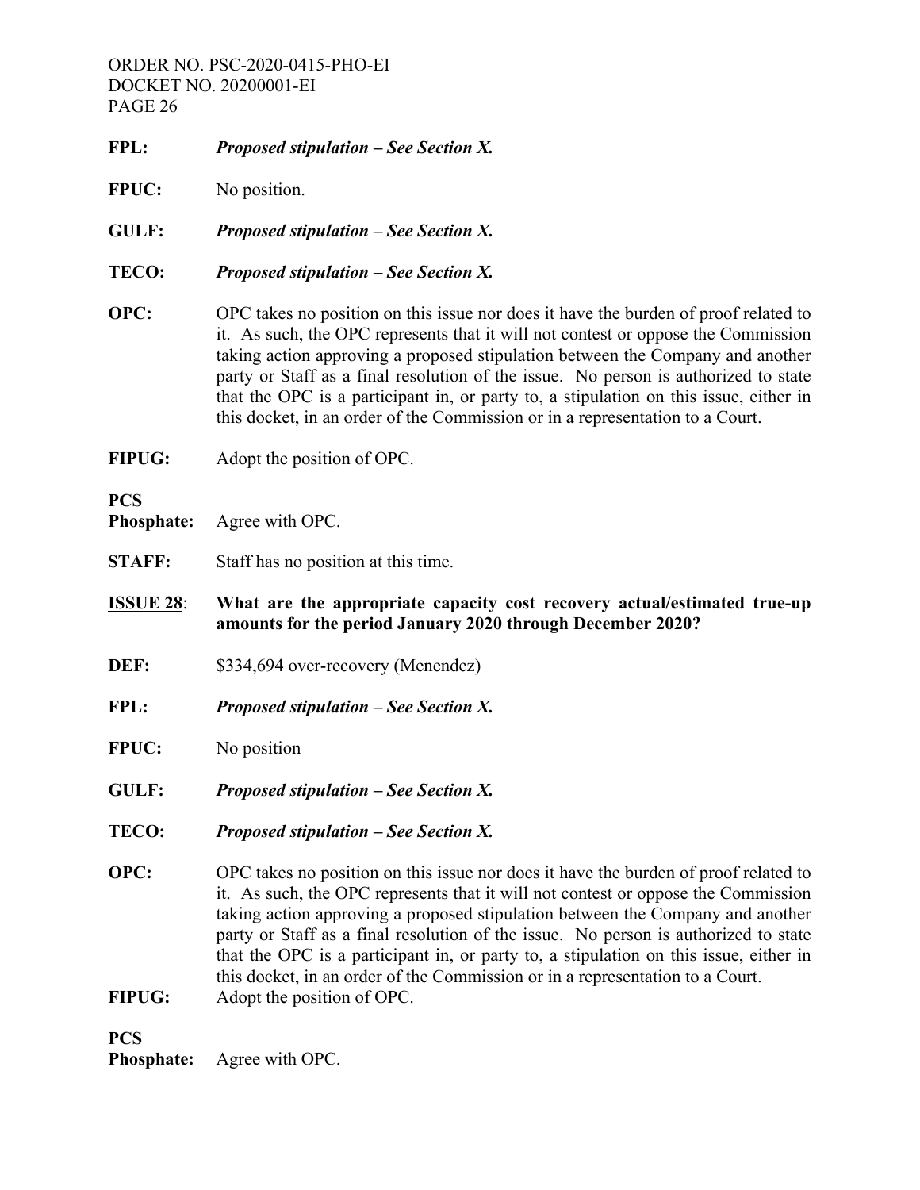**FPL:** ***Proposed stipulation – See Section X.***

**FPUC:** No position.

**GULF:** ***Proposed stipulation – See Section X.***

**TECO:** ***Proposed stipulation – See Section X.***

**OPC:** OPC takes no position on this issue nor does it have the burden of proof related to it. As such, the OPC represents that it will not contest or oppose the Commission taking action approving a proposed stipulation between the Company and another party or Staff as a final resolution of the issue. No person is authorized to state that the OPC is a participant in, or party to, a stipulation on this issue, either in this docket, in an order of the Commission or in a representation to a Court.

**FIPUG:** Adopt the position of OPC.

**PCS Phosphate:** Agree with OPC.

**STAFF:** Staff has no position at this time.

**<u>ISSUE 28</u>: What are the appropriate capacity cost recovery actual/estimated true-up amounts for the period January 2020 through December 2020?**

**DEF:** $334,694 over-recovery (Menendez)

**FPL:** ***Proposed stipulation – See Section X.***

**FPUC:** No position

**GULF:** ***Proposed stipulation – See Section X.***

**TECO:** ***Proposed stipulation – See Section X.***

**OPC:** OPC takes no position on this issue nor does it have the burden of proof related to it. As such, the OPC represents that it will not contest or oppose the Commission taking action approving a proposed stipulation between the Company and another party or Staff as a final resolution of the issue. No person is authorized to state that the OPC is a participant in, or party to, a stipulation on this issue, either in this docket, in an order of the Commission or in a representation to a Court.

**FIPUG:** Adopt the position of OPC.

**PCS Phosphate:** Agree with OPC.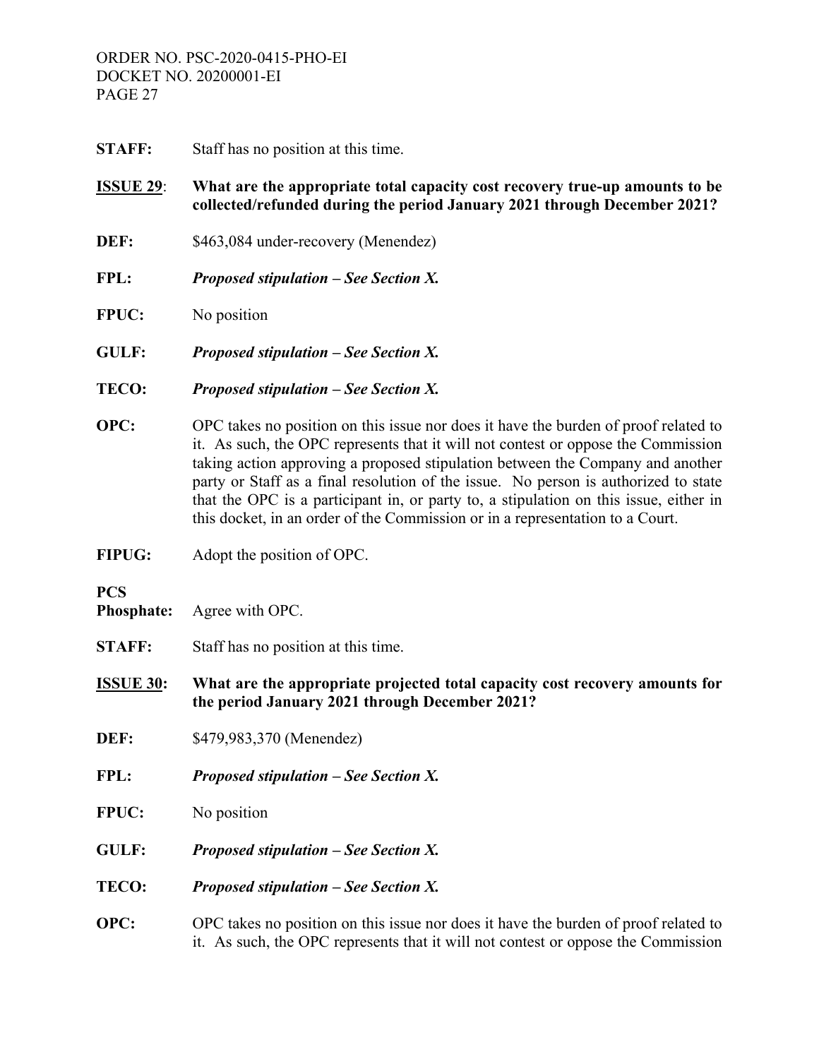**STAFF:** Staff has no position at this time.

**ISSUE 29**: **What are the appropriate total capacity cost recovery true-up amounts to be collected/refunded during the period January 2021 through December 2021?**

**DEF:** $463,084 under-recovery (Menendez)

**FPL:** ***Proposed stipulation – See Section X.***

**FPUC:** No position

**GULF:** ***Proposed stipulation – See Section X.***

**TECO:** ***Proposed stipulation – See Section X.***

**OPC:** OPC takes no position on this issue nor does it have the burden of proof related to it. As such, the OPC represents that it will not contest or oppose the Commission taking action approving a proposed stipulation between the Company and another party or Staff as a final resolution of the issue. No person is authorized to state that the OPC is a participant in, or party to, a stipulation on this issue, either in this docket, in an order of the Commission or in a representation to a Court.

**FIPUG:** Adopt the position of OPC.

**PCS Phosphate:** Agree with OPC.

**STAFF:** Staff has no position at this time.

**ISSUE 30**: **What are the appropriate projected total capacity cost recovery amounts for the period January 2021 through December 2021?**

**DEF:** $479,983,370 (Menendez)

**FPL:** ***Proposed stipulation – See Section X.***

**FPUC:** No position

**GULF:** ***Proposed stipulation – See Section X.***

**TECO:** ***Proposed stipulation – See Section X.***

**OPC:** OPC takes no position on this issue nor does it have the burden of proof related to it. As such, the OPC represents that it will not contest or oppose the Commission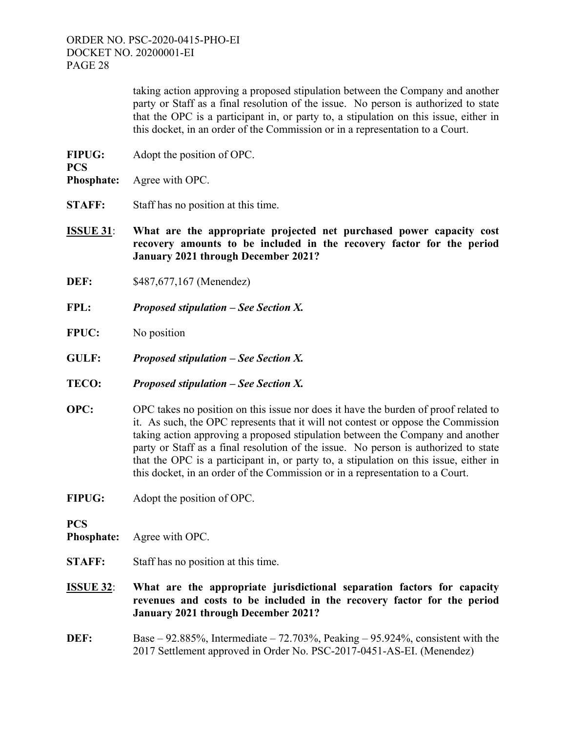taking action approving a proposed stipulation between the Company and another party or Staff as a final resolution of the issue. No person is authorized to state that the OPC is a participant in, or party to, a stipulation on this issue, either in this docket, in an order of the Commission or in a representation to a Court.

**FIPUG:** Adopt the position of OPC.

**PCS Phosphate:** Agree with OPC.

**STAFF:** Staff has no position at this time.

**ISSUE 31**: **What are the appropriate projected net purchased power capacity cost recovery amounts to be included in the recovery factor for the period January 2021 through December 2021?**

**DEF:** $487,677,167 (Menendez)

**FPL:** ***Proposed stipulation – See Section X.***

**FPUC:** No position

**GULF:** ***Proposed stipulation – See Section X.***

**TECO:** ***Proposed stipulation – See Section X.***

**OPC:** OPC takes no position on this issue nor does it have the burden of proof related to it. As such, the OPC represents that it will not contest or oppose the Commission taking action approving a proposed stipulation between the Company and another party or Staff as a final resolution of the issue. No person is authorized to state that the OPC is a participant in, or party to, a stipulation on this issue, either in this docket, in an order of the Commission or in a representation to a Court.

**FIPUG:** Adopt the position of OPC.

**PCS Phosphate:** Agree with OPC.

**STAFF:** Staff has no position at this time.

**ISSUE 32**: **What are the appropriate jurisdictional separation factors for capacity revenues and costs to be included in the recovery factor for the period January 2021 through December 2021?**

**DEF:** Base – 92.885%, Intermediate – 72.703%, Peaking – 95.924%, consistent with the 2017 Settlement approved in Order No. PSC-2017-0451-AS-EI. (Menendez)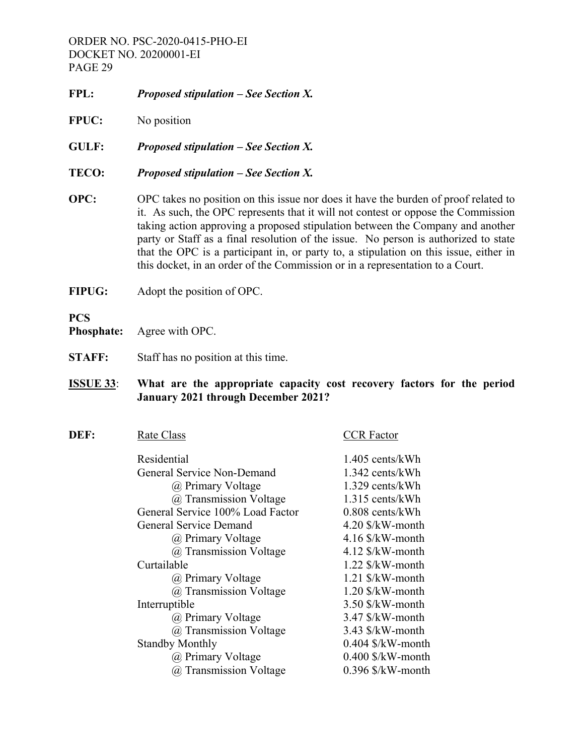**FPL:** ***Proposed stipulation – See Section X.***

**FPUC:** No position

**GULF:** ***Proposed stipulation – See Section X.***

**TECO:** ***Proposed stipulation – See Section X.***

**OPC:** OPC takes no position on this issue nor does it have the burden of proof related to it. As such, the OPC represents that it will not contest or oppose the Commission taking action approving a proposed stipulation between the Company and another party or Staff as a final resolution of the issue. No person is authorized to state that the OPC is a participant in, or party to, a stipulation on this issue, either in this docket, in an order of the Commission or in a representation to a Court.

**FIPUG:** Adopt the position of OPC.

**PCS Phosphate:** Agree with OPC.

**STAFF:** Staff has no position at this time.

**ISSUE 33**: **What are the appropriate capacity cost recovery factors for the period January 2021 through December 2021?**

**DEF:**

| Rate Class | CCR Factor |
|---|---|
| Residential | 1.405 cents/kWh |
| General Service Non-Demand | 1.342 cents/kWh |
| @ Primary Voltage | 1.329 cents/kWh |
| @ Transmission Voltage | 1.315 cents/kWh |
| General Service 100% Load Factor | 0.808 cents/kWh |
| General Service Demand | 4.20 $/kW-month |
| @ Primary Voltage | 4.16 $/kW-month |
| @ Transmission Voltage | 4.12 $/kW-month |
| Curtailable | 1.22 $/kW-month |
| @ Primary Voltage | 1.21 $/kW-month |
| @ Transmission Voltage | 1.20 $/kW-month |
| Interruptible | 3.50 $/kW-month |
| @ Primary Voltage | 3.47 $/kW-month |
| @ Transmission Voltage | 3.43 $/kW-month |
| Standby Monthly | 0.404 $/kW-month |
| @ Primary Voltage | 0.400 $/kW-month |
| @ Transmission Voltage | 0.396 $/kW-month |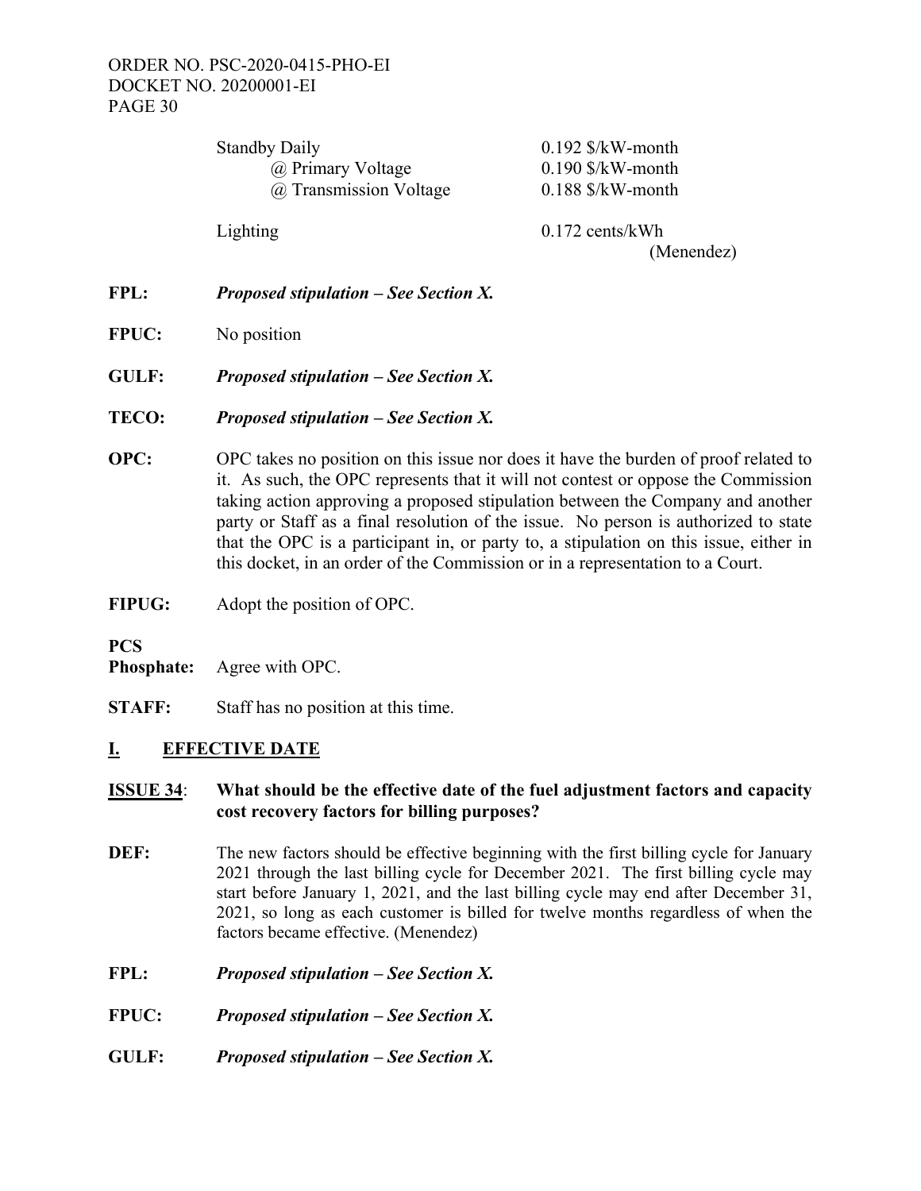| | |
|---|---|
| Standby Daily | 0.192 $/kW-month |
| @ Primary Voltage | 0.190 $/kW-month |
| @ Transmission Voltage | 0.188 $/kW-month |
| Lighting | 0.172 cents/kWh |

(Menendez)

**FPL:** ***Proposed stipulation – See Section X.***

**FPUC:** No position

**GULF:** ***Proposed stipulation – See Section X.***

**TECO:** ***Proposed stipulation – See Section X.***

**OPC:** OPC takes no position on this issue nor does it have the burden of proof related to it. As such, the OPC represents that it will not contest or oppose the Commission taking action approving a proposed stipulation between the Company and another party or Staff as a final resolution of the issue. No person is authorized to state that the OPC is a participant in, or party to, a stipulation on this issue, either in this docket, in an order of the Commission or in a representation to a Court.

**FIPUG:** Adopt the position of OPC.

**PCS Phosphate:** Agree with OPC.

**STAFF:** Staff has no position at this time.

## I. EFFECTIVE DATE

**ISSUE 34: What should be the effective date of the fuel adjustment factors and capacity cost recovery factors for billing purposes?**

**DEF:** The new factors should be effective beginning with the first billing cycle for January 2021 through the last billing cycle for December 2021. The first billing cycle may start before January 1, 2021, and the last billing cycle may end after December 31, 2021, so long as each customer is billed for twelve months regardless of when the factors became effective. (Menendez)

**FPL:** ***Proposed stipulation – See Section X.***

**FPUC:** ***Proposed stipulation – See Section X.***

**GULF:** ***Proposed stipulation – See Section X.***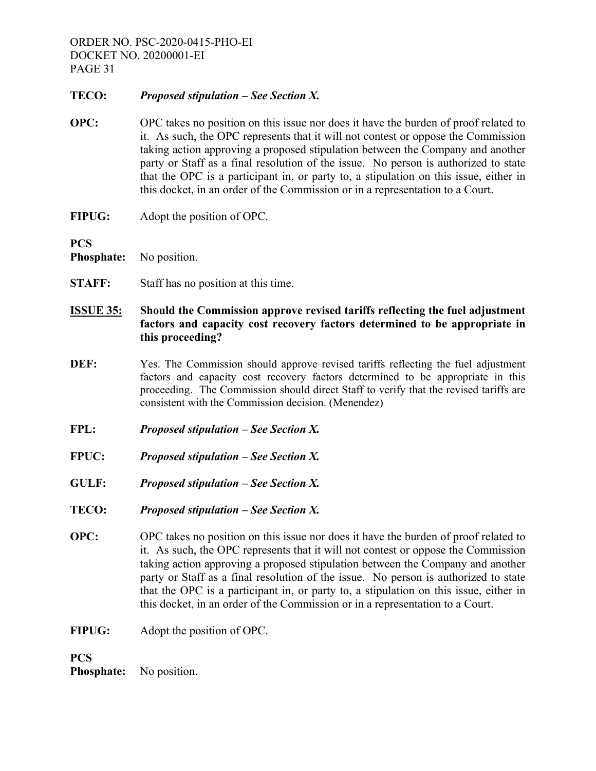**TECO:** ***Proposed stipulation – See Section X.***

**OPC:** OPC takes no position on this issue nor does it have the burden of proof related to it. As such, the OPC represents that it will not contest or oppose the Commission taking action approving a proposed stipulation between the Company and another party or Staff as a final resolution of the issue. No person is authorized to state that the OPC is a participant in, or party to, a stipulation on this issue, either in this docket, in an order of the Commission or in a representation to a Court.

**FIPUG:** Adopt the position of OPC.

**PCS Phosphate:** No position.

**STAFF:** Staff has no position at this time.

**<u>ISSUE 35:</u> Should the Commission approve revised tariffs reflecting the fuel adjustment factors and capacity cost recovery factors determined to be appropriate in this proceeding?**

**DEF:** Yes. The Commission should approve revised tariffs reflecting the fuel adjustment factors and capacity cost recovery factors determined to be appropriate in this proceeding. The Commission should direct Staff to verify that the revised tariffs are consistent with the Commission decision. (Menendez)

**FPL:** ***Proposed stipulation – See Section X.***

**FPUC:** ***Proposed stipulation – See Section X.***

**GULF:** ***Proposed stipulation – See Section X.***

**TECO:** ***Proposed stipulation – See Section X.***

**OPC:** OPC takes no position on this issue nor does it have the burden of proof related to it. As such, the OPC represents that it will not contest or oppose the Commission taking action approving a proposed stipulation between the Company and another party or Staff as a final resolution of the issue. No person is authorized to state that the OPC is a participant in, or party to, a stipulation on this issue, either in this docket, in an order of the Commission or in a representation to a Court.

**FIPUG:** Adopt the position of OPC.

**PCS Phosphate:** No position.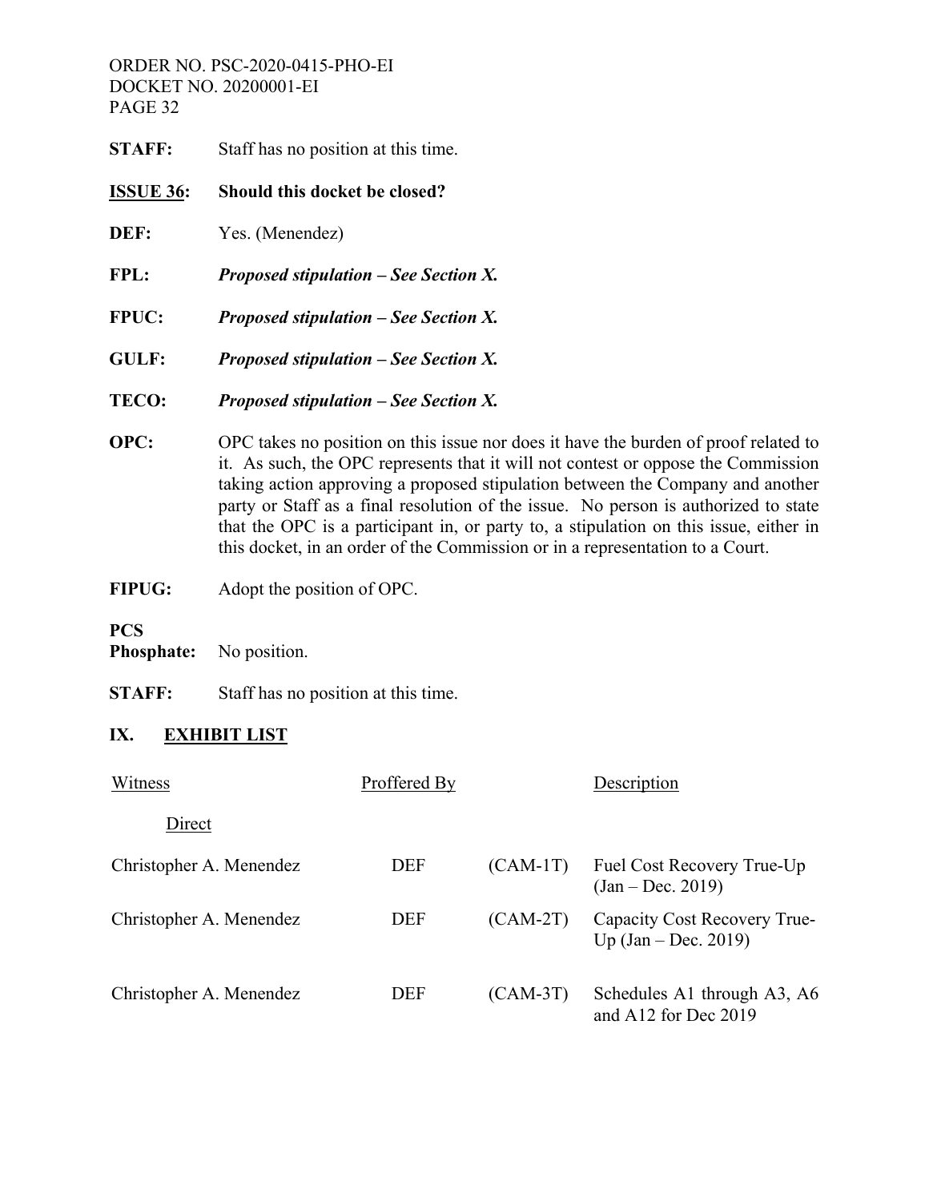**STAFF:** Staff has no position at this time.

**<u>ISSUE 36</u>: Should this docket be closed?**

**DEF:** Yes. (Menendez)

**FPL:** ***Proposed stipulation – See Section X.***

**FPUC:** ***Proposed stipulation – See Section X.***

**GULF:** ***Proposed stipulation – See Section X.***

**TECO:** ***Proposed stipulation – See Section X.***

**OPC:** OPC takes no position on this issue nor does it have the burden of proof related to it. As such, the OPC represents that it will not contest or oppose the Commission taking action approving a proposed stipulation between the Company and another party or Staff as a final resolution of the issue. No person is authorized to state that the OPC is a participant in, or party to, a stipulation on this issue, either in this docket, in an order of the Commission or in a representation to a Court.

**FIPUG:** Adopt the position of OPC.

**PCS Phosphate:** No position.

**STAFF:** Staff has no position at this time.

## IX. <u>EXHIBIT LIST</u>

| Witness | Proffered By | | Description |
|---|---|---|---|
| Direct | | | |
| Christopher A. Menendez | DEF | (CAM-1T) | Fuel Cost Recovery True-Up (Jan – Dec. 2019) |
| Christopher A. Menendez | DEF | (CAM-2T) | Capacity Cost Recovery True-Up (Jan – Dec. 2019) |
| Christopher A. Menendez | DEF | (CAM-3T) | Schedules A1 through A3, A6 and A12 for Dec 2019 |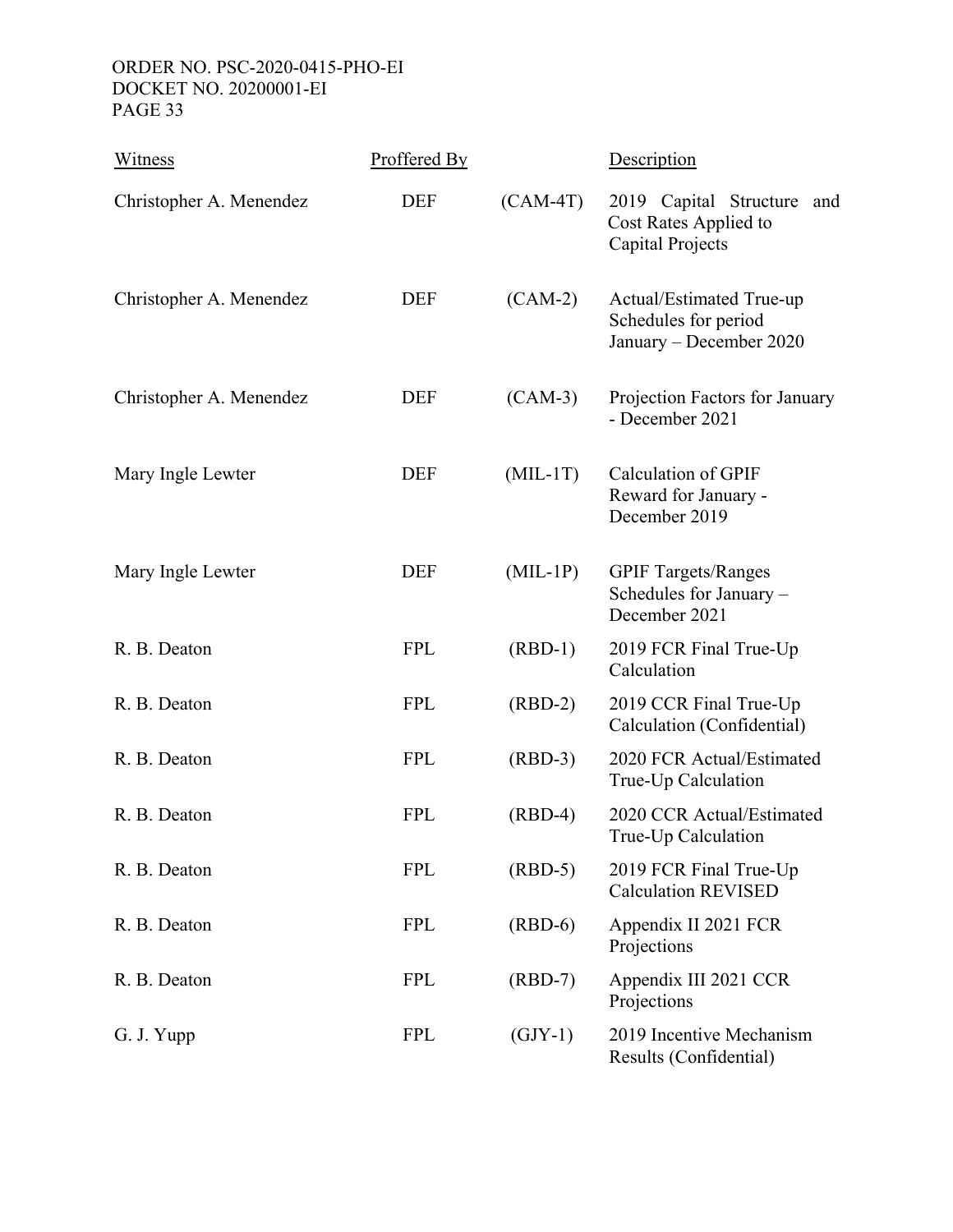| Witness | Proffered By | | Description |
|---|---|---|---|
| Christopher A. Menendez | DEF | (CAM-4T) | 2019 Capital Structure and Cost Rates Applied to Capital Projects |
| Christopher A. Menendez | DEF | (CAM-2) | Actual/Estimated True-up Schedules for period January – December 2020 |
| Christopher A. Menendez | DEF | (CAM-3) | Projection Factors for January - December 2021 |
| Mary Ingle Lewter | DEF | (MIL-1T) | Calculation of GPIF Reward for January - December 2019 |
| Mary Ingle Lewter | DEF | (MIL-1P) | GPIF Targets/Ranges Schedules for January – December 2021 |
| R. B. Deaton | FPL | (RBD-1) | 2019 FCR Final True-Up Calculation |
| R. B. Deaton | FPL | (RBD-2) | 2019 CCR Final True-Up Calculation (Confidential) |
| R. B. Deaton | FPL | (RBD-3) | 2020 FCR Actual/Estimated True-Up Calculation |
| R. B. Deaton | FPL | (RBD-4) | 2020 CCR Actual/Estimated True-Up Calculation |
| R. B. Deaton | FPL | (RBD-5) | 2019 FCR Final True-Up Calculation REVISED |
| R. B. Deaton | FPL | (RBD-6) | Appendix II 2021 FCR Projections |
| R. B. Deaton | FPL | (RBD-7) | Appendix III 2021 CCR Projections |
| G. J. Yupp | FPL | (GJY-1) | 2019 Incentive Mechanism Results (Confidential) |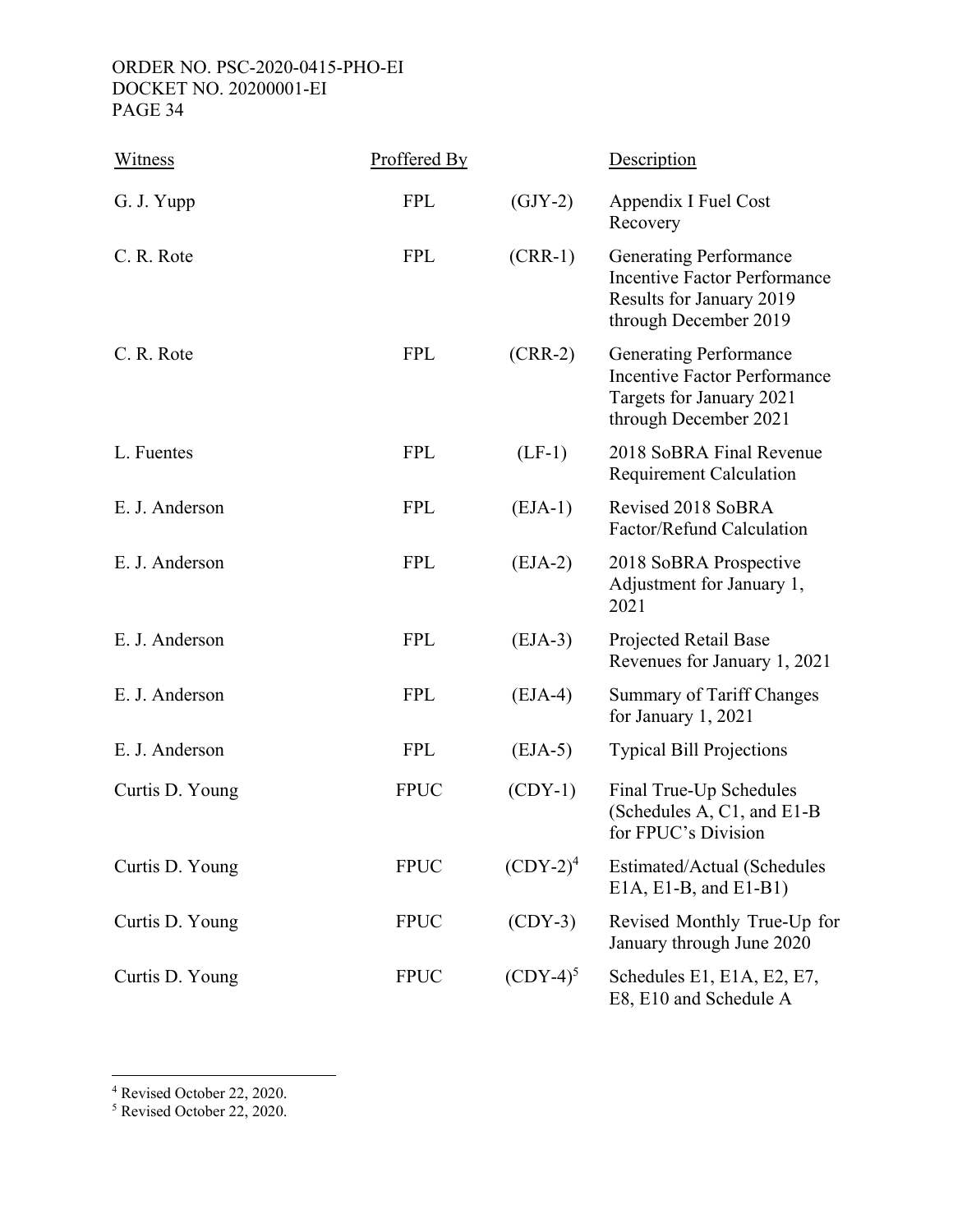| Witness | Proffered By | | Description |
|---|---|---|---|
| G. J. Yupp | FPL | (GJY-2) | Appendix I Fuel Cost Recovery |
| C. R. Rote | FPL | (CRR-1) | Generating Performance Incentive Factor Performance Results for January 2019 through December 2019 |
| C. R. Rote | FPL | (CRR-2) | Generating Performance Incentive Factor Performance Targets for January 2021 through December 2021 |
| L. Fuentes | FPL | (LF-1) | 2018 SoBRA Final Revenue Requirement Calculation |
| E. J. Anderson | FPL | (EJA-1) | Revised 2018 SoBRA Factor/Refund Calculation |
| E. J. Anderson | FPL | (EJA-2) | 2018 SoBRA Prospective Adjustment for January 1, 2021 |
| E. J. Anderson | FPL | (EJA-3) | Projected Retail Base Revenues for January 1, 2021 |
| E. J. Anderson | FPL | (EJA-4) | Summary of Tariff Changes for January 1, 2021 |
| E. J. Anderson | FPL | (EJA-5) | Typical Bill Projections |
| Curtis D. Young | FPUC | (CDY-1) | Final True-Up Schedules (Schedules A, C1, and E1-B for FPUC's Division |
| Curtis D. Young | FPUC | (CDY-2)[4] | Estimated/Actual (Schedules E1A, E1-B, and E1-B1) |
| Curtis D. Young | FPUC | (CDY-3) | Revised Monthly True-Up for January through June 2020 |
| Curtis D. Young | FPUC | (CDY-4)[5] | Schedules E1, E1A, E2, E7, E8, E10 and Schedule A |

[4] Revised October 22, 2020.

[5] Revised October 22, 2020.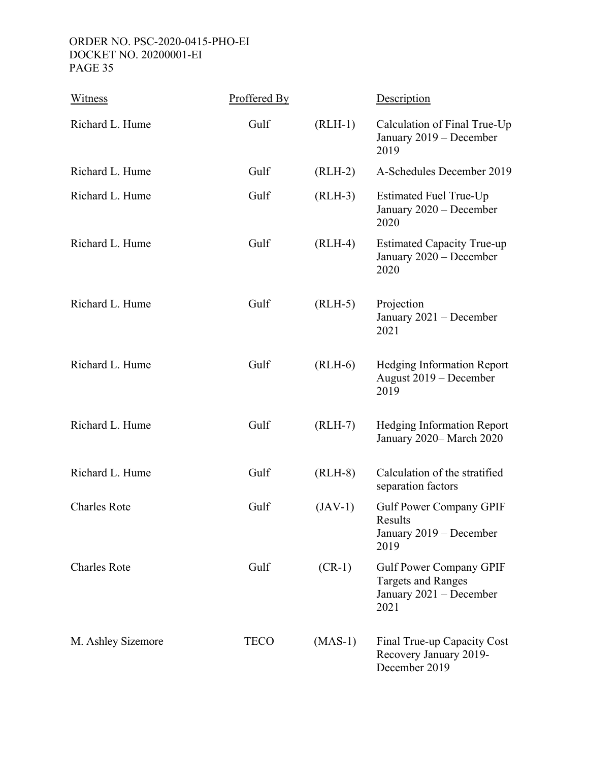| Witness | Proffered By | | Description |
|---|---|---|---|
| Richard L. Hume | Gulf | (RLH-1) | Calculation of Final True-Up January 2019 – December 2019 |
| Richard L. Hume | Gulf | (RLH-2) | A-Schedules December 2019 |
| Richard L. Hume | Gulf | (RLH-3) | Estimated Fuel True-Up January 2020 – December 2020 |
| Richard L. Hume | Gulf | (RLH-4) | Estimated Capacity True-up January 2020 – December 2020 |
| Richard L. Hume | Gulf | (RLH-5) | Projection January 2021 – December 2021 |
| Richard L. Hume | Gulf | (RLH-6) | Hedging Information Report August 2019 – December 2019 |
| Richard L. Hume | Gulf | (RLH-7) | Hedging Information Report January 2020– March 2020 |
| Richard L. Hume | Gulf | (RLH-8) | Calculation of the stratified separation factors |
| Charles Rote | Gulf | (JAV-1) | Gulf Power Company GPIF Results January 2019 – December 2019 |
| Charles Rote | Gulf | (CR-1) | Gulf Power Company GPIF Targets and Ranges January 2021 – December 2021 |
| M. Ashley Sizemore | TECO | (MAS-1) | Final True-up Capacity Cost Recovery January 2019-December 2019 |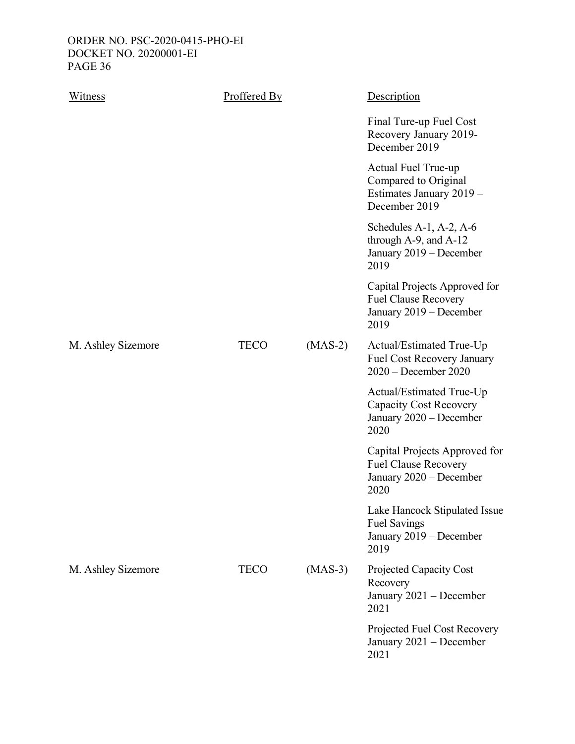| Witness | Proffered By | | Description |
|---|---|---|---|
| | | | Final Ture-up Fuel Cost Recovery January 2019-December 2019 |
| | | | Actual Fuel True-up Compared to Original Estimates January 2019 – December 2019 |
| | | | Schedules A-1, A-2, A-6 through A-9, and A-12 January 2019 – December 2019 |
| | | | Capital Projects Approved for Fuel Clause Recovery January 2019 – December 2019 |
| M. Ashley Sizemore | TECO | (MAS-2) | Actual/Estimated True-Up Fuel Cost Recovery January 2020 – December 2020 |
| | | | Actual/Estimated True-Up Capacity Cost Recovery January 2020 – December 2020 |
| | | | Capital Projects Approved for Fuel Clause Recovery January 2020 – December 2020 |
| | | | Lake Hancock Stipulated Issue Fuel Savings January 2019 – December 2019 |
| M. Ashley Sizemore | TECO | (MAS-3) | Projected Capacity Cost Recovery January 2021 – December 2021 |
| | | | Projected Fuel Cost Recovery January 2021 – December 2021 |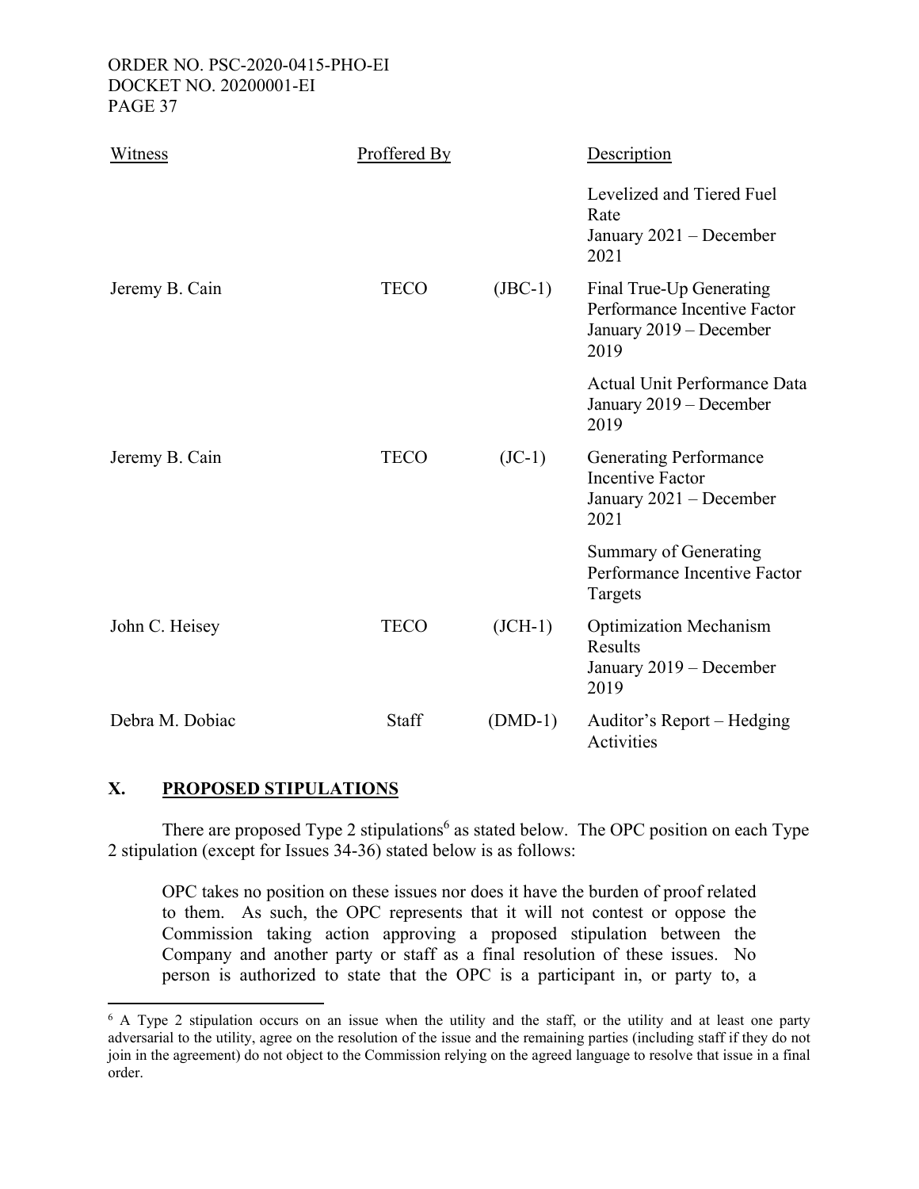| Witness | Proffered By | | Description |
|---|---|---|---|
| | | | Levelized and Tiered Fuel Rate<br>January 2021 – December 2021 |
| Jeremy B. Cain | TECO | (JBC-1) | Final True-Up Generating Performance Incentive Factor<br>January 2019 – December 2019 |
| | | | Actual Unit Performance Data<br>January 2019 – December 2019 |
| Jeremy B. Cain | TECO | (JC-1) | Generating Performance Incentive Factor<br>January 2021 – December 2021 |
| | | | Summary of Generating Performance Incentive Factor Targets |
| John C. Heisey | TECO | (JCH-1) | Optimization Mechanism Results<br>January 2019 – December 2019 |
| Debra M. Dobiac | Staff | (DMD-1) | Auditor's Report – Hedging Activities |

## X. PROPOSED STIPULATIONS

There are proposed Type 2 stipulations[6] as stated below. The OPC position on each Type 2 stipulation (except for Issues 34-36) stated below is as follows:

> OPC takes no position on these issues nor does it have the burden of proof related to them. As such, the OPC represents that it will not contest or oppose the Commission taking action approving a proposed stipulation between the Company and another party or staff as a final resolution of these issues. No person is authorized to state that the OPC is a participant in, or party to, a

[6] A Type 2 stipulation occurs on an issue when the utility and the staff, or the utility and at least one party adversarial to the utility, agree on the resolution of the issue and the remaining parties (including staff if they do not join in the agreement) do not object to the Commission relying on the agreed language to resolve that issue in a final order.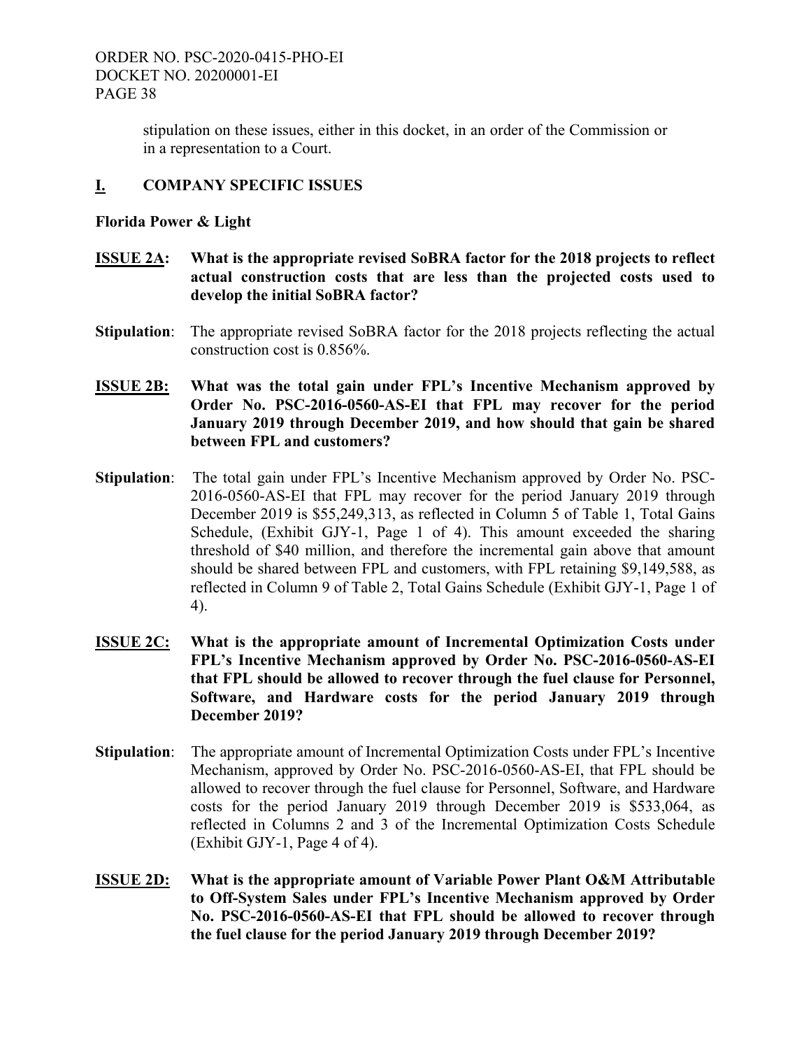stipulation on these issues, either in this docket, in an order of the Commission or in a representation to a Court.

## I. COMPANY SPECIFIC ISSUES

**Florida Power & Light**

**ISSUE 2A: What is the appropriate revised SoBRA factor for the 2018 projects to reflect actual construction costs that are less than the projected costs used to develop the initial SoBRA factor?**

**Stipulation**: The appropriate revised SoBRA factor for the 2018 projects reflecting the actual construction cost is 0.856%.

**ISSUE 2B: What was the total gain under FPL's Incentive Mechanism approved by Order No. PSC-2016-0560-AS-EI that FPL may recover for the period January 2019 through December 2019, and how should that gain be shared between FPL and customers?**

**Stipulation**: The total gain under FPL's Incentive Mechanism approved by Order No. PSC-2016-0560-AS-EI that FPL may recover for the period January 2019 through December 2019 is $55,249,313, as reflected in Column 5 of Table 1, Total Gains Schedule, (Exhibit GJY-1, Page 1 of 4). This amount exceeded the sharing threshold of $40 million, and therefore the incremental gain above that amount should be shared between FPL and customers, with FPL retaining $9,149,588, as reflected in Column 9 of Table 2, Total Gains Schedule (Exhibit GJY-1, Page 1 of 4).

**ISSUE 2C: What is the appropriate amount of Incremental Optimization Costs under FPL's Incentive Mechanism approved by Order No. PSC-2016-0560-AS-EI that FPL should be allowed to recover through the fuel clause for Personnel, Software, and Hardware costs for the period January 2019 through December 2019?**

**Stipulation**: The appropriate amount of Incremental Optimization Costs under FPL's Incentive Mechanism, approved by Order No. PSC-2016-0560-AS-EI, that FPL should be allowed to recover through the fuel clause for Personnel, Software, and Hardware costs for the period January 2019 through December 2019 is $533,064, as reflected in Columns 2 and 3 of the Incremental Optimization Costs Schedule (Exhibit GJY-1, Page 4 of 4).

**ISSUE 2D: What is the appropriate amount of Variable Power Plant O&M Attributable to Off-System Sales under FPL's Incentive Mechanism approved by Order No. PSC-2016-0560-AS-EI that FPL should be allowed to recover through the fuel clause for the period January 2019 through December 2019?**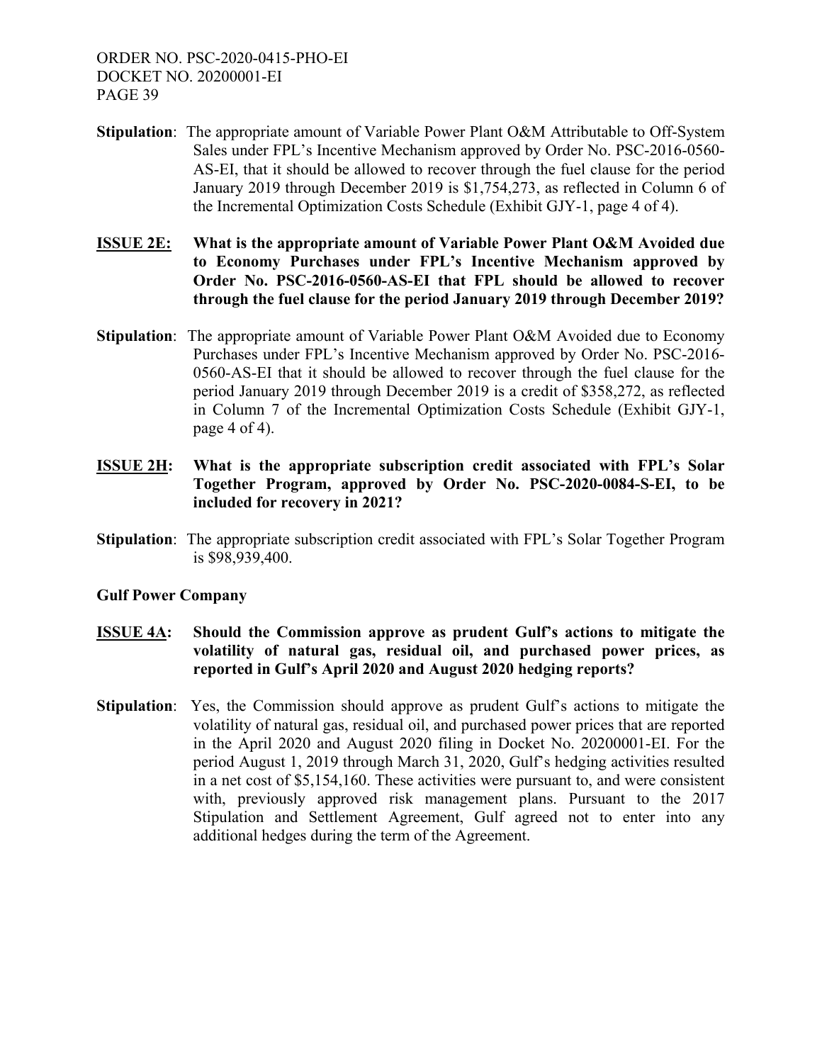**Stipulation**: The appropriate amount of Variable Power Plant O&M Attributable to Off-System Sales under FPL's Incentive Mechanism approved by Order No. PSC-2016-0560-AS-EI, that it should be allowed to recover through the fuel clause for the period January 2019 through December 2019 is $1,754,273, as reflected in Column 6 of the Incremental Optimization Costs Schedule (Exhibit GJY-1, page 4 of 4).

**ISSUE 2E: What is the appropriate amount of Variable Power Plant O&M Avoided due to Economy Purchases under FPL's Incentive Mechanism approved by Order No. PSC-2016-0560-AS-EI that FPL should be allowed to recover through the fuel clause for the period January 2019 through December 2019?**

**Stipulation**: The appropriate amount of Variable Power Plant O&M Avoided due to Economy Purchases under FPL's Incentive Mechanism approved by Order No. PSC-2016-0560-AS-EI that it should be allowed to recover through the fuel clause for the period January 2019 through December 2019 is a credit of $358,272, as reflected in Column 7 of the Incremental Optimization Costs Schedule (Exhibit GJY-1, page 4 of 4).

**ISSUE 2H: What is the appropriate subscription credit associated with FPL's Solar Together Program, approved by Order No. PSC-2020-0084-S-EI, to be included for recovery in 2021?**

**Stipulation**: The appropriate subscription credit associated with FPL's Solar Together Program is $98,939,400.

**Gulf Power Company**

**ISSUE 4A: Should the Commission approve as prudent Gulf's actions to mitigate the volatility of natural gas, residual oil, and purchased power prices, as reported in Gulf's April 2020 and August 2020 hedging reports?**

**Stipulation**: Yes, the Commission should approve as prudent Gulf's actions to mitigate the volatility of natural gas, residual oil, and purchased power prices that are reported in the April 2020 and August 2020 filing in Docket No. 20200001-EI. For the period August 1, 2019 through March 31, 2020, Gulf's hedging activities resulted in a net cost of $5,154,160. These activities were pursuant to, and were consistent with, previously approved risk management plans. Pursuant to the 2017 Stipulation and Settlement Agreement, Gulf agreed not to enter into any additional hedges during the term of the Agreement.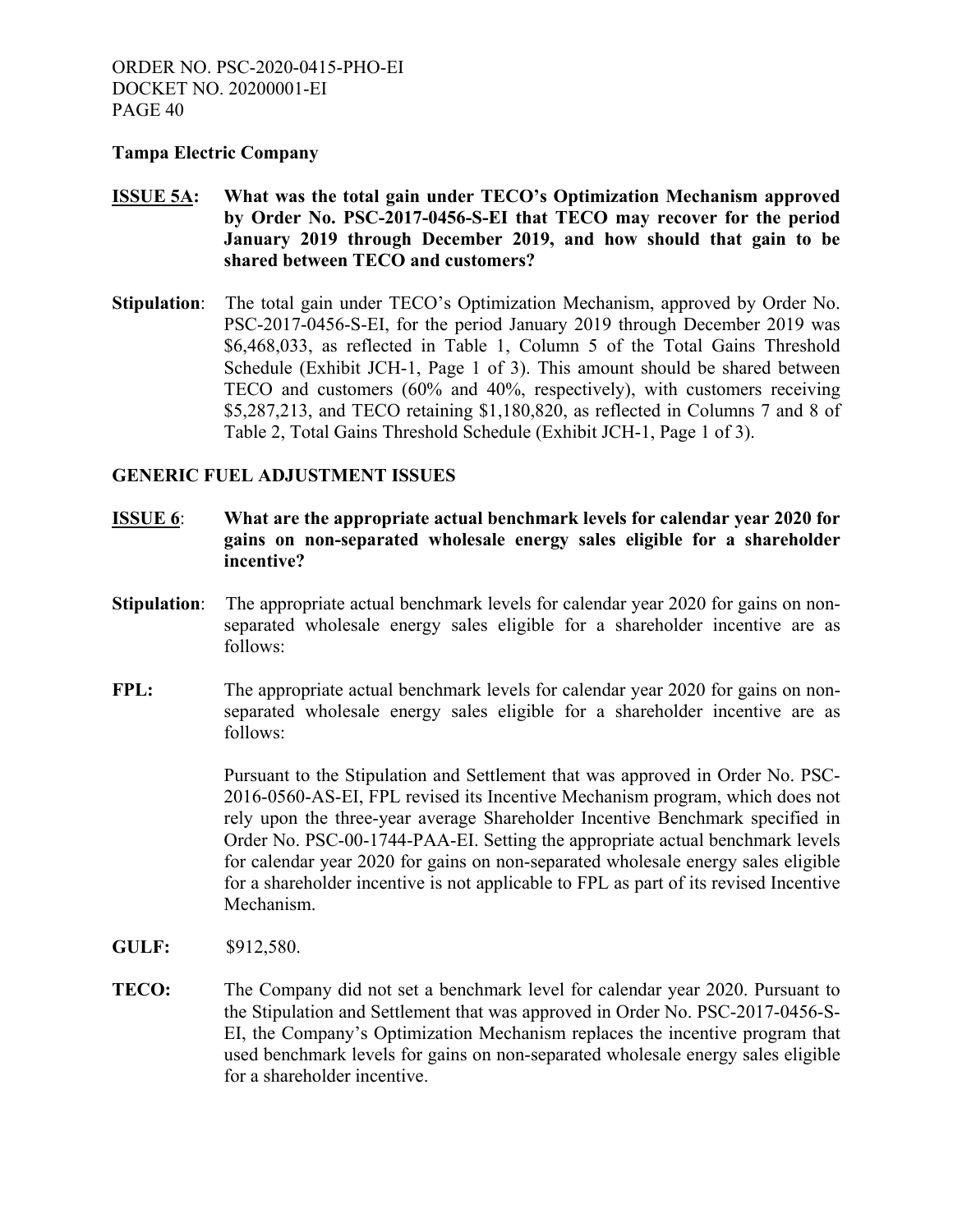**Tampa Electric Company**

**ISSUE 5A: What was the total gain under TECO's Optimization Mechanism approved by Order No. PSC-2017-0456-S-EI that TECO may recover for the period January 2019 through December 2019, and how should that gain to be shared between TECO and customers?**

**Stipulation**: The total gain under TECO's Optimization Mechanism, approved by Order No. PSC-2017-0456-S-EI, for the period January 2019 through December 2019 was $6,468,033, as reflected in Table 1, Column 5 of the Total Gains Threshold Schedule (Exhibit JCH-1, Page 1 of 3). This amount should be shared between TECO and customers (60% and 40%, respectively), with customers receiving $5,287,213, and TECO retaining $1,180,820, as reflected in Columns 7 and 8 of Table 2, Total Gains Threshold Schedule (Exhibit JCH-1, Page 1 of 3).

**GENERIC FUEL ADJUSTMENT ISSUES**

**ISSUE 6: What are the appropriate actual benchmark levels for calendar year 2020 for gains on non-separated wholesale energy sales eligible for a shareholder incentive?**

**Stipulation**: The appropriate actual benchmark levels for calendar year 2020 for gains on non-separated wholesale energy sales eligible for a shareholder incentive are as follows:

**FPL:** The appropriate actual benchmark levels for calendar year 2020 for gains on non-separated wholesale energy sales eligible for a shareholder incentive are as follows:

Pursuant to the Stipulation and Settlement that was approved in Order No. PSC-2016-0560-AS-EI, FPL revised its Incentive Mechanism program, which does not rely upon the three-year average Shareholder Incentive Benchmark specified in Order No. PSC-00-1744-PAA-EI. Setting the appropriate actual benchmark levels for calendar year 2020 for gains on non-separated wholesale energy sales eligible for a shareholder incentive is not applicable to FPL as part of its revised Incentive Mechanism.

**GULF:** $912,580.

**TECO:** The Company did not set a benchmark level for calendar year 2020. Pursuant to the Stipulation and Settlement that was approved in Order No. PSC-2017-0456-S-EI, the Company's Optimization Mechanism replaces the incentive program that used benchmark levels for gains on non-separated wholesale energy sales eligible for a shareholder incentive.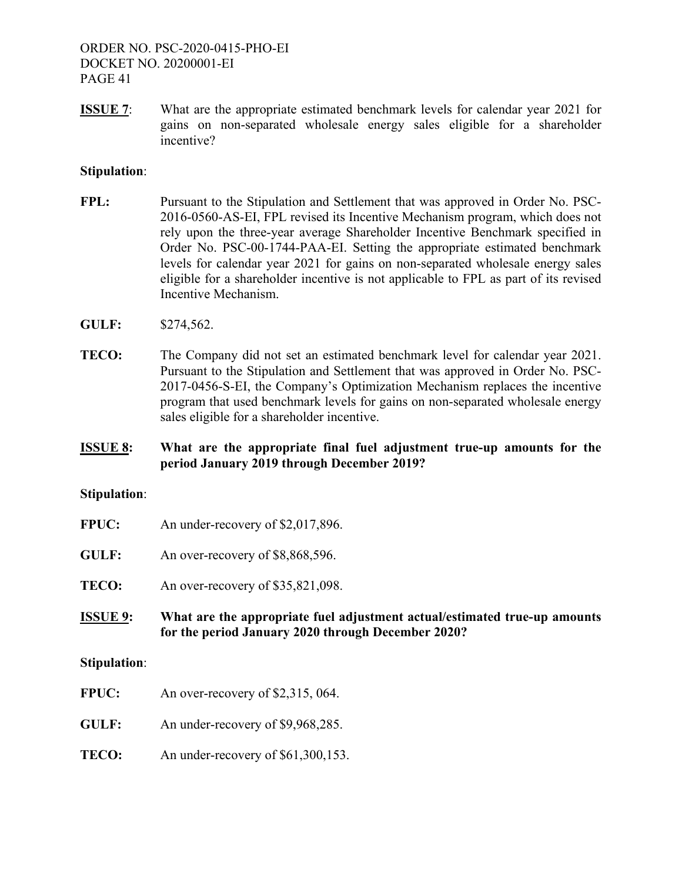**ISSUE 7**: What are the appropriate estimated benchmark levels for calendar year 2021 for gains on non-separated wholesale energy sales eligible for a shareholder incentive?

**Stipulation**:

**FPL:** Pursuant to the Stipulation and Settlement that was approved in Order No. PSC-2016-0560-AS-EI, FPL revised its Incentive Mechanism program, which does not rely upon the three-year average Shareholder Incentive Benchmark specified in Order No. PSC-00-1744-PAA-EI. Setting the appropriate estimated benchmark levels for calendar year 2021 for gains on non-separated wholesale energy sales eligible for a shareholder incentive is not applicable to FPL as part of its revised Incentive Mechanism.

**GULF:** $274,562.

**TECO:** The Company did not set an estimated benchmark level for calendar year 2021. Pursuant to the Stipulation and Settlement that was approved in Order No. PSC-2017-0456-S-EI, the Company's Optimization Mechanism replaces the incentive program that used benchmark levels for gains on non-separated wholesale energy sales eligible for a shareholder incentive.

**ISSUE 8: What are the appropriate final fuel adjustment true-up amounts for the period January 2019 through December 2019?**

**Stipulation**:

**FPUC:** An under-recovery of $2,017,896.

**GULF:** An over-recovery of $8,868,596.

**TECO:** An over-recovery of $35,821,098.

**ISSUE 9: What are the appropriate fuel adjustment actual/estimated true-up amounts for the period January 2020 through December 2020?**

**Stipulation**:

**FPUC:** An over-recovery of $2,315, 064.

**GULF:** An under-recovery of $9,968,285.

**TECO:** An under-recovery of $61,300,153.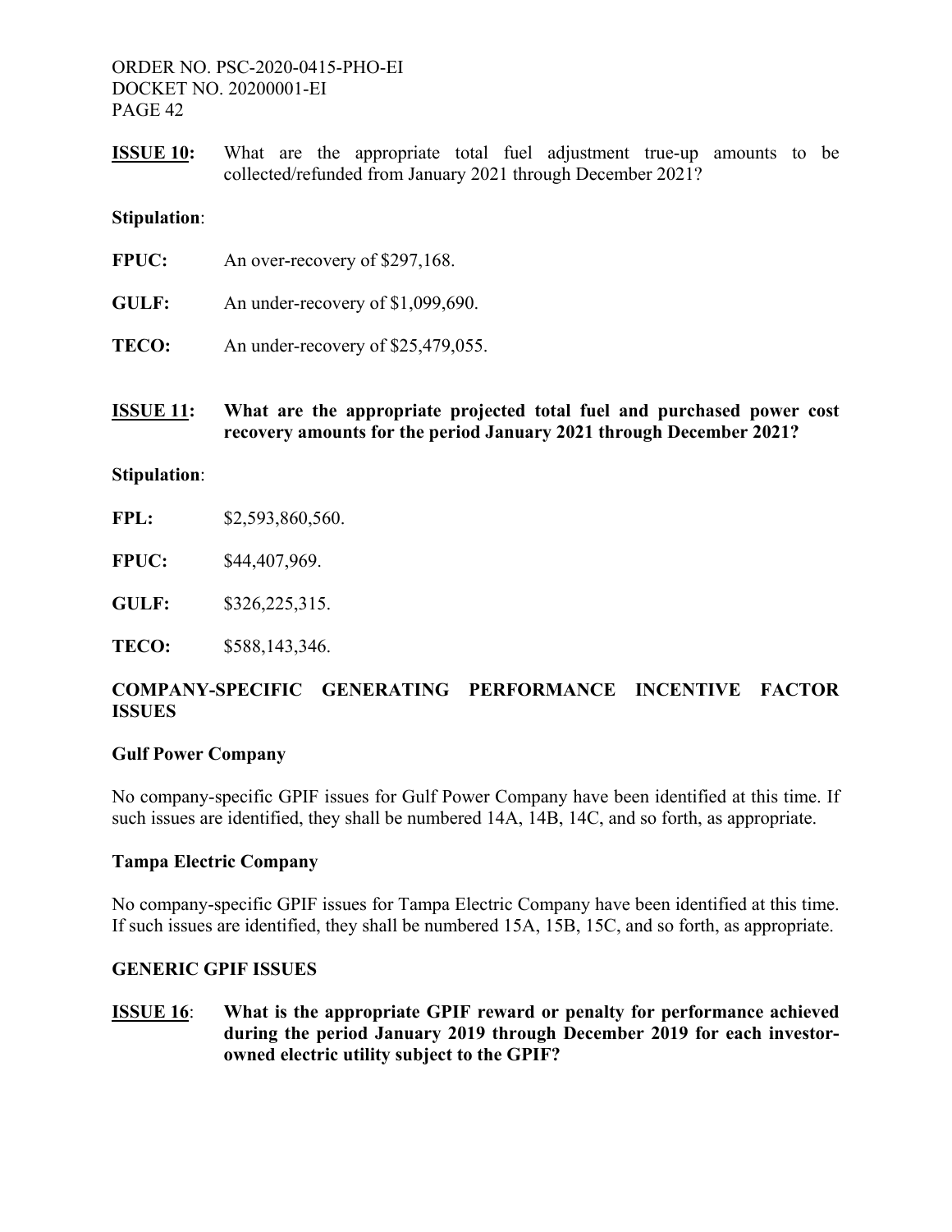**ISSUE 10:** What are the appropriate total fuel adjustment true-up amounts to be collected/refunded from January 2021 through December 2021?

**Stipulation**:

**FPUC:** An over-recovery of $297,168.

**GULF:** An under-recovery of $1,099,690.

**TECO:** An under-recovery of $25,479,055.

**ISSUE 11: What are the appropriate projected total fuel and purchased power cost recovery amounts for the period January 2021 through December 2021?**

**Stipulation**:

**FPL:** $2,593,860,560.

**FPUC:** $44,407,969.

**GULF:** $326,225,315.

**TECO:** $588,143,346.

## COMPANY-SPECIFIC GENERATING PERFORMANCE INCENTIVE FACTOR ISSUES

### Gulf Power Company

No company-specific GPIF issues for Gulf Power Company have been identified at this time. If such issues are identified, they shall be numbered 14A, 14B, 14C, and so forth, as appropriate.

### Tampa Electric Company

No company-specific GPIF issues for Tampa Electric Company have been identified at this time. If such issues are identified, they shall be numbered 15A, 15B, 15C, and so forth, as appropriate.

## GENERIC GPIF ISSUES

**ISSUE 16**: **What is the appropriate GPIF reward or penalty for performance achieved during the period January 2019 through December 2019 for each investor-owned electric utility subject to the GPIF?**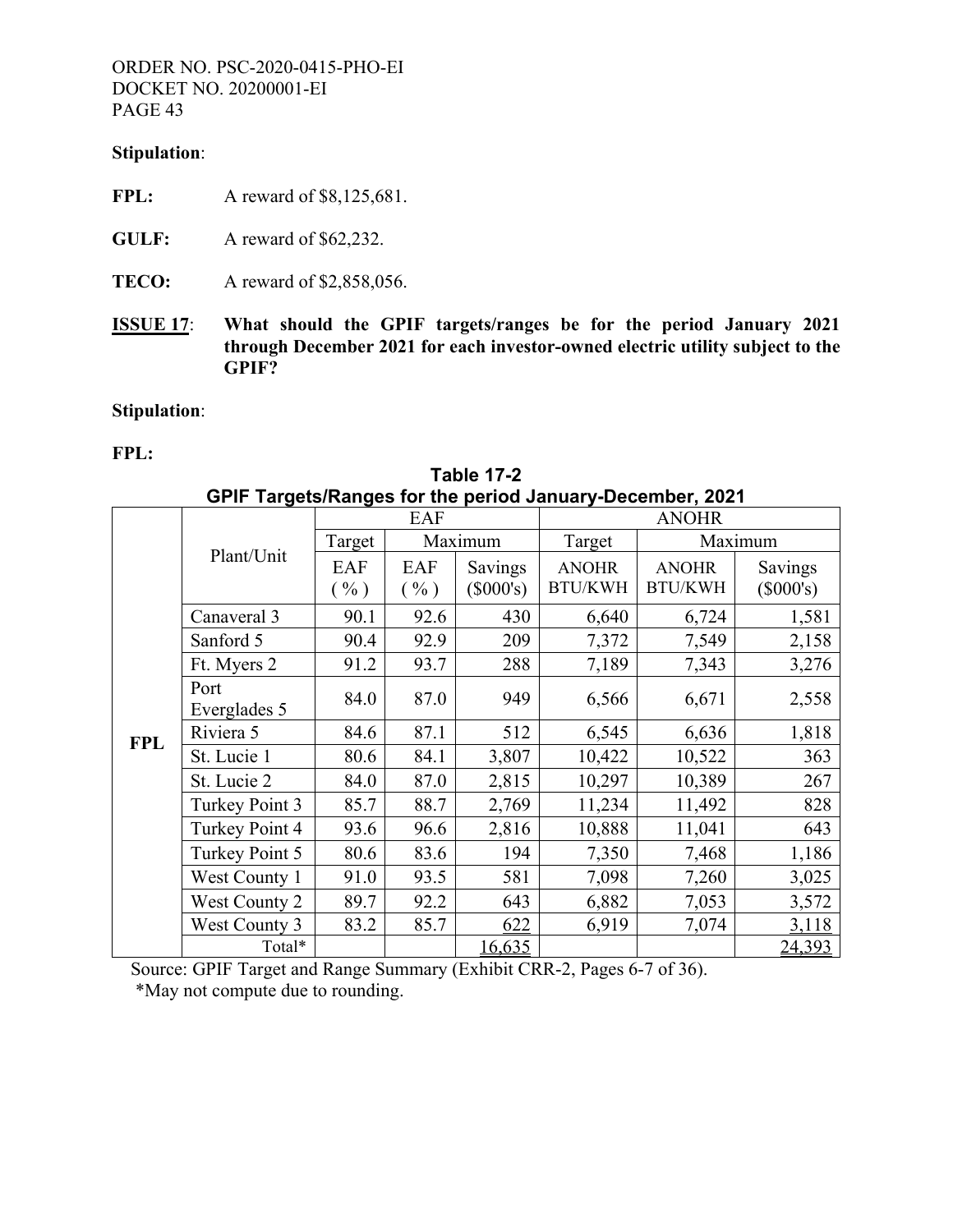**Stipulation**:

**FPL:** A reward of $8,125,681.

**GULF:** A reward of $62,232.

**TECO:** A reward of $2,858,056.

**ISSUE 17**: **What should the GPIF targets/ranges be for the period January 2021 through December 2021 for each investor-owned electric utility subject to the GPIF?**

**Stipulation**:

**FPL:**

**Table 17-2**
**GPIF Targets/Ranges for the period January-December, 2021**

| | Plant/Unit | EAF | | | ANOHR | | |
|---|---|---|---|---|---|---|---|
| | | Target | Maximum | | Target | Maximum | |
| | | EAF ( % ) | EAF ( % ) | Savings ($000's) | ANOHR BTU/KWH | ANOHR BTU/KWH | Savings ($000's) |
| **FPL** | Canaveral 3 | 90.1 | 92.6 | 430 | 6,640 | 6,724 | 1,581 |
| | Sanford 5 | 90.4 | 92.9 | 209 | 7,372 | 7,549 | 2,158 |
| | Ft. Myers 2 | 91.2 | 93.7 | 288 | 7,189 | 7,343 | 3,276 |
| | Port Everglades 5 | 84.0 | 87.0 | 949 | 6,566 | 6,671 | 2,558 |
| | Riviera 5 | 84.6 | 87.1 | 512 | 6,545 | 6,636 | 1,818 |
| | St. Lucie 1 | 80.6 | 84.1 | 3,807 | 10,422 | 10,522 | 363 |
| | St. Lucie 2 | 84.0 | 87.0 | 2,815 | 10,297 | 10,389 | 267 |
| | Turkey Point 3 | 85.7 | 88.7 | 2,769 | 11,234 | 11,492 | 828 |
| | Turkey Point 4 | 93.6 | 96.6 | 2,816 | 10,888 | 11,041 | 643 |
| | Turkey Point 5 | 80.6 | 83.6 | 194 | 7,350 | 7,468 | 1,186 |
| | West County 1 | 91.0 | 93.5 | 581 | 7,098 | 7,260 | 3,025 |
| | West County 2 | 89.7 | 92.2 | 643 | 6,882 | 7,053 | 3,572 |
| | West County 3 | 83.2 | 85.7 | 622 | 6,919 | 7,074 | 3,118 |
| | Total* | | | 16,635 | | | 24,393 |

Source: GPIF Target and Range Summary (Exhibit CRR-2, Pages 6-7 of 36).
*May not compute due to rounding.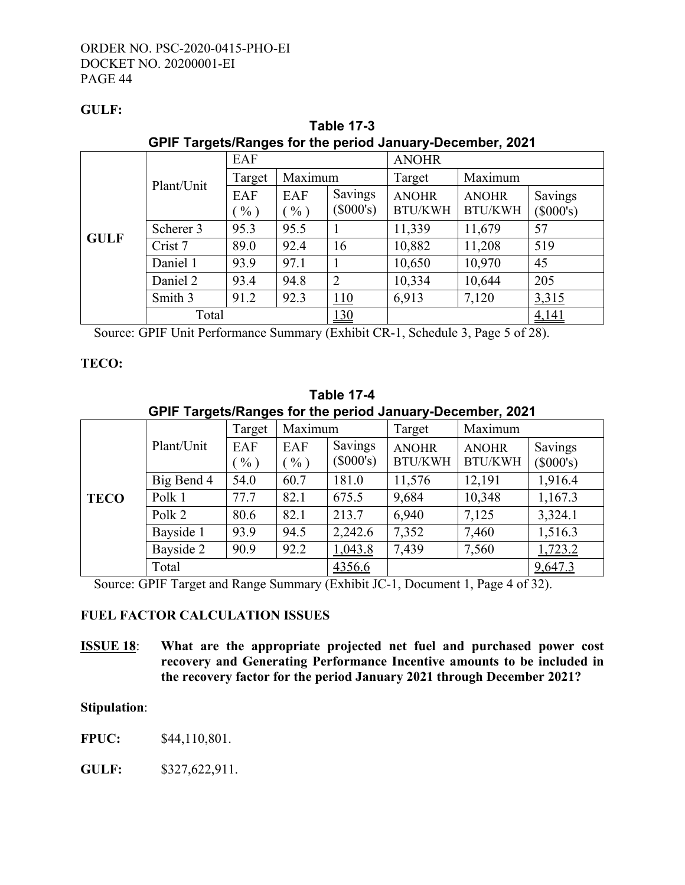**GULF:**

**Table 17-3**
**GPIF Targets/Ranges for the period January-December, 2021**

| | Plant/Unit | EAF | | | ANOHR | | |
|---|---|---|---|---|---|---|---|
| | | Target | Maximum | | Target | Maximum | |
| | | EAF ( % ) | EAF ( % ) | Savings ($000's) | ANOHR BTU/KWH | ANOHR BTU/KWH | Savings ($000's) |
| **GULF** | Scherer 3 | 95.3 | 95.5 | 1 | 11,339 | 11,679 | 57 |
| | Crist 7 | 89.0 | 92.4 | 16 | 10,882 | 11,208 | 519 |
| | Daniel 1 | 93.9 | 97.1 | 1 | 10,650 | 10,970 | 45 |
| | Daniel 2 | 93.4 | 94.8 | 2 | 10,334 | 10,644 | 205 |
| | Smith 3 | 91.2 | 92.3 | 110 | 6,913 | 7,120 | 3,315 |
| | Total | | | 130 | | | 4,141 |

Source: GPIF Unit Performance Summary (Exhibit CR-1, Schedule 3, Page 5 of 28).

**TECO:**

**Table 17-4**
**GPIF Targets/Ranges for the period January-December, 2021**

| | Plant/Unit | Target | Maximum | | Target | Maximum | |
|---|---|---|---|---|---|---|---|
| | | EAF ( % ) | EAF ( % ) | Savings ($000's) | ANOHR BTU/KWH | ANOHR BTU/KWH | Savings ($000's) |
| **TECO** | Big Bend 4 | 54.0 | 60.7 | 181.0 | 11,576 | 12,191 | 1,916.4 |
| | Polk 1 | 77.7 | 82.1 | 675.5 | 9,684 | 10,348 | 1,167.3 |
| | Polk 2 | 80.6 | 82.1 | 213.7 | 6,940 | 7,125 | 3,324.1 |
| | Bayside 1 | 93.9 | 94.5 | 2,242.6 | 7,352 | 7,460 | 1,516.3 |
| | Bayside 2 | 90.9 | 92.2 | 1,043.8 | 7,439 | 7,560 | 1,723.2 |
| | Total | | | 4356.6 | | | 9,647.3 |

Source: GPIF Target and Range Summary (Exhibit JC-1, Document 1, Page 4 of 32).

**FUEL FACTOR CALCULATION ISSUES**

**ISSUE 18**: **What are the appropriate projected net fuel and purchased power cost recovery and Generating Performance Incentive amounts to be included in the recovery factor for the period January 2021 through December 2021?**

**Stipulation**:

**FPUC:** $44,110,801.

**GULF:** $327,622,911.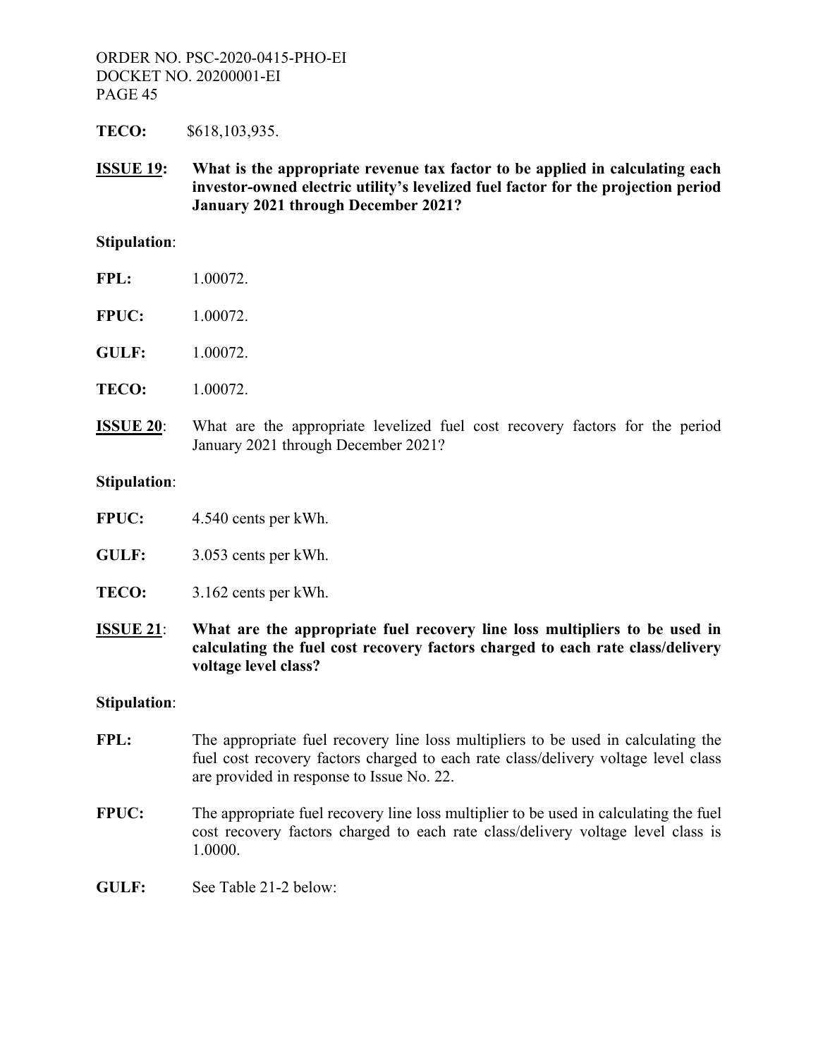**TECO:** $618,103,935.

**ISSUE 19: What is the appropriate revenue tax factor to be applied in calculating each investor-owned electric utility's levelized fuel factor for the projection period January 2021 through December 2021?**

**Stipulation**:

**FPL:** 1.00072.

**FPUC:** 1.00072.

**GULF:** 1.00072.

**TECO:** 1.00072.

**ISSUE 20**: What are the appropriate levelized fuel cost recovery factors for the period January 2021 through December 2021?

**Stipulation**:

**FPUC:** 4.540 cents per kWh.

**GULF:** 3.053 cents per kWh.

**TECO:** 3.162 cents per kWh.

**ISSUE 21**: **What are the appropriate fuel recovery line loss multipliers to be used in calculating the fuel cost recovery factors charged to each rate class/delivery voltage level class?**

**Stipulation**:

**FPL:** The appropriate fuel recovery line loss multipliers to be used in calculating the fuel cost recovery factors charged to each rate class/delivery voltage level class are provided in response to Issue No. 22.

**FPUC:** The appropriate fuel recovery line loss multiplier to be used in calculating the fuel cost recovery factors charged to each rate class/delivery voltage level class is 1.0000.

**GULF:** See Table 21-2 below: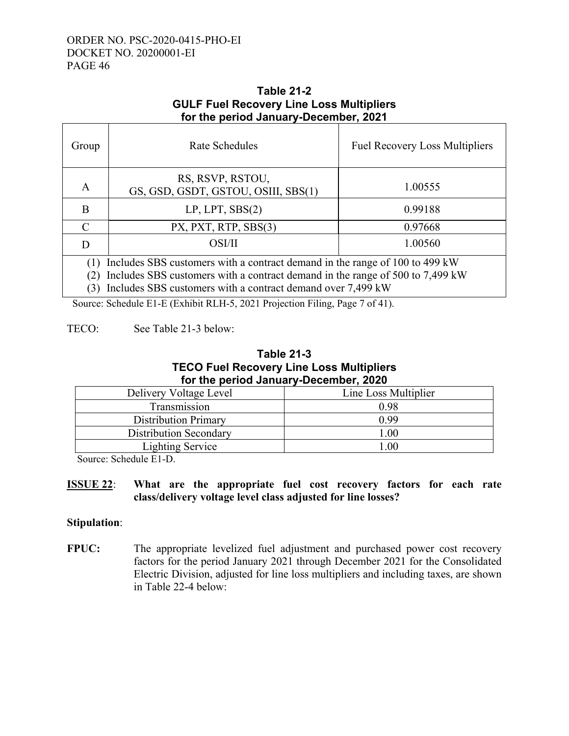**Table 21-2**
**GULF Fuel Recovery Line Loss Multipliers**
**for the period January-December, 2021**

| Group | Rate Schedules | Fuel Recovery Loss Multipliers |
|---|---|---|
| A | RS, RSVP, RSTOU, GS, GSD, GSDT, GSTOU, OSIII, SBS(1) | 1.00555 |
| B | LP, LPT, SBS(2) | 0.99188 |
| C | PX, PXT, RTP, SBS(3) | 0.97668 |
| D | OSI/II | 1.00560 |

(1) Includes SBS customers with a contract demand in the range of 100 to 499 kW
(2) Includes SBS customers with a contract demand in the range of 500 to 7,499 kW
(3) Includes SBS customers with a contract demand over 7,499 kW

Source: Schedule E1-E (Exhibit RLH-5, 2021 Projection Filing, Page 7 of 41).

TECO: See Table 21-3 below:

**Table 21-3**
**TECO Fuel Recovery Line Loss Multipliers**
**for the period January-December, 2020**

| Delivery Voltage Level | Line Loss Multiplier |
|---|---|
| Transmission | 0.98 |
| Distribution Primary | 0.99 |
| Distribution Secondary | 1.00 |
| Lighting Service | 1.00 |

Source: Schedule E1-D.

**ISSUE 22**: **What are the appropriate fuel cost recovery factors for each rate class/delivery voltage level class adjusted for line losses?**

**Stipulation**:

**FPUC:** The appropriate levelized fuel adjustment and purchased power cost recovery factors for the period January 2021 through December 2021 for the Consolidated Electric Division, adjusted for line loss multipliers and including taxes, are shown in Table 22-4 below: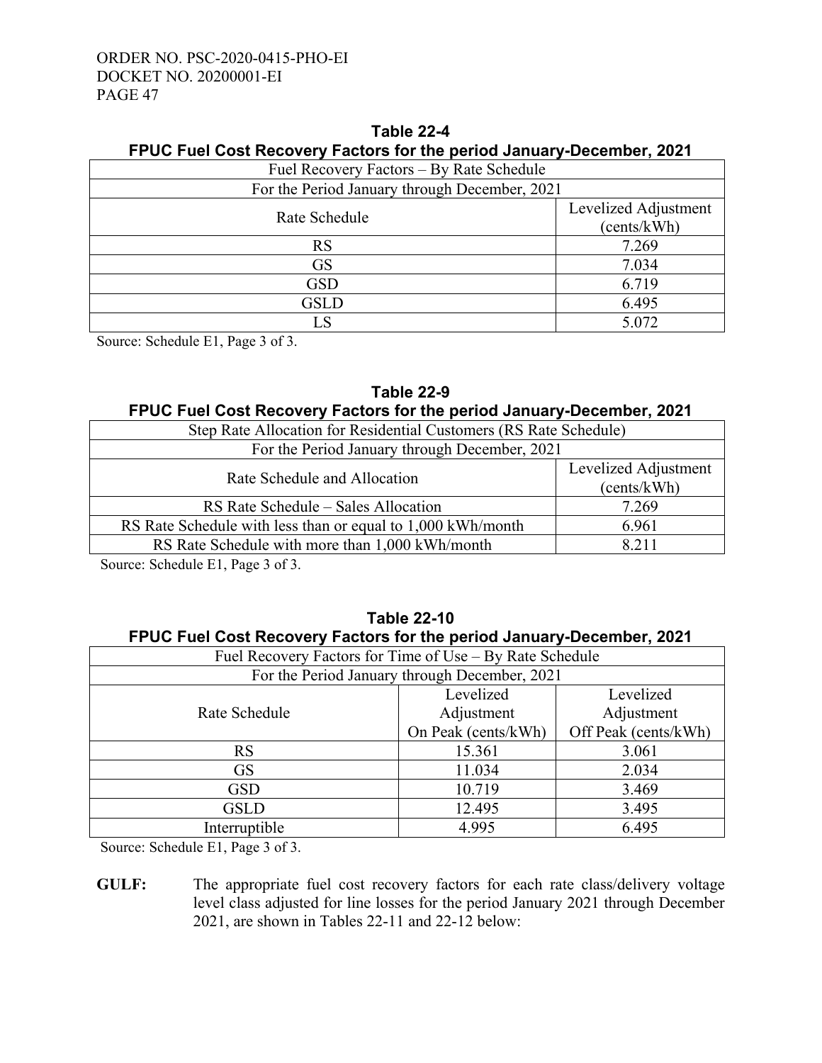**Table 22-4**
**FPUC Fuel Cost Recovery Factors for the period January-December, 2021**

| Fuel Recovery Factors – By Rate Schedule | |
|---|---|
| For the Period January through December, 2021 | |
| Rate Schedule | Levelized Adjustment (cents/kWh) |
| RS | 7.269 |
| GS | 7.034 |
| GSD | 6.719 |
| GSLD | 6.495 |
| LS | 5.072 |

Source: Schedule E1, Page 3 of 3.

**Table 22-9**
**FPUC Fuel Cost Recovery Factors for the period January-December, 2021**

| Step Rate Allocation for Residential Customers (RS Rate Schedule) | |
|---|---|
| For the Period January through December, 2021 | |
| Rate Schedule and Allocation | Levelized Adjustment (cents/kWh) |
| RS Rate Schedule – Sales Allocation | 7.269 |
| RS Rate Schedule with less than or equal to 1,000 kWh/month | 6.961 |
| RS Rate Schedule with more than 1,000 kWh/month | 8.211 |

Source: Schedule E1, Page 3 of 3.

**Table 22-10**
**FPUC Fuel Cost Recovery Factors for the period January-December, 2021**

| Fuel Recovery Factors for Time of Use – By Rate Schedule | | |
|---|---|---|
| For the Period January through December, 2021 | | |
| Rate Schedule | Levelized Adjustment On Peak (cents/kWh) | Levelized Adjustment Off Peak (cents/kWh) |
| RS | 15.361 | 3.061 |
| GS | 11.034 | 2.034 |
| GSD | 10.719 | 3.469 |
| GSLD | 12.495 | 3.495 |
| Interruptible | 4.995 | 6.495 |

Source: Schedule E1, Page 3 of 3.

**GULF:** The appropriate fuel cost recovery factors for each rate class/delivery voltage level class adjusted for line losses for the period January 2021 through December 2021, are shown in Tables 22-11 and 22-12 below: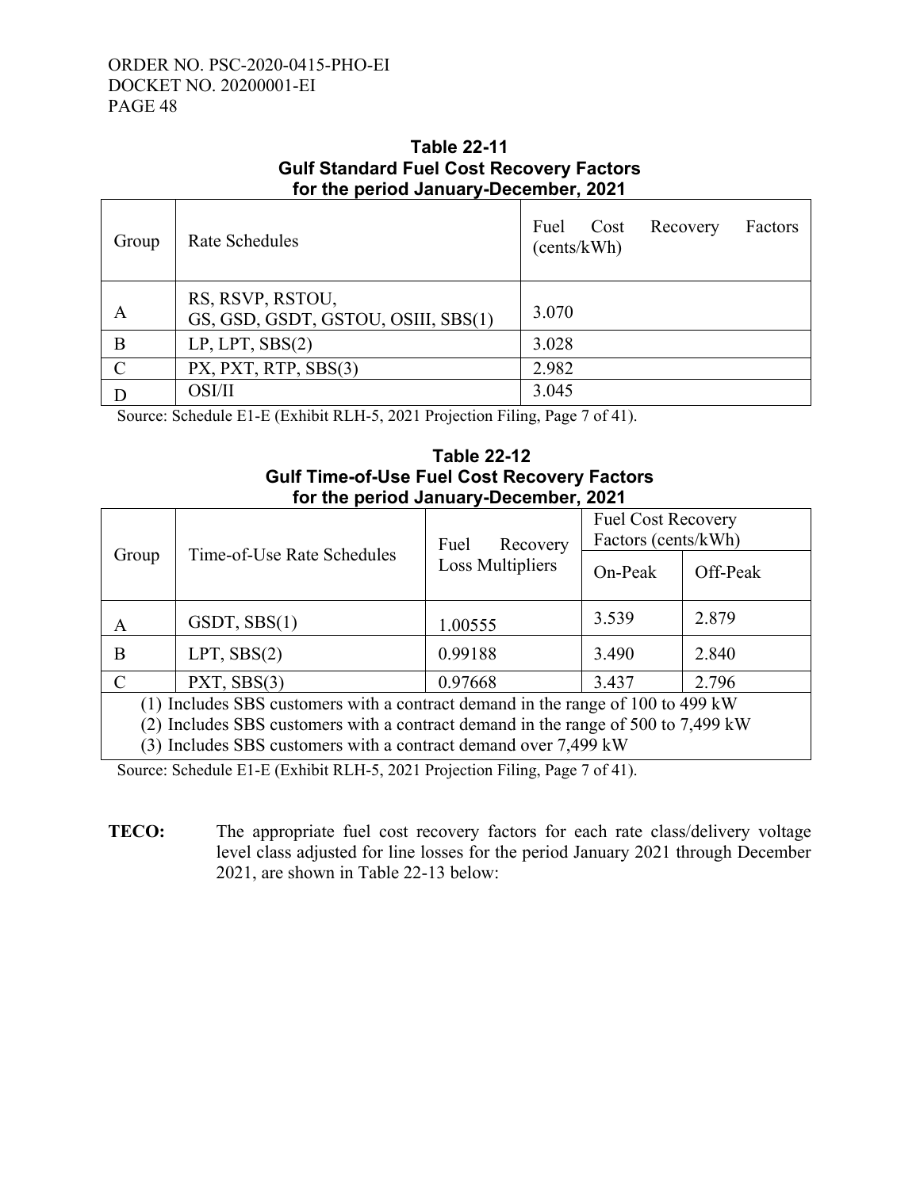**Table 22-11**
**Gulf Standard Fuel Cost Recovery Factors**
**for the period January-December, 2021**

| Group | Rate Schedules | Fuel Cost Recovery Factors (cents/kWh) |
|---|---|---|
| A | RS, RSVP, RSTOU, GS, GSD, GSDT, GSTOU, OSIII, SBS(1) | 3.070 |
| B | LP, LPT, SBS(2) | 3.028 |
| C | PX, PXT, RTP, SBS(3) | 2.982 |
| D | OSI/II | 3.045 |

Source: Schedule E1-E (Exhibit RLH-5, 2021 Projection Filing, Page 7 of 41).

**Table 22-12**
**Gulf Time-of-Use Fuel Cost Recovery Factors**
**for the period January-December, 2021**

| Group | Time-of-Use Rate Schedules | Fuel Recovery Loss Multipliers | Fuel Cost Recovery Factors (cents/kWh) | |
|---|---|---|---|---|
| | | | On-Peak | Off-Peak |
| A | GSDT, SBS(1) | 1.00555 | 3.539 | 2.879 |
| B | LPT, SBS(2) | 0.99188 | 3.490 | 2.840 |
| C | PXT, SBS(3) | 0.97668 | 3.437 | 2.796 |

(1) Includes SBS customers with a contract demand in the range of 100 to 499 kW
(2) Includes SBS customers with a contract demand in the range of 500 to 7,499 kW
(3) Includes SBS customers with a contract demand over 7,499 kW

Source: Schedule E1-E (Exhibit RLH-5, 2021 Projection Filing, Page 7 of 41).

**TECO:** The appropriate fuel cost recovery factors for each rate class/delivery voltage level class adjusted for line losses for the period January 2021 through December 2021, are shown in Table 22-13 below: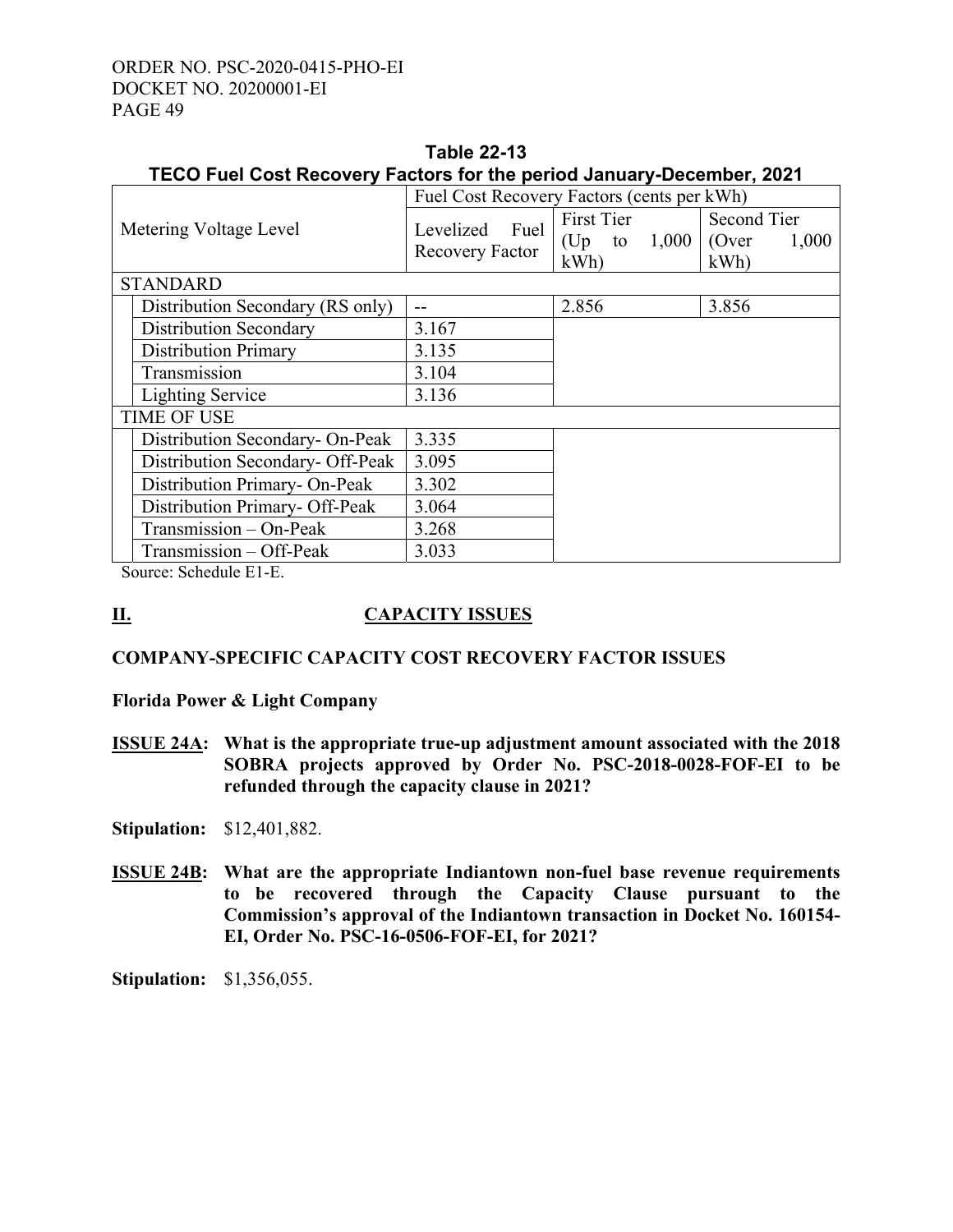**Table 22-13**
**TECO Fuel Cost Recovery Factors for the period January-December, 2021**

| Metering Voltage Level | Fuel Cost Recovery Factors (cents per kWh) | | |
|---|---|---|---|
| | Levelized Fuel Recovery Factor | First Tier (Up to 1,000 kWh) | Second Tier (Over 1,000 kWh) |
| STANDARD | | | |
| Distribution Secondary (RS only) | -- | 2.856 | 3.856 |
| Distribution Secondary | 3.167 | | |
| Distribution Primary | 3.135 | | |
| Transmission | 3.104 | | |
| Lighting Service | 3.136 | | |
| TIME OF USE | | | |
| Distribution Secondary- On-Peak | 3.335 | | |
| Distribution Secondary- Off-Peak | 3.095 | | |
| Distribution Primary- On-Peak | 3.302 | | |
| Distribution Primary- Off-Peak | 3.064 | | |
| Transmission – On-Peak | 3.268 | | |
| Transmission – Off-Peak | 3.033 | | |

Source: Schedule E1-E.

## II. CAPACITY ISSUES

**COMPANY-SPECIFIC CAPACITY COST RECOVERY FACTOR ISSUES**

**Florida Power & Light Company**

**ISSUE 24A: What is the appropriate true-up adjustment amount associated with the 2018 SOBRA projects approved by Order No. PSC-2018-0028-FOF-EI to be refunded through the capacity clause in 2021?**

**Stipulation:** $12,401,882.

**ISSUE 24B: What are the appropriate Indiantown non-fuel base revenue requirements to be recovered through the Capacity Clause pursuant to the Commission's approval of the Indiantown transaction in Docket No. 160154-EI, Order No. PSC-16-0506-FOF-EI, for 2021?**

**Stipulation:** $1,356,055.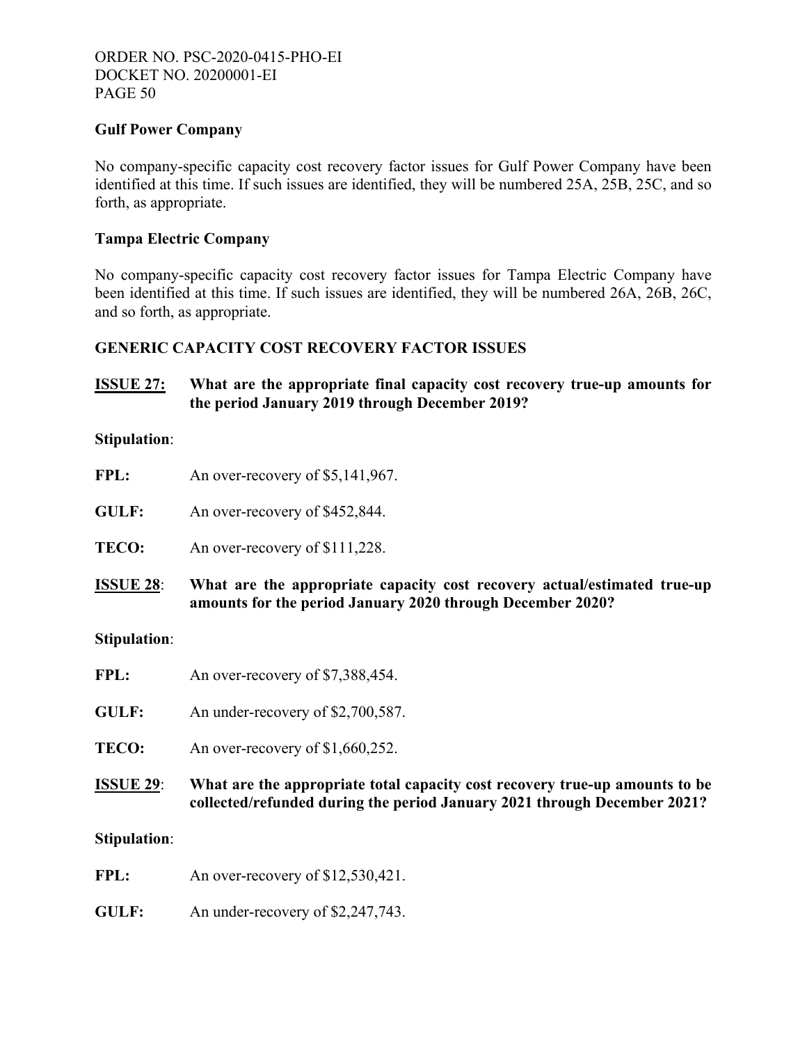**Gulf Power Company**

No company-specific capacity cost recovery factor issues for Gulf Power Company have been identified at this time. If such issues are identified, they will be numbered 25A, 25B, 25C, and so forth, as appropriate.

**Tampa Electric Company**

No company-specific capacity cost recovery factor issues for Tampa Electric Company have been identified at this time. If such issues are identified, they will be numbered 26A, 26B, 26C, and so forth, as appropriate.

**GENERIC CAPACITY COST RECOVERY FACTOR ISSUES**

**ISSUE 27: What are the appropriate final capacity cost recovery true-up amounts for the period January 2019 through December 2019?**

**Stipulation**:

**FPL:** An over-recovery of $5,141,967.

**GULF:** An over-recovery of $452,844.

**TECO:** An over-recovery of $111,228.

**ISSUE 28: What are the appropriate capacity cost recovery actual/estimated true-up amounts for the period January 2020 through December 2020?**

**Stipulation**:

**FPL:** An over-recovery of $7,388,454.

**GULF:** An under-recovery of $2,700,587.

**TECO:** An over-recovery of $1,660,252.

**ISSUE 29: What are the appropriate total capacity cost recovery true-up amounts to be collected/refunded during the period January 2021 through December 2021?**

**Stipulation**:

**FPL:** An over-recovery of $12,530,421.

**GULF:** An under-recovery of $2,247,743.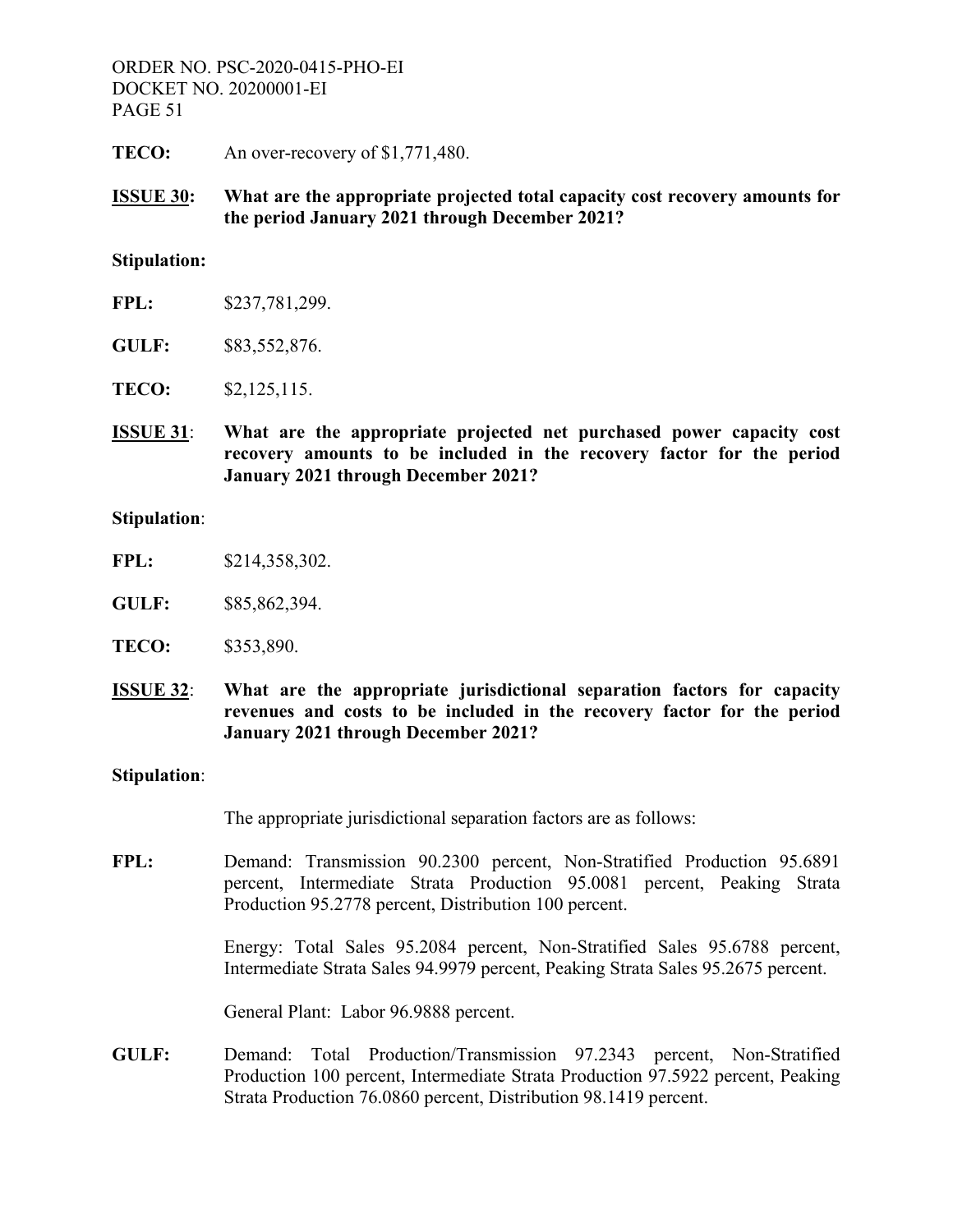**TECO:** An over-recovery of $1,771,480.

**<u>ISSUE 30</u>: What are the appropriate projected total capacity cost recovery amounts for the period January 2021 through December 2021?**

**Stipulation:**

**FPL:** $237,781,299.

**GULF:** $83,552,876.

**TECO:** $2,125,115.

**<u>ISSUE 31</u>: What are the appropriate projected net purchased power capacity cost recovery amounts to be included in the recovery factor for the period January 2021 through December 2021?**

**Stipulation**:

**FPL:** $214,358,302.

**GULF:** $85,862,394.

**TECO:** $353,890.

**<u>ISSUE 32</u>: What are the appropriate jurisdictional separation factors for capacity revenues and costs to be included in the recovery factor for the period January 2021 through December 2021?**

**Stipulation**:

The appropriate jurisdictional separation factors are as follows:

**FPL:** Demand: Transmission 90.2300 percent, Non-Stratified Production 95.6891 percent, Intermediate Strata Production 95.0081 percent, Peaking Strata Production 95.2778 percent, Distribution 100 percent.

Energy: Total Sales 95.2084 percent, Non-Stratified Sales 95.6788 percent, Intermediate Strata Sales 94.9979 percent, Peaking Strata Sales 95.2675 percent.

General Plant: Labor 96.9888 percent.

**GULF:** Demand: Total Production/Transmission 97.2343 percent, Non-Stratified Production 100 percent, Intermediate Strata Production 97.5922 percent, Peaking Strata Production 76.0860 percent, Distribution 98.1419 percent.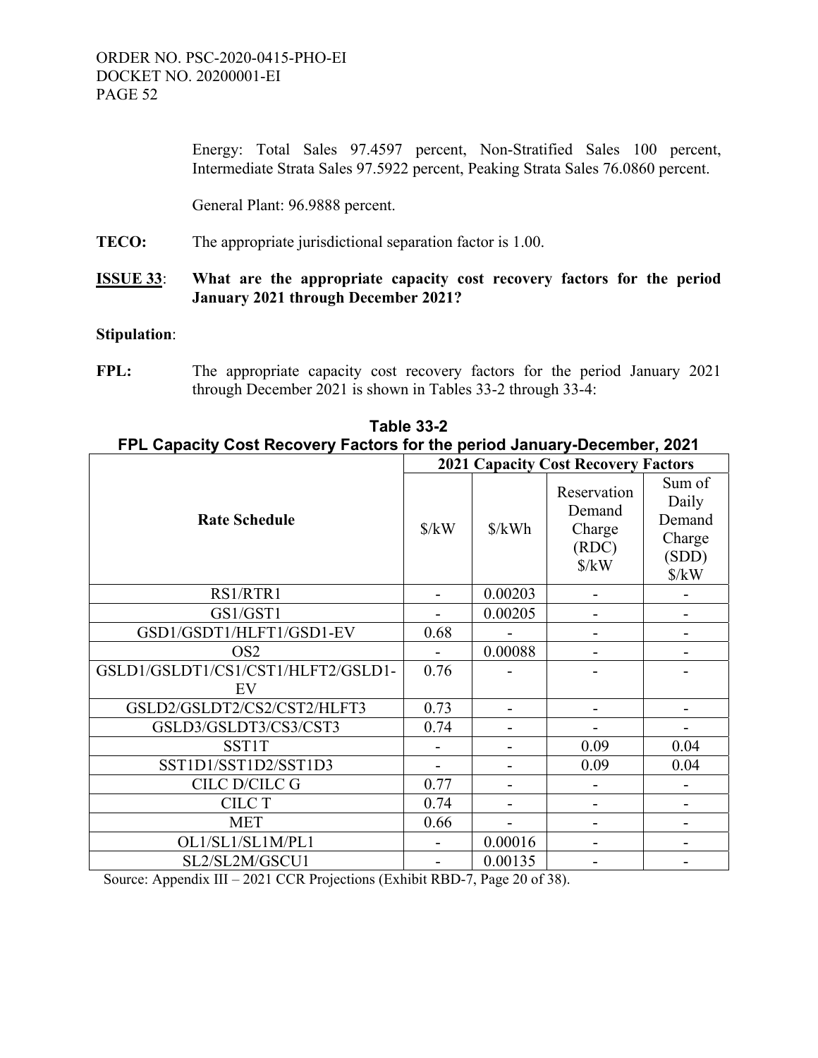Energy: Total Sales 97.4597 percent, Non-Stratified Sales 100 percent, Intermediate Strata Sales 97.5922 percent, Peaking Strata Sales 76.0860 percent.

General Plant: 96.9888 percent.

**TECO:** The appropriate jurisdictional separation factor is 1.00.

**ISSUE 33**: **What are the appropriate capacity cost recovery factors for the period January 2021 through December 2021?**

**Stipulation**:

**FPL:** The appropriate capacity cost recovery factors for the period January 2021 through December 2021 is shown in Tables 33-2 through 33-4:

**Table 33-2**
**FPL Capacity Cost Recovery Factors for the period January-December, 2021**

| Rate Schedule | 2021 Capacity Cost Recovery Factors | | | |
|---|---|---|---|---|
| | $/kW | $/kWh | Reservation Demand Charge (RDC) $/kW | Sum of Daily Demand Charge (SDD) $/kW |
| RS1/RTR1 | - | 0.00203 | - | - |
| GS1/GST1 | - | 0.00205 | - | - |
| GSD1/GSDT1/HLFT1/GSD1-EV | 0.68 | - | - | - |
| OS2 | - | 0.00088 | - | - |
| GSLD1/GSLDT1/CS1/CST1/HLFT2/GSLD1-EV | 0.76 | - | - | - |
| GSLD2/GSLDT2/CS2/CST2/HLFT3 | 0.73 | - | - | - |
| GSLD3/GSLDT3/CS3/CST3 | 0.74 | - | - | - |
| SST1T | - | - | 0.09 | 0.04 |
| SST1D1/SST1D2/SST1D3 | - | - | 0.09 | 0.04 |
| CILC D/CILC G | 0.77 | - | - | - |
| CILC T | 0.74 | - | - | - |
| MET | 0.66 | - | - | - |
| OL1/SL1/SL1M/PL1 | - | 0.00016 | - | - |
| SL2/SL2M/GSCU1 | - | 0.00135 | - | - |

Source: Appendix III – 2021 CCR Projections (Exhibit RBD-7, Page 20 of 38).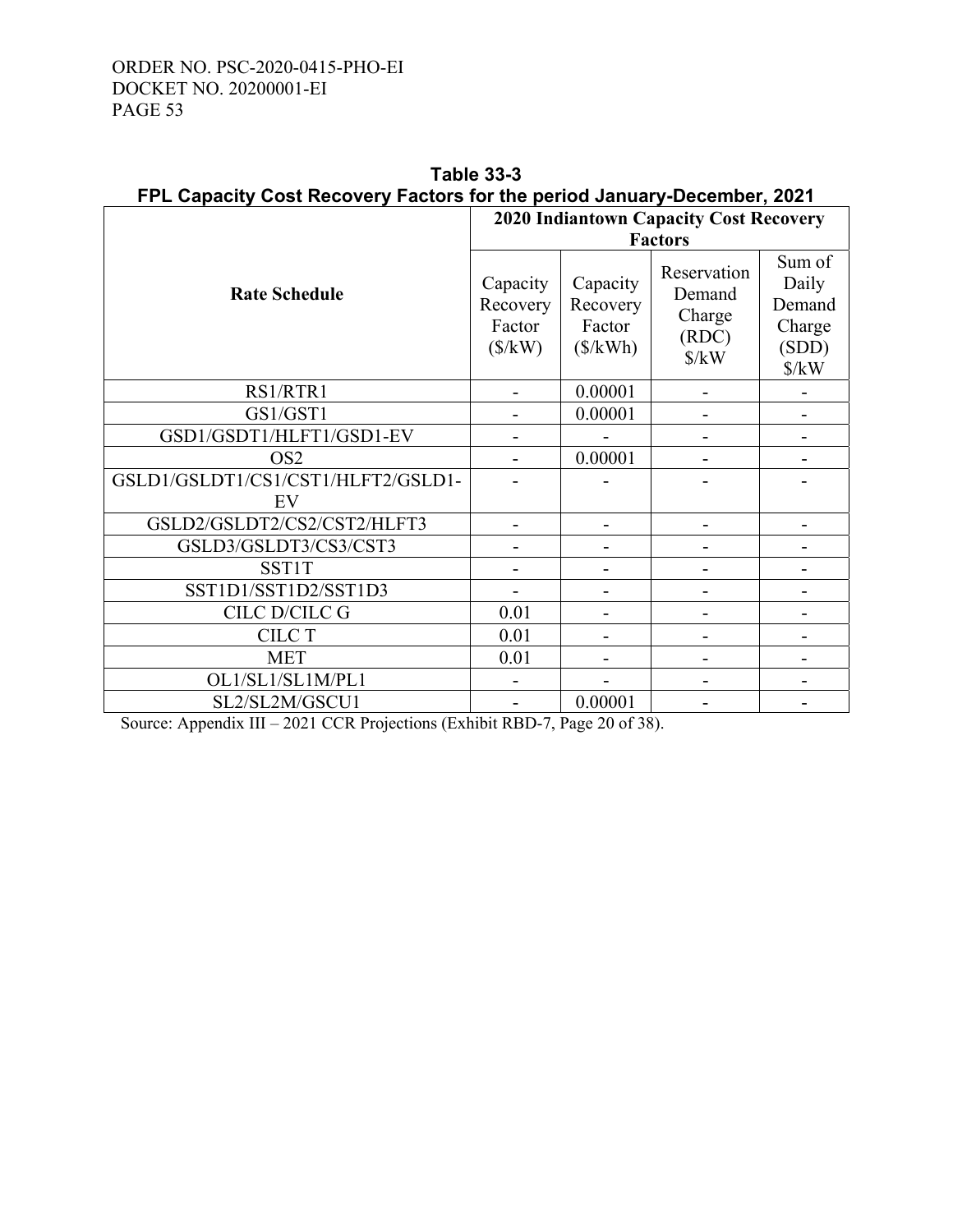**Table 33-3**
**FPL Capacity Cost Recovery Factors for the period January-December, 2021**

| Rate Schedule | 2020 Indiantown Capacity Cost Recovery Factors | | | |
|---|---|---|---|---|
| | Capacity Recovery Factor ($/kW) | Capacity Recovery Factor ($/kWh) | Reservation Demand Charge (RDC) $/kW | Sum of Daily Demand Charge (SDD) $/kW |
| RS1/RTR1 | - | 0.00001 | - | - |
| GS1/GST1 | - | 0.00001 | - | - |
| GSD1/GSDT1/HLFT1/GSD1-EV | - | - | - | - |
| OS2 | - | 0.00001 | - | - |
| GSLD1/GSLDT1/CS1/CST1/HLFT2/GSLD1-EV | - | - | - | - |
| GSLD2/GSLDT2/CS2/CST2/HLFT3 | - | - | - | - |
| GSLD3/GSLDT3/CS3/CST3 | - | - | - | - |
| SST1T | - | - | - | - |
| SST1D1/SST1D2/SST1D3 | - | - | - | - |
| CILC D/CILC G | 0.01 | - | - | - |
| CILC T | 0.01 | - | - | - |
| MET | 0.01 | - | - | - |
| OL1/SL1/SL1M/PL1 | - | - | - | - |
| SL2/SL2M/GSCU1 | - | 0.00001 | - | - |

Source: Appendix III – 2021 CCR Projections (Exhibit RBD-7, Page 20 of 38).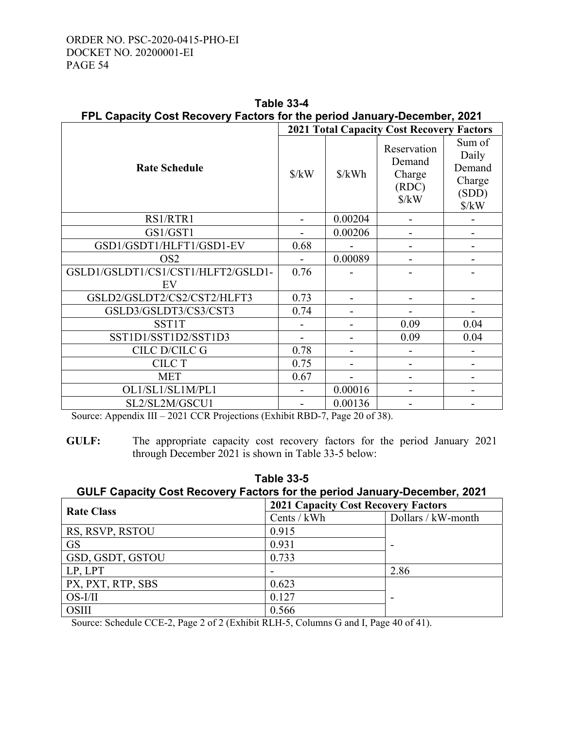**Table 33-4**
**FPL Capacity Cost Recovery Factors for the period January-December, 2021**

| Rate Schedule | 2021 Total Capacity Cost Recovery Factors | | | |
|---|---|---|---|---|
| | $/kW | $/kWh | Reservation Demand Charge (RDC) $/kW | Sum of Daily Demand Charge (SDD) $/kW |
| RS1/RTR1 | - | 0.00204 | - | - |
| GS1/GST1 | - | 0.00206 | - | - |
| GSD1/GSDT1/HLFT1/GSD1-EV | 0.68 | - | - | - |
| OS2 | - | 0.00089 | - | - |
| GSLD1/GSLDT1/CS1/CST1/HLFT2/GSLD1-EV | 0.76 | - | - | - |
| GSLD2/GSLDT2/CS2/CST2/HLFT3 | 0.73 | - | - | - |
| GSLD3/GSLDT3/CS3/CST3 | 0.74 | - | - | - |
| SST1T | - | - | 0.09 | 0.04 |
| SST1D1/SST1D2/SST1D3 | - | - | 0.09 | 0.04 |
| CILC D/CILC G | 0.78 | - | - | - |
| CILC T | 0.75 | - | - | - |
| MET | 0.67 | - | - | - |
| OL1/SL1/SL1M/PL1 | - | 0.00016 | - | - |
| SL2/SL2M/GSCU1 | - | 0.00136 | - | - |

Source: Appendix III – 2021 CCR Projections (Exhibit RBD-7, Page 20 of 38).

**GULF:** The appropriate capacity cost recovery factors for the period January 2021 through December 2021 is shown in Table 33-5 below:

**Table 33-5**
**GULF Capacity Cost Recovery Factors for the period January-December, 2021**

| Rate Class | 2021 Capacity Cost Recovery Factors | |
|---|---|---|
| | Cents / kWh | Dollars / kW-month |
| RS, RSVP, RSTOU | 0.915 | - |
| GS | 0.931 | |
| GSD, GSDT, GSTOU | 0.733 | |
| LP, LPT | - | 2.86 |
| PX, PXT, RTP, SBS | 0.623 | - |
| OS-I/II | 0.127 | |
| OSIII | 0.566 | |

Source: Schedule CCE-2, Page 2 of 2 (Exhibit RLH-5, Columns G and I, Page 40 of 41).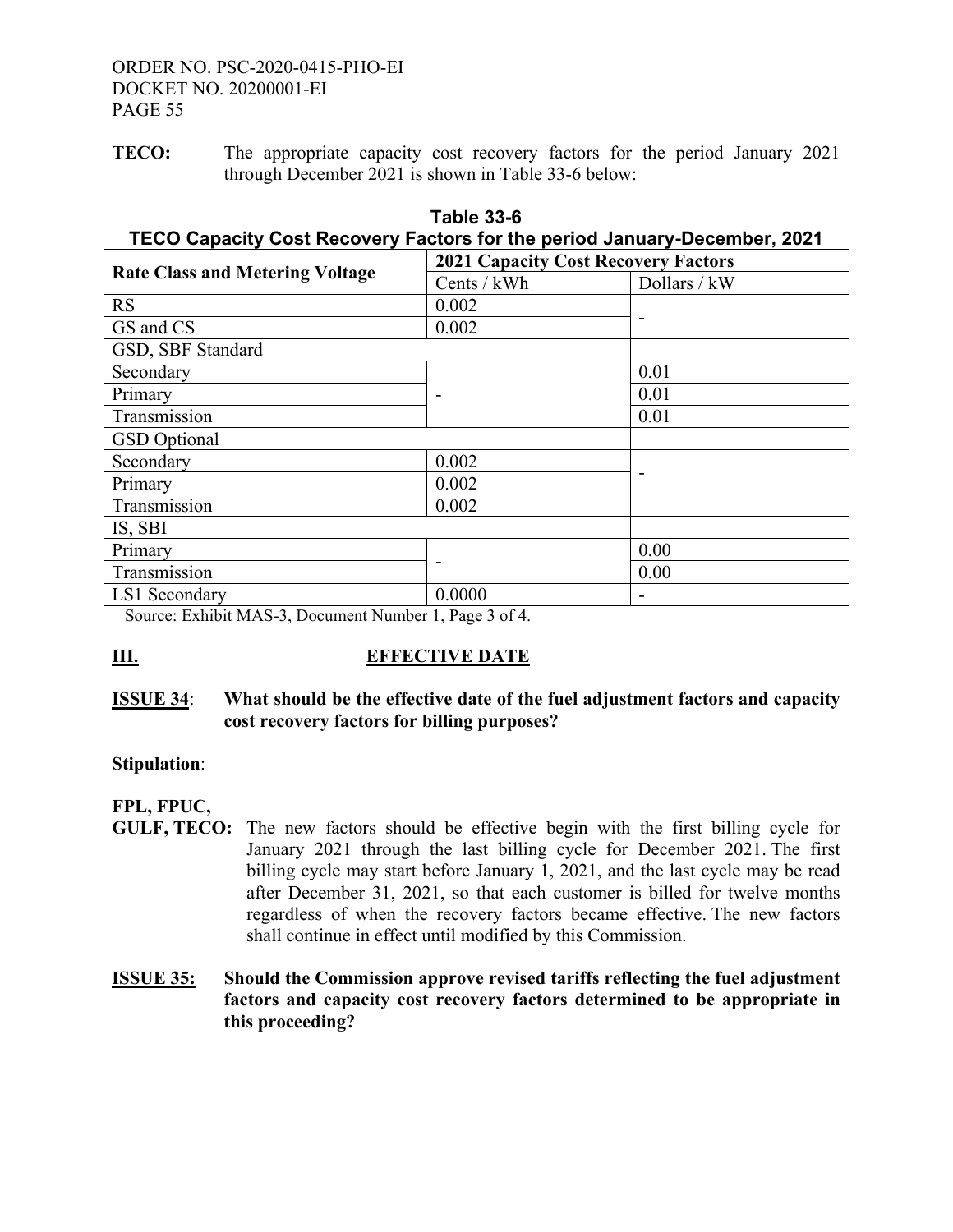**TECO:** The appropriate capacity cost recovery factors for the period January 2021 through December 2021 is shown in Table 33-6 below:

**Table 33-6**
**TECO Capacity Cost Recovery Factors for the period January-December, 2021**

| Rate Class and Metering Voltage | 2021 Capacity Cost Recovery Factors | |
|---|---|---|
| | Cents / kWh | Dollars / kW |
| RS | 0.002 | - |
| GS and CS | 0.002 | |
| GSD, SBF Standard | | |
| Secondary | - | 0.01 |
| Primary | | 0.01 |
| Transmission | | 0.01 |
| GSD Optional | | |
| Secondary | 0.002 | - |
| Primary | 0.002 | |
| Transmission | 0.002 | |
| IS, SBI | | |
| Primary | - | 0.00 |
| Transmission | | 0.00 |
| LS1 Secondary | 0.0000 | - |

Source: Exhibit MAS-3, Document Number 1, Page 3 of 4.

## III. EFFECTIVE DATE

**ISSUE 34: What should be the effective date of the fuel adjustment factors and capacity cost recovery factors for billing purposes?**

**Stipulation:**

**FPL, FPUC, GULF, TECO:** The new factors should be effective begin with the first billing cycle for January 2021 through the last billing cycle for December 2021. The first billing cycle may start before January 1, 2021, and the last cycle may be read after December 31, 2021, so that each customer is billed for twelve months regardless of when the recovery factors became effective. The new factors shall continue in effect until modified by this Commission.

**ISSUE 35: Should the Commission approve revised tariffs reflecting the fuel adjustment factors and capacity cost recovery factors determined to be appropriate in this proceeding?**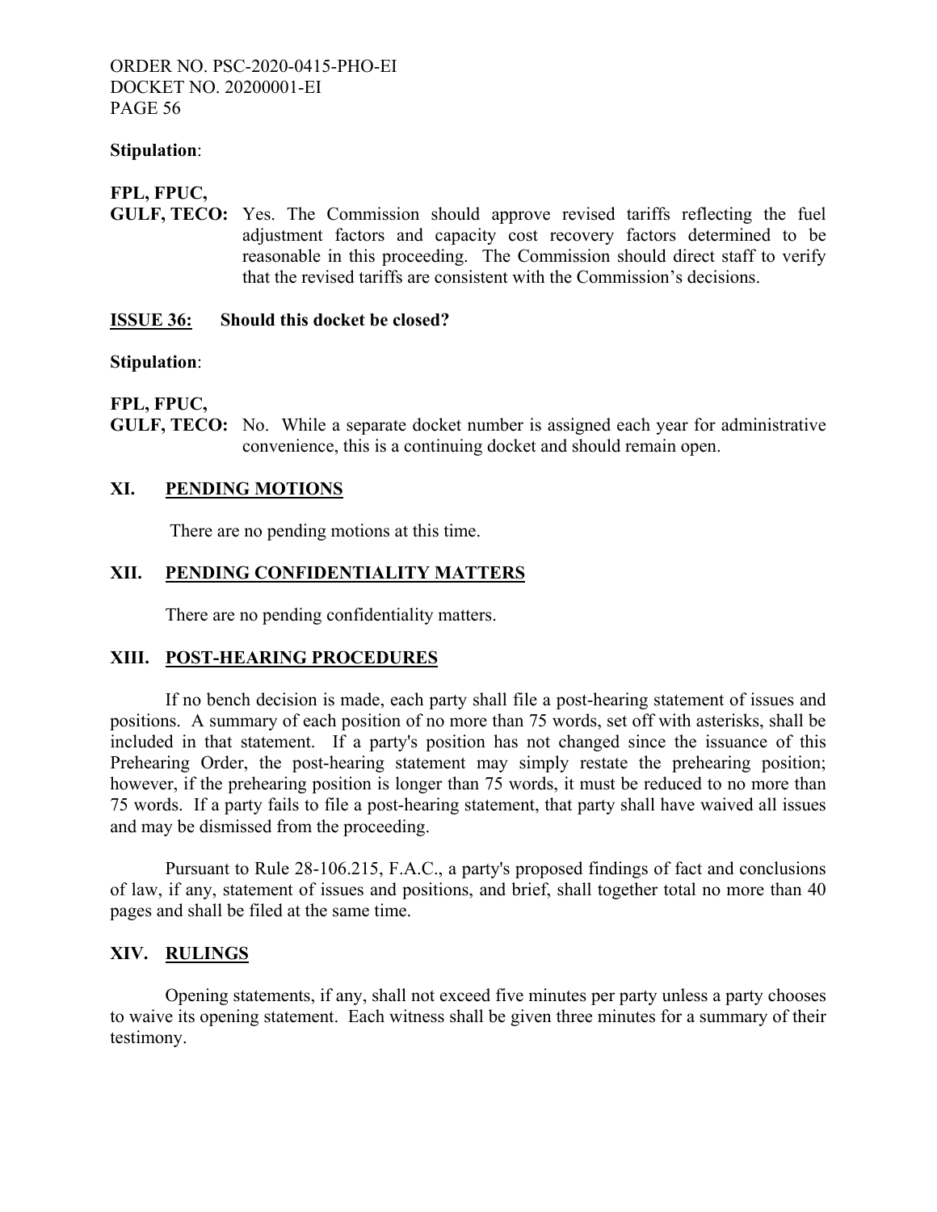**Stipulation**:

**FPL, FPUC,**
**GULF, TECO:** Yes. The Commission should approve revised tariffs reflecting the fuel adjustment factors and capacity cost recovery factors determined to be reasonable in this proceeding. The Commission should direct staff to verify that the revised tariffs are consistent with the Commission's decisions.

**ISSUE 36: Should this docket be closed?**

**Stipulation**:

**FPL, FPUC,**
**GULF, TECO:** No. While a separate docket number is assigned each year for administrative convenience, this is a continuing docket and should remain open.

## XI. PENDING MOTIONS

There are no pending motions at this time.

## XII. PENDING CONFIDENTIALITY MATTERS

There are no pending confidentiality matters.

## XIII. POST-HEARING PROCEDURES

If no bench decision is made, each party shall file a post-hearing statement of issues and positions. A summary of each position of no more than 75 words, set off with asterisks, shall be included in that statement. If a party's position has not changed since the issuance of this Prehearing Order, the post-hearing statement may simply restate the prehearing position; however, if the prehearing position is longer than 75 words, it must be reduced to no more than 75 words. If a party fails to file a post-hearing statement, that party shall have waived all issues and may be dismissed from the proceeding.

Pursuant to Rule 28-106.215, F.A.C., a party's proposed findings of fact and conclusions of law, if any, statement of issues and positions, and brief, shall together total no more than 40 pages and shall be filed at the same time.

## XIV. RULINGS

Opening statements, if any, shall not exceed five minutes per party unless a party chooses to waive its opening statement. Each witness shall be given three minutes for a summary of their testimony.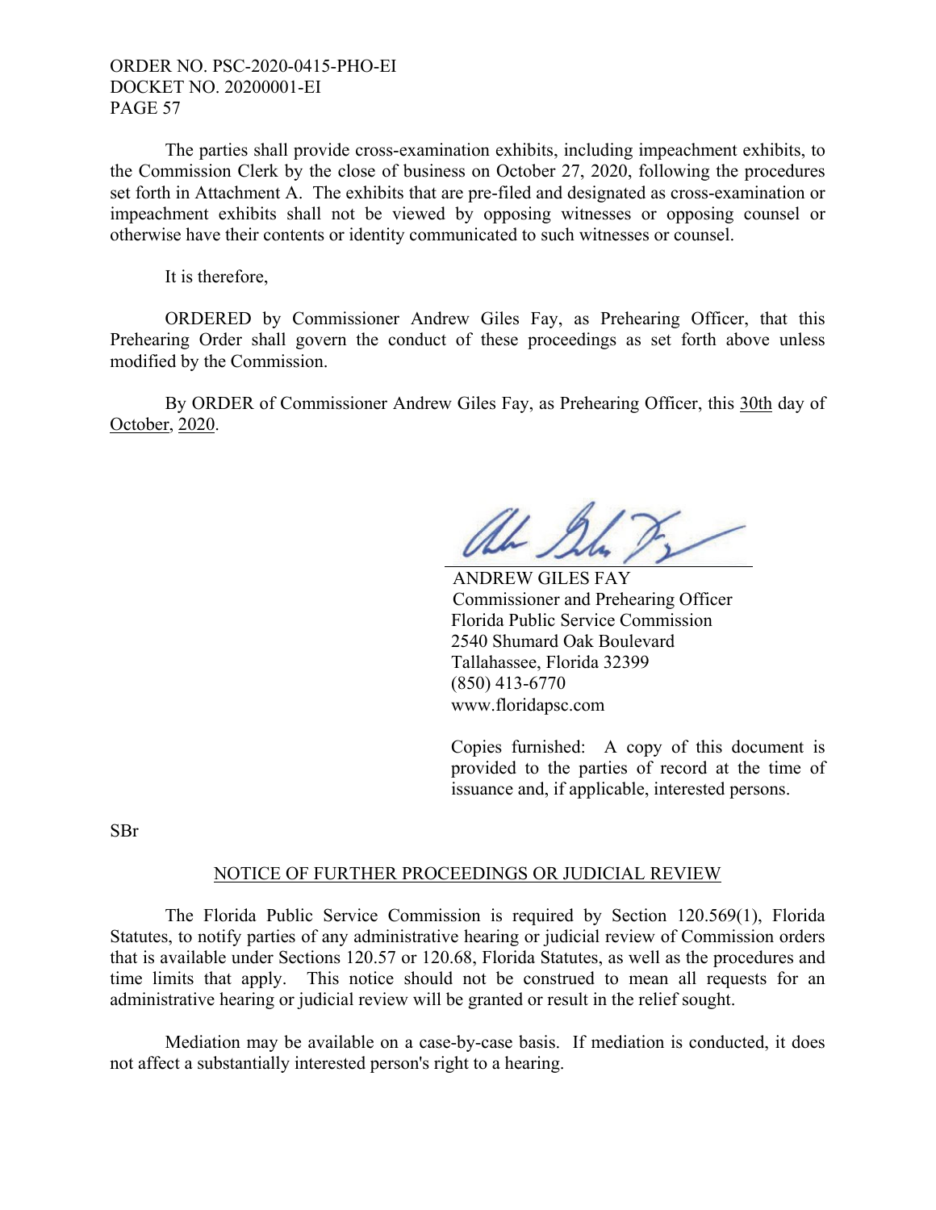The parties shall provide cross-examination exhibits, including impeachment exhibits, to the Commission Clerk by the close of business on October 27, 2020, following the procedures set forth in Attachment A. The exhibits that are pre-filed and designated as cross-examination or impeachment exhibits shall not be viewed by opposing witnesses or opposing counsel or otherwise have their contents or identity communicated to such witnesses or counsel.

It is therefore,

ORDERED by Commissioner Andrew Giles Fay, as Prehearing Officer, that this Prehearing Order shall govern the conduct of these proceedings as set forth above unless modified by the Commission.

By ORDER of Commissioner Andrew Giles Fay, as Prehearing Officer, this 30th day of October, 2020.

ANDREW GILES FAY
Commissioner and Prehearing Officer
Florida Public Service Commission
2540 Shumard Oak Boulevard
Tallahassee, Florida 32399
(850) 413-6770
www.floridapsc.com

Copies furnished: A copy of this document is provided to the parties of record at the time of issuance and, if applicable, interested persons.

SBr

NOTICE OF FURTHER PROCEEDINGS OR JUDICIAL REVIEW

The Florida Public Service Commission is required by Section 120.569(1), Florida Statutes, to notify parties of any administrative hearing or judicial review of Commission orders that is available under Sections 120.57 or 120.68, Florida Statutes, as well as the procedures and time limits that apply. This notice should not be construed to mean all requests for an administrative hearing or judicial review will be granted or result in the relief sought.

Mediation may be available on a case-by-case basis. If mediation is conducted, it does not affect a substantially interested person's right to a hearing.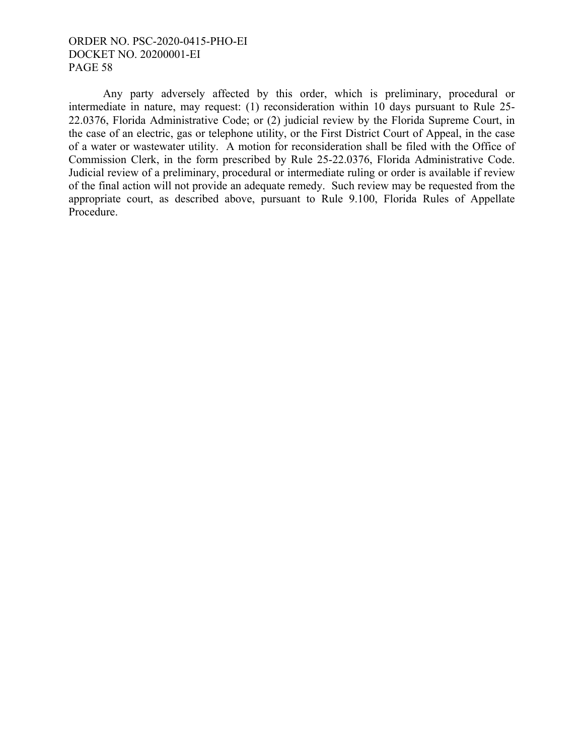Any party adversely affected by this order, which is preliminary, procedural or intermediate in nature, may request: (1) reconsideration within 10 days pursuant to Rule 25-22.0376, Florida Administrative Code; or (2) judicial review by the Florida Supreme Court, in the case of an electric, gas or telephone utility, or the First District Court of Appeal, in the case of a water or wastewater utility. A motion for reconsideration shall be filed with the Office of Commission Clerk, in the form prescribed by Rule 25-22.0376, Florida Administrative Code. Judicial review of a preliminary, procedural or intermediate ruling or order is available if review of the final action will not provide an adequate remedy. Such review may be requested from the appropriate court, as described above, pursuant to Rule 9.100, Florida Rules of Appellate Procedure.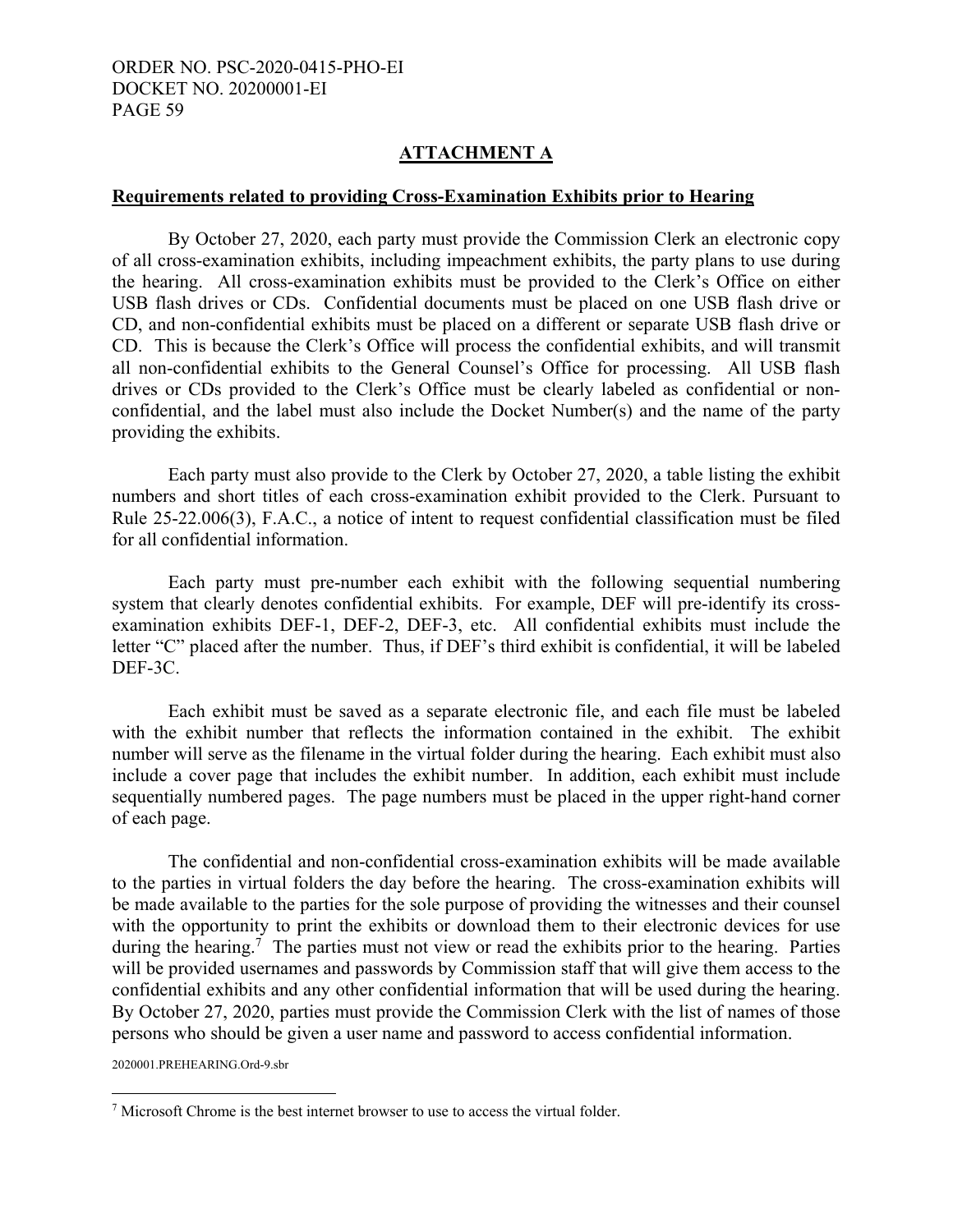## ATTACHMENT A

**Requirements related to providing Cross-Examination Exhibits prior to Hearing**

By October 27, 2020, each party must provide the Commission Clerk an electronic copy of all cross-examination exhibits, including impeachment exhibits, the party plans to use during the hearing. All cross-examination exhibits must be provided to the Clerk's Office on either USB flash drives or CDs. Confidential documents must be placed on one USB flash drive or CD, and non-confidential exhibits must be placed on a different or separate USB flash drive or CD. This is because the Clerk's Office will process the confidential exhibits, and will transmit all non-confidential exhibits to the General Counsel's Office for processing. All USB flash drives or CDs provided to the Clerk's Office must be clearly labeled as confidential or non-confidential, and the label must also include the Docket Number(s) and the name of the party providing the exhibits.

Each party must also provide to the Clerk by October 27, 2020, a table listing the exhibit numbers and short titles of each cross-examination exhibit provided to the Clerk. Pursuant to Rule 25-22.006(3), F.A.C., a notice of intent to request confidential classification must be filed for all confidential information.

Each party must pre-number each exhibit with the following sequential numbering system that clearly denotes confidential exhibits. For example, DEF will pre-identify its cross-examination exhibits DEF-1, DEF-2, DEF-3, etc. All confidential exhibits must include the letter "C" placed after the number. Thus, if DEF's third exhibit is confidential, it will be labeled DEF-3C.

Each exhibit must be saved as a separate electronic file, and each file must be labeled with the exhibit number that reflects the information contained in the exhibit. The exhibit number will serve as the filename in the virtual folder during the hearing. Each exhibit must also include a cover page that includes the exhibit number. In addition, each exhibit must include sequentially numbered pages. The page numbers must be placed in the upper right-hand corner of each page.

The confidential and non-confidential cross-examination exhibits will be made available to the parties in virtual folders the day before the hearing. The cross-examination exhibits will be made available to the parties for the sole purpose of providing the witnesses and their counsel with the opportunity to print the exhibits or download them to their electronic devices for use during the hearing.[7] The parties must not view or read the exhibits prior to the hearing. Parties will be provided usernames and passwords by Commission staff that will give them access to the confidential exhibits and any other confidential information that will be used during the hearing. By October 27, 2020, parties must provide the Commission Clerk with the list of names of those persons who should be given a user name and password to access confidential information.

2020001.PREHEARING.Ord-9.sbr

[7] Microsoft Chrome is the best internet browser to use to access the virtual folder.